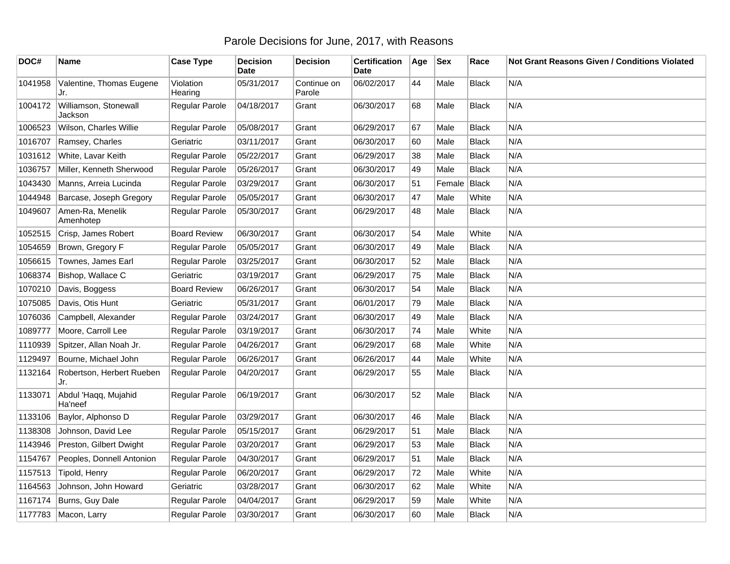# Parole Decisions for June, 2017, with Reasons

| DOC# | Name | Case Type | Decision Date | Decision | Certification Date | Age | Sex | Race | Not Grant Reasons Given / Conditions Violated |
|---|---|---|---|---|---|---|---|---|---|
| 1041958 | Valentine, Thomas Eugene Jr. | Violation Hearing | 05/31/2017 | Continue on Parole | 06/02/2017 | 44 | Male | Black | N/A |
| 1004172 | Williamson, Stonewall Jackson | Regular Parole | 04/18/2017 | Grant | 06/30/2017 | 68 | Male | Black | N/A |
| 1006523 | Wilson, Charles Willie | Regular Parole | 05/08/2017 | Grant | 06/29/2017 | 67 | Male | Black | N/A |
| 1016707 | Ramsey, Charles | Geriatric | 03/11/2017 | Grant | 06/30/2017 | 60 | Male | Black | N/A |
| 1031612 | White, Lavar Keith | Regular Parole | 05/22/2017 | Grant | 06/29/2017 | 38 | Male | Black | N/A |
| 1036757 | Miller, Kenneth Sherwood | Regular Parole | 05/26/2017 | Grant | 06/30/2017 | 49 | Male | Black | N/A |
| 1043430 | Manns, Arreia Lucinda | Regular Parole | 03/29/2017 | Grant | 06/30/2017 | 51 | Female | Black | N/A |
| 1044948 | Barcase, Joseph Gregory | Regular Parole | 05/05/2017 | Grant | 06/30/2017 | 47 | Male | White | N/A |
| 1049607 | Amen-Ra, Menelik Amenhotep | Regular Parole | 05/30/2017 | Grant | 06/29/2017 | 48 | Male | Black | N/A |
| 1052515 | Crisp, James Robert | Board Review | 06/30/2017 | Grant | 06/30/2017 | 54 | Male | White | N/A |
| 1054659 | Brown, Gregory F | Regular Parole | 05/05/2017 | Grant | 06/30/2017 | 49 | Male | Black | N/A |
| 1056615 | Townes, James Earl | Regular Parole | 03/25/2017 | Grant | 06/30/2017 | 52 | Male | Black | N/A |
| 1068374 | Bishop, Wallace C | Geriatric | 03/19/2017 | Grant | 06/29/2017 | 75 | Male | Black | N/A |
| 1070210 | Davis, Boggess | Board Review | 06/26/2017 | Grant | 06/30/2017 | 54 | Male | Black | N/A |
| 1075085 | Davis, Otis Hunt | Geriatric | 05/31/2017 | Grant | 06/01/2017 | 79 | Male | Black | N/A |
| 1076036 | Campbell, Alexander | Regular Parole | 03/24/2017 | Grant | 06/30/2017 | 49 | Male | Black | N/A |
| 1089777 | Moore, Carroll Lee | Regular Parole | 03/19/2017 | Grant | 06/30/2017 | 74 | Male | White | N/A |
| 1110939 | Spitzer, Allan Noah Jr. | Regular Parole | 04/26/2017 | Grant | 06/29/2017 | 68 | Male | White | N/A |
| 1129497 | Bourne, Michael John | Regular Parole | 06/26/2017 | Grant | 06/26/2017 | 44 | Male | White | N/A |
| 1132164 | Robertson, Herbert Rueben Jr. | Regular Parole | 04/20/2017 | Grant | 06/29/2017 | 55 | Male | Black | N/A |
| 1133071 | Abdul 'Haqq, Mujahid Ha'neef | Regular Parole | 06/19/2017 | Grant | 06/30/2017 | 52 | Male | Black | N/A |
| 1133106 | Baylor, Alphonso D | Regular Parole | 03/29/2017 | Grant | 06/30/2017 | 46 | Male | Black | N/A |
| 1138308 | Johnson, David Lee | Regular Parole | 05/15/2017 | Grant | 06/29/2017 | 51 | Male | Black | N/A |
| 1143946 | Preston, Gilbert Dwight | Regular Parole | 03/20/2017 | Grant | 06/29/2017 | 53 | Male | Black | N/A |
| 1154767 | Peoples, Donnell Antonion | Regular Parole | 04/30/2017 | Grant | 06/29/2017 | 51 | Male | Black | N/A |
| 1157513 | Tipold, Henry | Regular Parole | 06/20/2017 | Grant | 06/29/2017 | 72 | Male | White | N/A |
| 1164563 | Johnson, John Howard | Geriatric | 03/28/2017 | Grant | 06/30/2017 | 62 | Male | White | N/A |
| 1167174 | Burns, Guy Dale | Regular Parole | 04/04/2017 | Grant | 06/29/2017 | 59 | Male | White | N/A |
| 1177783 | Macon, Larry | Regular Parole | 03/30/2017 | Grant | 06/30/2017 | 60 | Male | Black | N/A |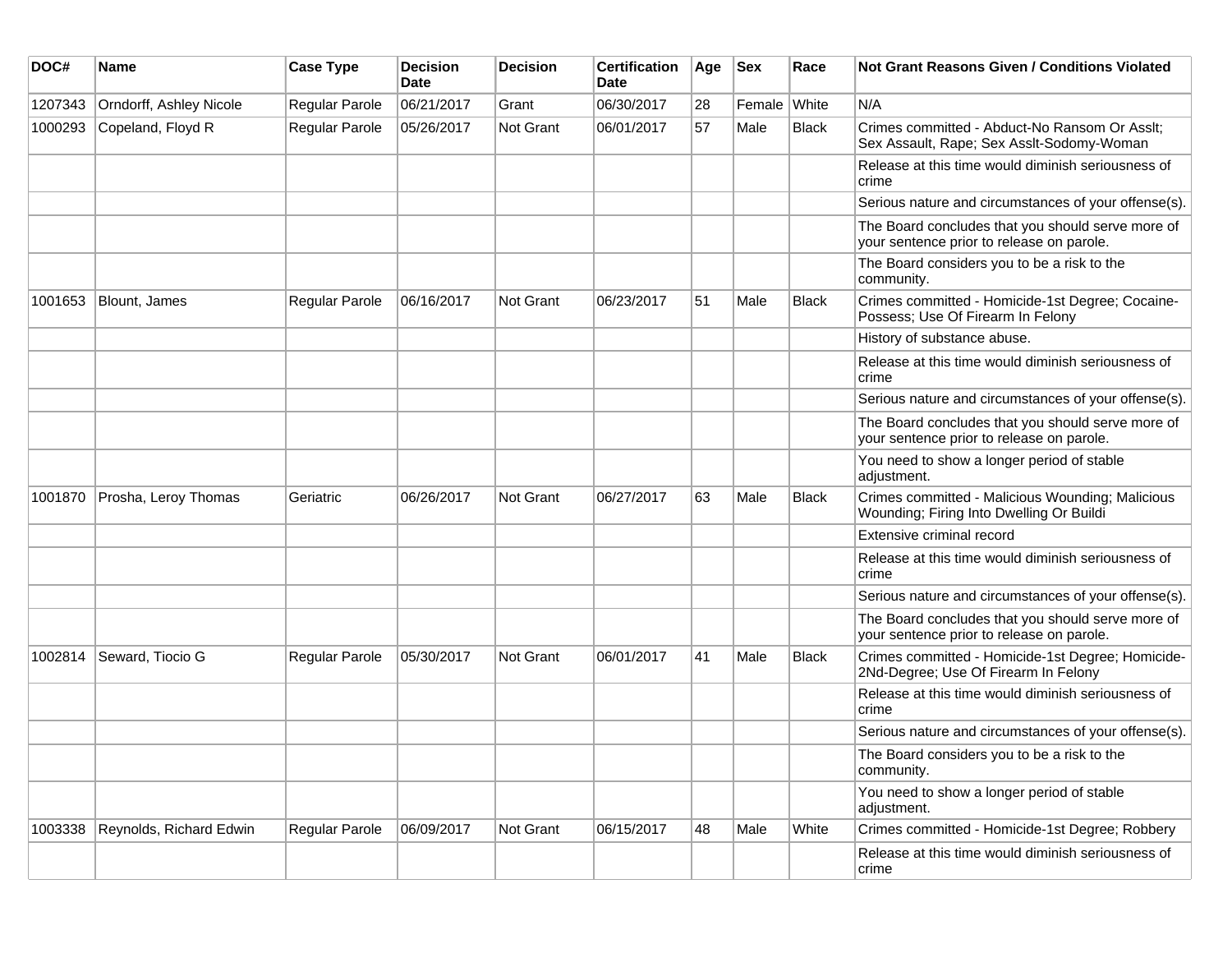| DOC# | Name | Case Type | Decision Date | Decision | Certification Date | Age | Sex | Race | Not Grant Reasons Given / Conditions Violated |
|---|---|---|---|---|---|---|---|---|---|
| 1207343 | Orndorff, Ashley Nicole | Regular Parole | 06/21/2017 | Grant | 06/30/2017 | 28 | Female | White | N/A |
| 1000293 | Copeland, Floyd R | Regular Parole | 05/26/2017 | Not Grant | 06/01/2017 | 57 | Male | Black | Crimes committed - Abduct-No Ransom Or Asslt; Sex Assault, Rape; Sex Asslt-Sodomy-Woman |
| | | | | | | | | | Release at this time would diminish seriousness of crime |
| | | | | | | | | | Serious nature and circumstances of your offense(s). |
| | | | | | | | | | The Board concludes that you should serve more of your sentence prior to release on parole. |
| | | | | | | | | | The Board considers you to be a risk to the community. |
| 1001653 | Blount, James | Regular Parole | 06/16/2017 | Not Grant | 06/23/2017 | 51 | Male | Black | Crimes committed - Homicide-1st Degree; Cocaine-Possess; Use Of Firearm In Felony |
| | | | | | | | | | History of substance abuse. |
| | | | | | | | | | Release at this time would diminish seriousness of crime |
| | | | | | | | | | Serious nature and circumstances of your offense(s). |
| | | | | | | | | | The Board concludes that you should serve more of your sentence prior to release on parole. |
| | | | | | | | | | You need to show a longer period of stable adjustment. |
| 1001870 | Prosha, Leroy Thomas | Geriatric | 06/26/2017 | Not Grant | 06/27/2017 | 63 | Male | Black | Crimes committed - Malicious Wounding; Malicious Wounding; Firing Into Dwelling Or Buildi |
| | | | | | | | | | Extensive criminal record |
| | | | | | | | | | Release at this time would diminish seriousness of crime |
| | | | | | | | | | Serious nature and circumstances of your offense(s). |
| | | | | | | | | | The Board concludes that you should serve more of your sentence prior to release on parole. |
| 1002814 | Seward, Tiocio G | Regular Parole | 05/30/2017 | Not Grant | 06/01/2017 | 41 | Male | Black | Crimes committed - Homicide-1st Degree; Homicide-2Nd-Degree; Use Of Firearm In Felony |
| | | | | | | | | | Release at this time would diminish seriousness of crime |
| | | | | | | | | | Serious nature and circumstances of your offense(s). |
| | | | | | | | | | The Board considers you to be a risk to the community. |
| | | | | | | | | | You need to show a longer period of stable adjustment. |
| 1003338 | Reynolds, Richard Edwin | Regular Parole | 06/09/2017 | Not Grant | 06/15/2017 | 48 | Male | White | Crimes committed - Homicide-1st Degree; Robbery |
| | | | | | | | | | Release at this time would diminish seriousness of crime |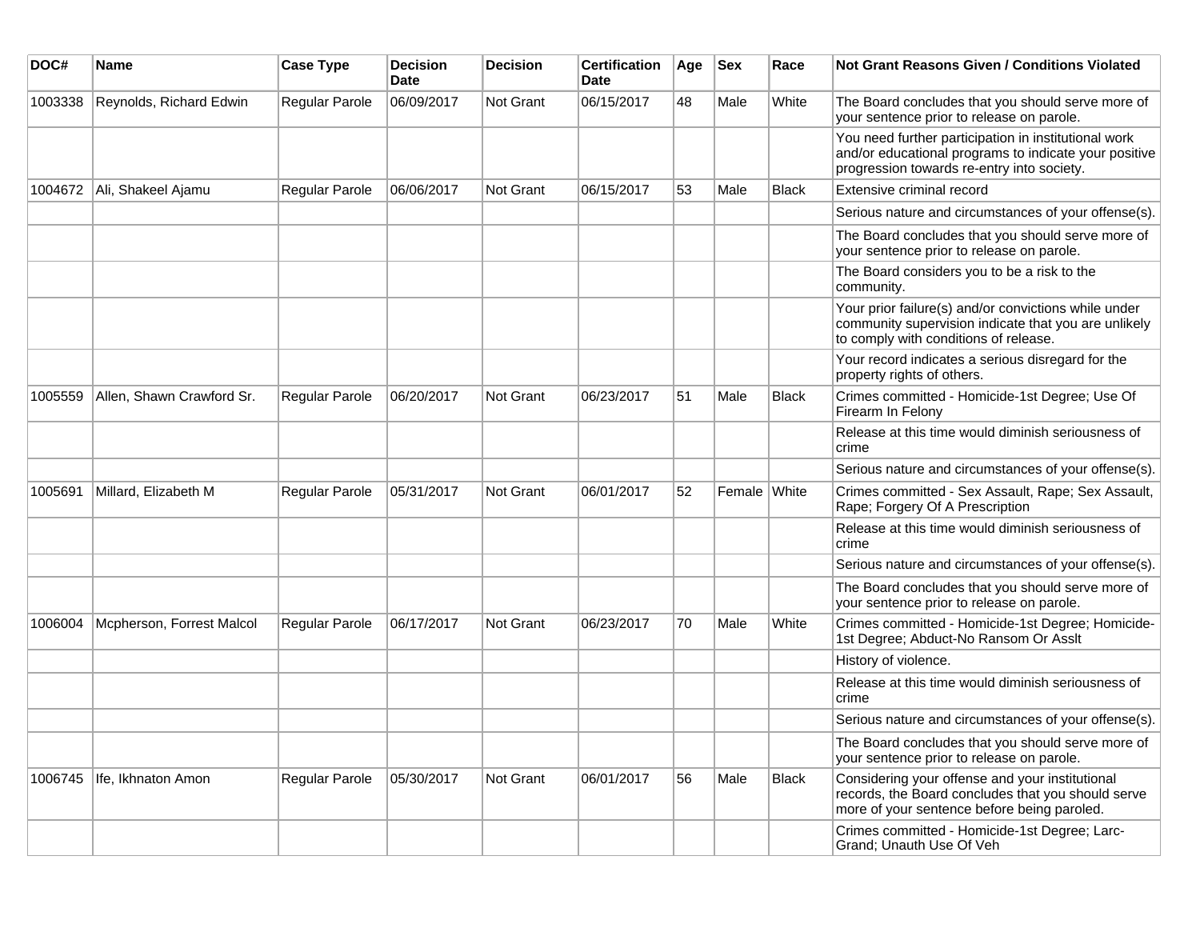| DOC# | Name | Case Type | Decision Date | Decision | Certification Date | Age | Sex | Race | Not Grant Reasons Given / Conditions Violated |
|---|---|---|---|---|---|---|---|---|---|
| 1003338 | Reynolds, Richard Edwin | Regular Parole | 06/09/2017 | Not Grant | 06/15/2017 | 48 | Male | White | The Board concludes that you should serve more of your sentence prior to release on parole. |
| | | | | | | | | | You need further participation in institutional work and/or educational programs to indicate your positive progression towards re-entry into society. |
| 1004672 | Ali, Shakeel Ajamu | Regular Parole | 06/06/2017 | Not Grant | 06/15/2017 | 53 | Male | Black | Extensive criminal record |
| | | | | | | | | | Serious nature and circumstances of your offense(s). |
| | | | | | | | | | The Board concludes that you should serve more of your sentence prior to release on parole. |
| | | | | | | | | | The Board considers you to be a risk to the community. |
| | | | | | | | | | Your prior failure(s) and/or convictions while under community supervision indicate that you are unlikely to comply with conditions of release. |
| | | | | | | | | | Your record indicates a serious disregard for the property rights of others. |
| 1005559 | Allen, Shawn Crawford Sr. | Regular Parole | 06/20/2017 | Not Grant | 06/23/2017 | 51 | Male | Black | Crimes committed - Homicide-1st Degree; Use Of Firearm In Felony |
| | | | | | | | | | Release at this time would diminish seriousness of crime |
| | | | | | | | | | Serious nature and circumstances of your offense(s). |
| 1005691 | Millard, Elizabeth M | Regular Parole | 05/31/2017 | Not Grant | 06/01/2017 | 52 | Female | White | Crimes committed - Sex Assault, Rape; Sex Assault, Rape; Forgery Of A Prescription |
| | | | | | | | | | Release at this time would diminish seriousness of crime |
| | | | | | | | | | Serious nature and circumstances of your offense(s). |
| | | | | | | | | | The Board concludes that you should serve more of your sentence prior to release on parole. |
| 1006004 | Mcpherson, Forrest Malcol | Regular Parole | 06/17/2017 | Not Grant | 06/23/2017 | 70 | Male | White | Crimes committed - Homicide-1st Degree; Homicide-1st Degree; Abduct-No Ransom Or Asslt |
| | | | | | | | | | History of violence. |
| | | | | | | | | | Release at this time would diminish seriousness of crime |
| | | | | | | | | | Serious nature and circumstances of your offense(s). |
| | | | | | | | | | The Board concludes that you should serve more of your sentence prior to release on parole. |
| 1006745 | Ife, Ikhnaton Amon | Regular Parole | 05/30/2017 | Not Grant | 06/01/2017 | 56 | Male | Black | Considering your offense and your institutional records, the Board concludes that you should serve more of your sentence before being paroled. |
| | | | | | | | | | Crimes committed - Homicide-1st Degree; Larc-Grand; Unauth Use Of Veh |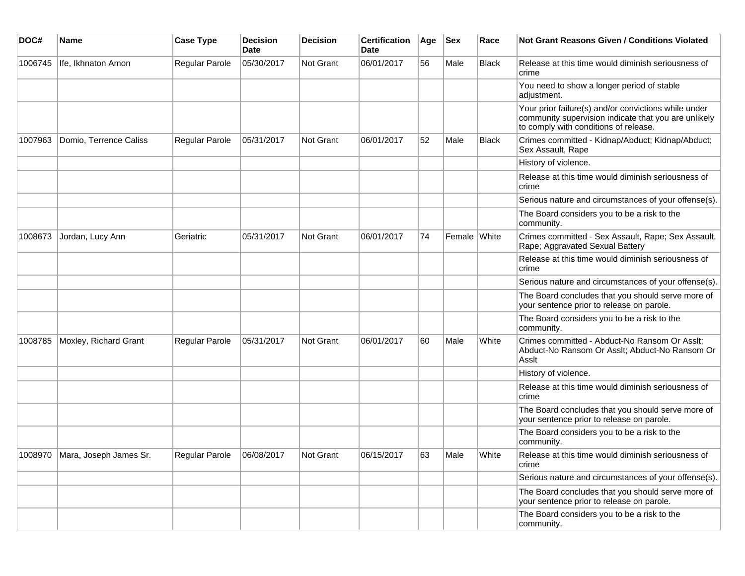| DOC# | Name | Case Type | Decision Date | Decision | Certification Date | Age | Sex | Race | Not Grant Reasons Given / Conditions Violated |
|---|---|---|---|---|---|---|---|---|---|
| 1006745 | Ife, Ikhnaton Amon | Regular Parole | 05/30/2017 | Not Grant | 06/01/2017 | 56 | Male | Black | Release at this time would diminish seriousness of crime |
| | | | | | | | | | You need to show a longer period of stable adjustment. |
| | | | | | | | | | Your prior failure(s) and/or convictions while under community supervision indicate that you are unlikely to comply with conditions of release. |
| 1007963 | Domio, Terrence Caliss | Regular Parole | 05/31/2017 | Not Grant | 06/01/2017 | 52 | Male | Black | Crimes committed - Kidnap/Abduct; Kidnap/Abduct; Sex Assault, Rape |
| | | | | | | | | | History of violence. |
| | | | | | | | | | Release at this time would diminish seriousness of crime |
| | | | | | | | | | Serious nature and circumstances of your offense(s). |
| | | | | | | | | | The Board considers you to be a risk to the community. |
| 1008673 | Jordan, Lucy Ann | Geriatric | 05/31/2017 | Not Grant | 06/01/2017 | 74 | Female | White | Crimes committed - Sex Assault, Rape; Sex Assault, Rape; Aggravated Sexual Battery |
| | | | | | | | | | Release at this time would diminish seriousness of crime |
| | | | | | | | | | Serious nature and circumstances of your offense(s). |
| | | | | | | | | | The Board concludes that you should serve more of your sentence prior to release on parole. |
| | | | | | | | | | The Board considers you to be a risk to the community. |
| 1008785 | Moxley, Richard Grant | Regular Parole | 05/31/2017 | Not Grant | 06/01/2017 | 60 | Male | White | Crimes committed - Abduct-No Ransom Or Asslt; Abduct-No Ransom Or Asslt; Abduct-No Ransom Or Asslt |
| | | | | | | | | | History of violence. |
| | | | | | | | | | Release at this time would diminish seriousness of crime |
| | | | | | | | | | The Board concludes that you should serve more of your sentence prior to release on parole. |
| | | | | | | | | | The Board considers you to be a risk to the community. |
| 1008970 | Mara, Joseph James Sr. | Regular Parole | 06/08/2017 | Not Grant | 06/15/2017 | 63 | Male | White | Release at this time would diminish seriousness of crime |
| | | | | | | | | | Serious nature and circumstances of your offense(s). |
| | | | | | | | | | The Board concludes that you should serve more of your sentence prior to release on parole. |
| | | | | | | | | | The Board considers you to be a risk to the community. |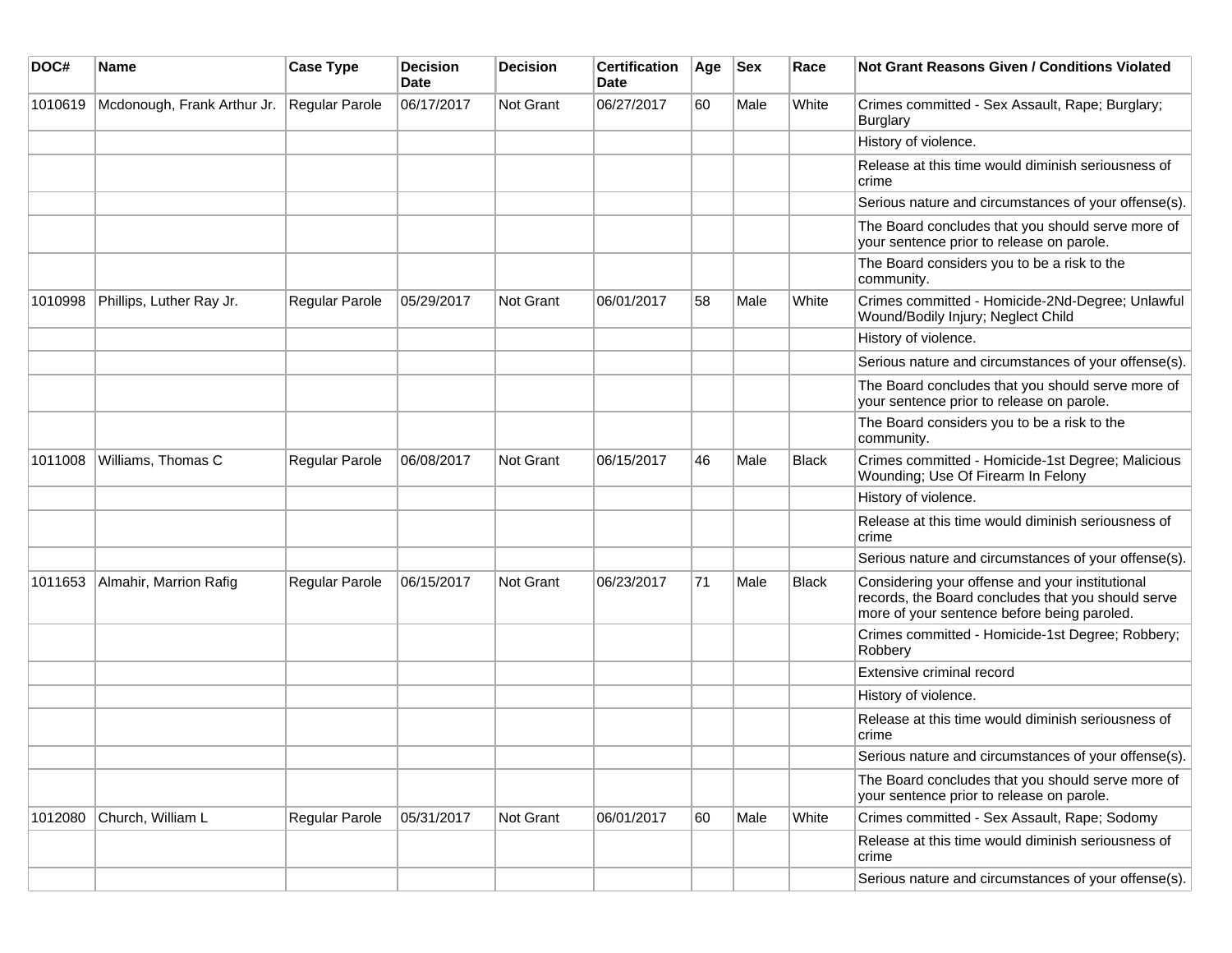| DOC# | Name | Case Type | Decision Date | Decision | Certification Date | Age | Sex | Race | Not Grant Reasons Given / Conditions Violated |
|---|---|---|---|---|---|---|---|---|---|
| 1010619 | Mcdonough, Frank Arthur Jr. | Regular Parole | 06/17/2017 | Not Grant | 06/27/2017 | 60 | Male | White | Crimes committed - Sex Assault, Rape; Burglary; Burglary |
| | | | | | | | | | History of violence. |
| | | | | | | | | | Release at this time would diminish seriousness of crime |
| | | | | | | | | | Serious nature and circumstances of your offense(s). |
| | | | | | | | | | The Board concludes that you should serve more of your sentence prior to release on parole. |
| | | | | | | | | | The Board considers you to be a risk to the community. |
| 1010998 | Phillips, Luther Ray Jr. | Regular Parole | 05/29/2017 | Not Grant | 06/01/2017 | 58 | Male | White | Crimes committed - Homicide-2Nd-Degree; Unlawful Wound/Bodily Injury; Neglect Child |
| | | | | | | | | | History of violence. |
| | | | | | | | | | Serious nature and circumstances of your offense(s). |
| | | | | | | | | | The Board concludes that you should serve more of your sentence prior to release on parole. |
| | | | | | | | | | The Board considers you to be a risk to the community. |
| 1011008 | Williams, Thomas C | Regular Parole | 06/08/2017 | Not Grant | 06/15/2017 | 46 | Male | Black | Crimes committed - Homicide-1st Degree; Malicious Wounding; Use Of Firearm In Felony |
| | | | | | | | | | History of violence. |
| | | | | | | | | | Release at this time would diminish seriousness of crime |
| | | | | | | | | | Serious nature and circumstances of your offense(s). |
| 1011653 | Almahir, Marrion Rafig | Regular Parole | 06/15/2017 | Not Grant | 06/23/2017 | 71 | Male | Black | Considering your offense and your institutional records, the Board concludes that you should serve more of your sentence before being paroled. |
| | | | | | | | | | Crimes committed - Homicide-1st Degree; Robbery; Robbery |
| | | | | | | | | | Extensive criminal record |
| | | | | | | | | | History of violence. |
| | | | | | | | | | Release at this time would diminish seriousness of crime |
| | | | | | | | | | Serious nature and circumstances of your offense(s). |
| | | | | | | | | | The Board concludes that you should serve more of your sentence prior to release on parole. |
| 1012080 | Church, William L | Regular Parole | 05/31/2017 | Not Grant | 06/01/2017 | 60 | Male | White | Crimes committed - Sex Assault, Rape; Sodomy |
| | | | | | | | | | Release at this time would diminish seriousness of crime |
| | | | | | | | | | Serious nature and circumstances of your offense(s). |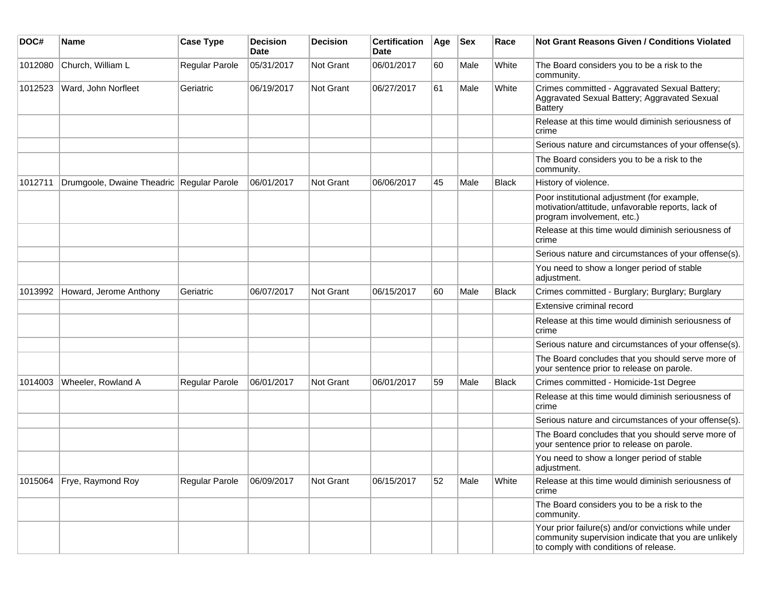| DOC# | Name | Case Type | Decision Date | Decision | Certification Date | Age | Sex | Race | Not Grant Reasons Given / Conditions Violated |
|---|---|---|---|---|---|---|---|---|---|
| 1012080 | Church, William L | Regular Parole | 05/31/2017 | Not Grant | 06/01/2017 | 60 | Male | White | The Board considers you to be a risk to the community. |
| 1012523 | Ward, John Norfleet | Geriatric | 06/19/2017 | Not Grant | 06/27/2017 | 61 | Male | White | Crimes committed - Aggravated Sexual Battery; Aggravated Sexual Battery; Aggravated Sexual Battery |
| | | | | | | | | | Release at this time would diminish seriousness of crime |
| | | | | | | | | | Serious nature and circumstances of your offense(s). |
| | | | | | | | | | The Board considers you to be a risk to the community. |
| 1012711 | Drumgoole, Dwaine Theadric | Regular Parole | 06/01/2017 | Not Grant | 06/06/2017 | 45 | Male | Black | History of violence. |
| | | | | | | | | | Poor institutional adjustment (for example, motivation/attitude, unfavorable reports, lack of program involvement, etc.) |
| | | | | | | | | | Release at this time would diminish seriousness of crime |
| | | | | | | | | | Serious nature and circumstances of your offense(s). |
| | | | | | | | | | You need to show a longer period of stable adjustment. |
| 1013992 | Howard, Jerome Anthony | Geriatric | 06/07/2017 | Not Grant | 06/15/2017 | 60 | Male | Black | Crimes committed - Burglary; Burglary; Burglary |
| | | | | | | | | | Extensive criminal record |
| | | | | | | | | | Release at this time would diminish seriousness of crime |
| | | | | | | | | | Serious nature and circumstances of your offense(s). |
| | | | | | | | | | The Board concludes that you should serve more of your sentence prior to release on parole. |
| 1014003 | Wheeler, Rowland A | Regular Parole | 06/01/2017 | Not Grant | 06/01/2017 | 59 | Male | Black | Crimes committed - Homicide-1st Degree |
| | | | | | | | | | Release at this time would diminish seriousness of crime |
| | | | | | | | | | Serious nature and circumstances of your offense(s). |
| | | | | | | | | | The Board concludes that you should serve more of your sentence prior to release on parole. |
| | | | | | | | | | You need to show a longer period of stable adjustment. |
| 1015064 | Frye, Raymond Roy | Regular Parole | 06/09/2017 | Not Grant | 06/15/2017 | 52 | Male | White | Release at this time would diminish seriousness of crime |
| | | | | | | | | | The Board considers you to be a risk to the community. |
| | | | | | | | | | Your prior failure(s) and/or convictions while under community supervision indicate that you are unlikely to comply with conditions of release. |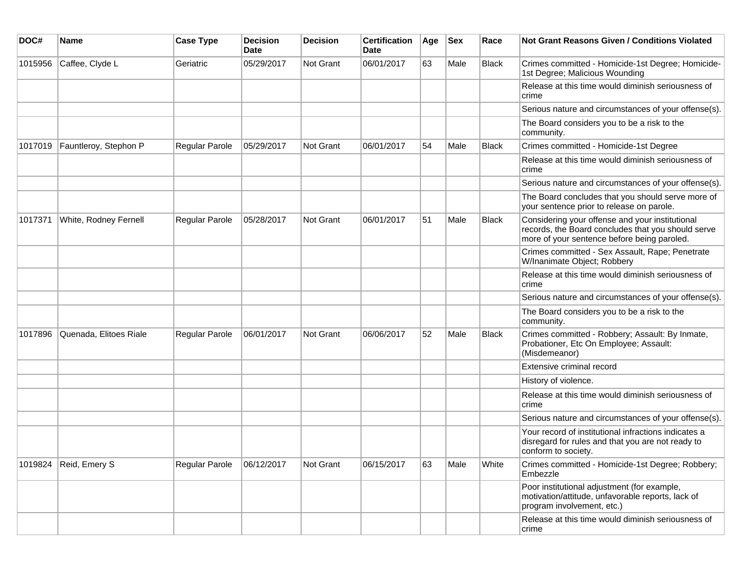| DOC# | Name | Case Type | Decision Date | Decision | Certification Date | Age | Sex | Race | Not Grant Reasons Given / Conditions Violated |
|---|---|---|---|---|---|---|---|---|---|
| 1015956 | Caffee, Clyde L | Geriatric | 05/29/2017 | Not Grant | 06/01/2017 | 63 | Male | Black | Crimes committed - Homicide-1st Degree; Homicide-1st Degree; Malicious Wounding |
| | | | | | | | | | Release at this time would diminish seriousness of crime |
| | | | | | | | | | Serious nature and circumstances of your offense(s). |
| | | | | | | | | | The Board considers you to be a risk to the community. |
| 1017019 | Fauntleroy, Stephon P | Regular Parole | 05/29/2017 | Not Grant | 06/01/2017 | 54 | Male | Black | Crimes committed - Homicide-1st Degree |
| | | | | | | | | | Release at this time would diminish seriousness of crime |
| | | | | | | | | | Serious nature and circumstances of your offense(s). |
| | | | | | | | | | The Board concludes that you should serve more of your sentence prior to release on parole. |
| 1017371 | White, Rodney Fernell | Regular Parole | 05/28/2017 | Not Grant | 06/01/2017 | 51 | Male | Black | Considering your offense and your institutional records, the Board concludes that you should serve more of your sentence before being paroled. |
| | | | | | | | | | Crimes committed - Sex Assault, Rape; Penetrate W/Inanimate Object; Robbery |
| | | | | | | | | | Release at this time would diminish seriousness of crime |
| | | | | | | | | | Serious nature and circumstances of your offense(s). |
| | | | | | | | | | The Board considers you to be a risk to the community. |
| 1017896 | Quenada, Elitoes Riale | Regular Parole | 06/01/2017 | Not Grant | 06/06/2017 | 52 | Male | Black | Crimes committed - Robbery; Assault: By Inmate, Probationer, Etc On Employee; Assault: (Misdemeanor) |
| | | | | | | | | | Extensive criminal record |
| | | | | | | | | | History of violence. |
| | | | | | | | | | Release at this time would diminish seriousness of crime |
| | | | | | | | | | Serious nature and circumstances of your offense(s). |
| | | | | | | | | | Your record of institutional infractions indicates a disregard for rules and that you are not ready to conform to society. |
| 1019824 | Reid, Emery S | Regular Parole | 06/12/2017 | Not Grant | 06/15/2017 | 63 | Male | White | Crimes committed - Homicide-1st Degree; Robbery; Embezzle |
| | | | | | | | | | Poor institutional adjustment (for example, motivation/attitude, unfavorable reports, lack of program involvement, etc.) |
| | | | | | | | | | Release at this time would diminish seriousness of crime |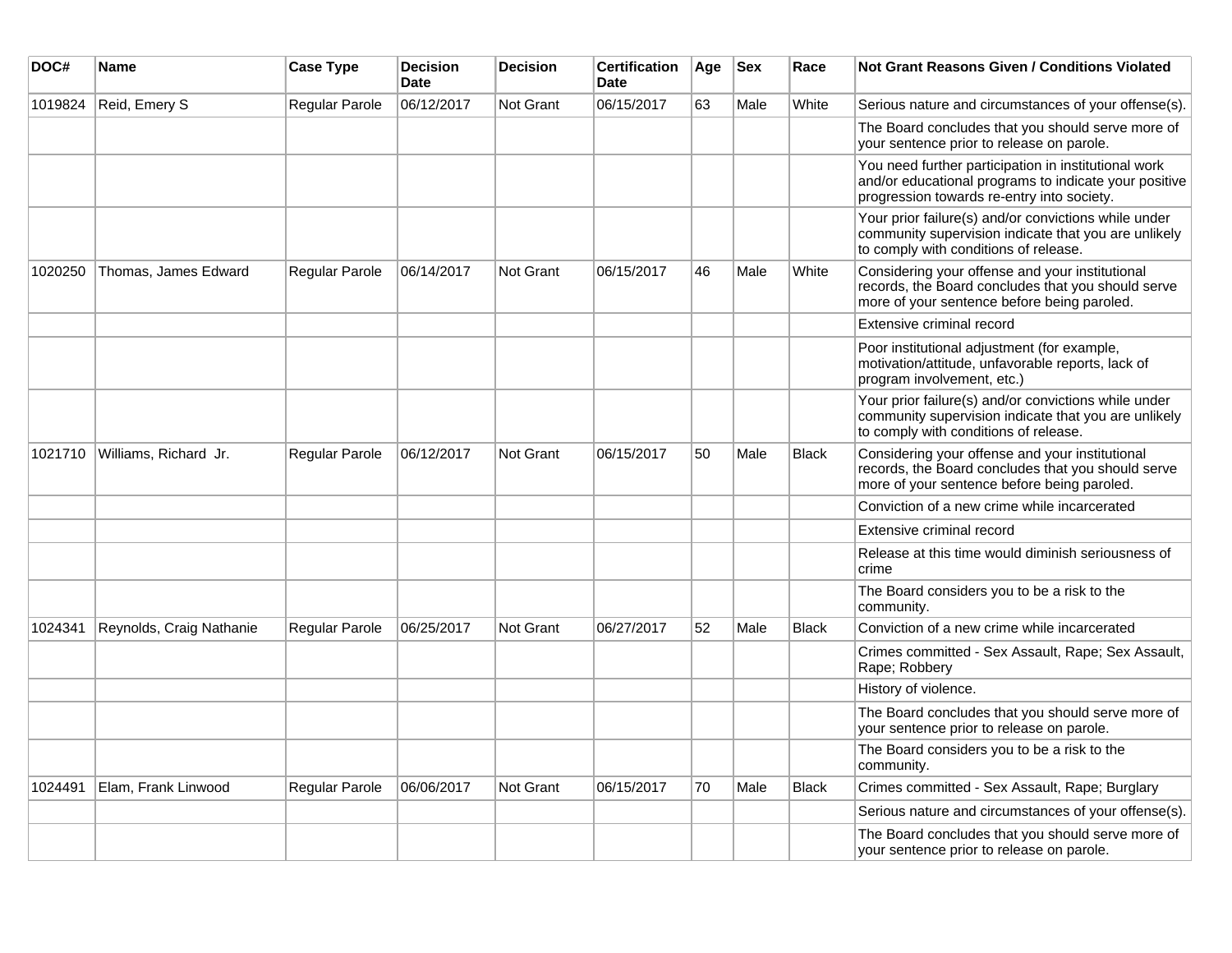| DOC# | Name | Case Type | Decision Date | Decision | Certification Date | Age | Sex | Race | Not Grant Reasons Given / Conditions Violated |
| --- | --- | --- | --- | --- | --- | --- | --- | --- | --- |
| 1019824 | Reid, Emery S | Regular Parole | 06/12/2017 | Not Grant | 06/15/2017 | 63 | Male | White | Serious nature and circumstances of your offense(s). |
| | | | | | | | | | The Board concludes that you should serve more of your sentence prior to release on parole. |
| | | | | | | | | | You need further participation in institutional work and/or educational programs to indicate your positive progression towards re-entry into society. |
| | | | | | | | | | Your prior failure(s) and/or convictions while under community supervision indicate that you are unlikely to comply with conditions of release. |
| 1020250 | Thomas, James Edward | Regular Parole | 06/14/2017 | Not Grant | 06/15/2017 | 46 | Male | White | Considering your offense and your institutional records, the Board concludes that you should serve more of your sentence before being paroled. |
| | | | | | | | | | Extensive criminal record |
| | | | | | | | | | Poor institutional adjustment (for example, motivation/attitude, unfavorable reports, lack of program involvement, etc.) |
| | | | | | | | | | Your prior failure(s) and/or convictions while under community supervision indicate that you are unlikely to comply with conditions of release. |
| 1021710 | Williams, Richard Jr. | Regular Parole | 06/12/2017 | Not Grant | 06/15/2017 | 50 | Male | Black | Considering your offense and your institutional records, the Board concludes that you should serve more of your sentence before being paroled. |
| | | | | | | | | | Conviction of a new crime while incarcerated |
| | | | | | | | | | Extensive criminal record |
| | | | | | | | | | Release at this time would diminish seriousness of crime |
| | | | | | | | | | The Board considers you to be a risk to the community. |
| 1024341 | Reynolds, Craig Nathanie | Regular Parole | 06/25/2017 | Not Grant | 06/27/2017 | 52 | Male | Black | Conviction of a new crime while incarcerated |
| | | | | | | | | | Crimes committed - Sex Assault, Rape; Sex Assault, Rape; Robbery |
| | | | | | | | | | History of violence. |
| | | | | | | | | | The Board concludes that you should serve more of your sentence prior to release on parole. |
| | | | | | | | | | The Board considers you to be a risk to the community. |
| 1024491 | Elam, Frank Linwood | Regular Parole | 06/06/2017 | Not Grant | 06/15/2017 | 70 | Male | Black | Crimes committed - Sex Assault, Rape; Burglary |
| | | | | | | | | | Serious nature and circumstances of your offense(s). |
| | | | | | | | | | The Board concludes that you should serve more of your sentence prior to release on parole. |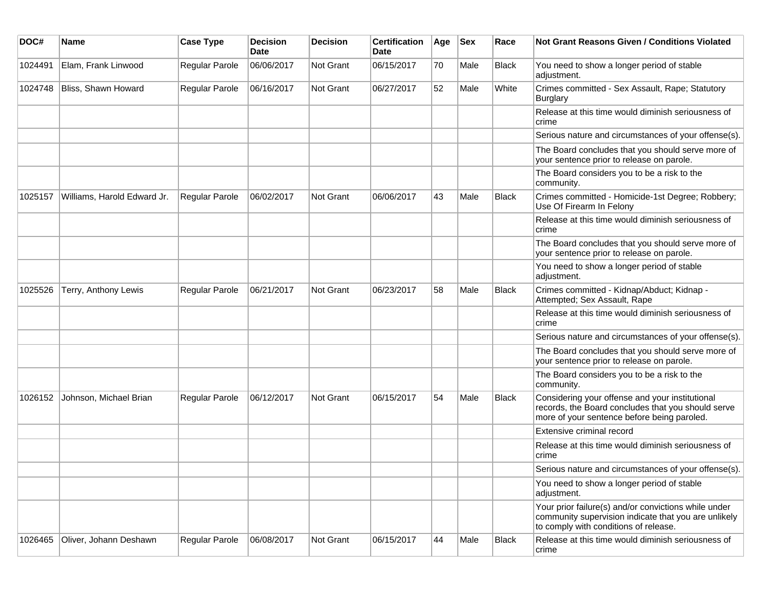| DOC# | Name | Case Type | Decision Date | Decision | Certification Date | Age | Sex | Race | Not Grant Reasons Given / Conditions Violated |
|---|---|---|---|---|---|---|---|---|---|
| 1024491 | Elam, Frank Linwood | Regular Parole | 06/06/2017 | Not Grant | 06/15/2017 | 70 | Male | Black | You need to show a longer period of stable adjustment. |
| 1024748 | Bliss, Shawn Howard | Regular Parole | 06/16/2017 | Not Grant | 06/27/2017 | 52 | Male | White | Crimes committed - Sex Assault, Rape; Statutory Burglary |
| | | | | | | | | | Release at this time would diminish seriousness of crime |
| | | | | | | | | | Serious nature and circumstances of your offense(s). |
| | | | | | | | | | The Board concludes that you should serve more of your sentence prior to release on parole. |
| | | | | | | | | | The Board considers you to be a risk to the community. |
| 1025157 | Williams, Harold Edward Jr. | Regular Parole | 06/02/2017 | Not Grant | 06/06/2017 | 43 | Male | Black | Crimes committed - Homicide-1st Degree; Robbery; Use Of Firearm In Felony |
| | | | | | | | | | Release at this time would diminish seriousness of crime |
| | | | | | | | | | The Board concludes that you should serve more of your sentence prior to release on parole. |
| | | | | | | | | | You need to show a longer period of stable adjustment. |
| 1025526 | Terry, Anthony Lewis | Regular Parole | 06/21/2017 | Not Grant | 06/23/2017 | 58 | Male | Black | Crimes committed - Kidnap/Abduct; Kidnap - Attempted; Sex Assault, Rape |
| | | | | | | | | | Release at this time would diminish seriousness of crime |
| | | | | | | | | | Serious nature and circumstances of your offense(s). |
| | | | | | | | | | The Board concludes that you should serve more of your sentence prior to release on parole. |
| | | | | | | | | | The Board considers you to be a risk to the community. |
| 1026152 | Johnson, Michael Brian | Regular Parole | 06/12/2017 | Not Grant | 06/15/2017 | 54 | Male | Black | Considering your offense and your institutional records, the Board concludes that you should serve more of your sentence before being paroled. |
| | | | | | | | | | Extensive criminal record |
| | | | | | | | | | Release at this time would diminish seriousness of crime |
| | | | | | | | | | Serious nature and circumstances of your offense(s). |
| | | | | | | | | | You need to show a longer period of stable adjustment. |
| | | | | | | | | | Your prior failure(s) and/or convictions while under community supervision indicate that you are unlikely to comply with conditions of release. |
| 1026465 | Oliver, Johann Deshawn | Regular Parole | 06/08/2017 | Not Grant | 06/15/2017 | 44 | Male | Black | Release at this time would diminish seriousness of crime |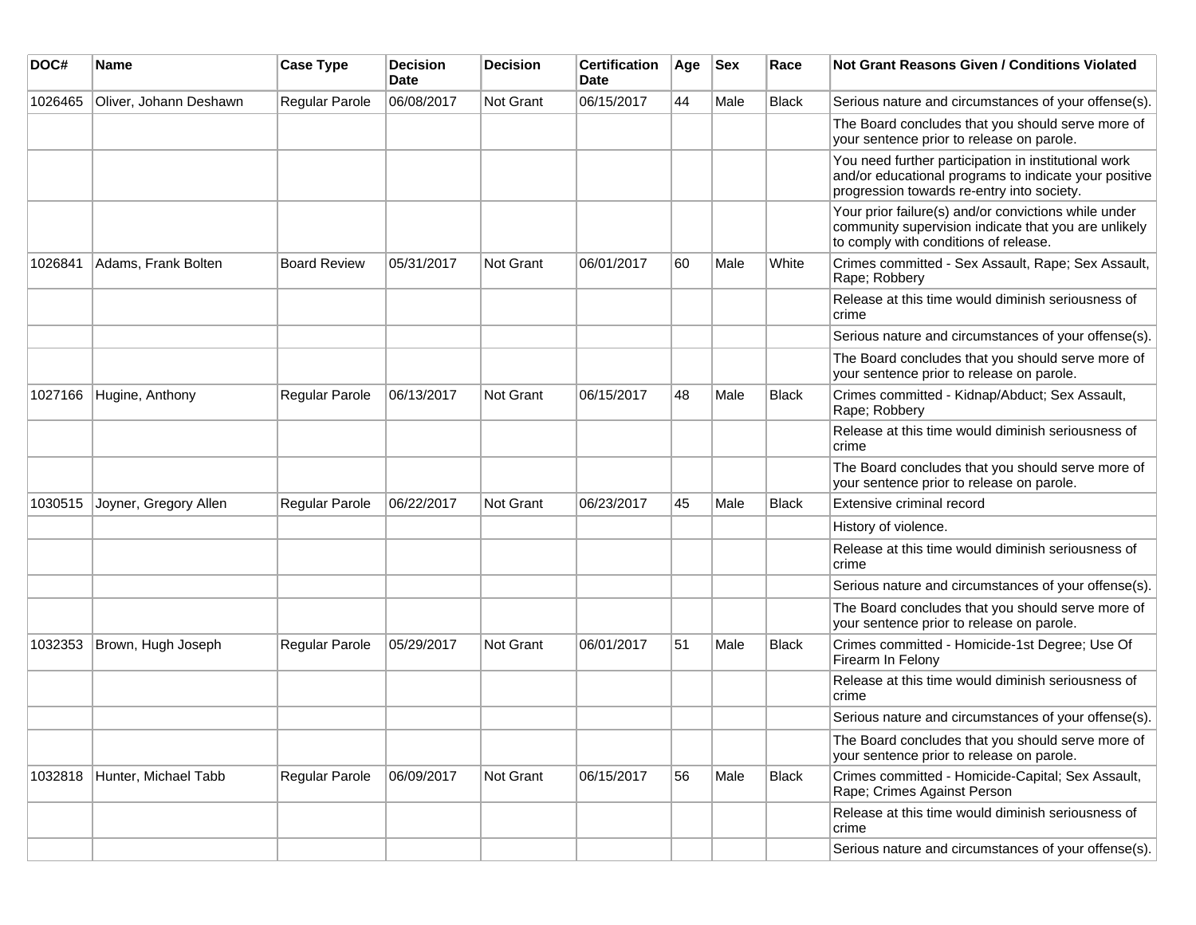| DOC# | Name | Case Type | Decision Date | Decision | Certification Date | Age | Sex | Race | Not Grant Reasons Given / Conditions Violated |
|---|---|---|---|---|---|---|---|---|---|
| 1026465 | Oliver, Johann Deshawn | Regular Parole | 06/08/2017 | Not Grant | 06/15/2017 | 44 | Male | Black | Serious nature and circumstances of your offense(s). |
| | | | | | | | | | The Board concludes that you should serve more of your sentence prior to release on parole. |
| | | | | | | | | | You need further participation in institutional work and/or educational programs to indicate your positive progression towards re-entry into society. |
| | | | | | | | | | Your prior failure(s) and/or convictions while under community supervision indicate that you are unlikely to comply with conditions of release. |
| 1026841 | Adams, Frank Bolten | Board Review | 05/31/2017 | Not Grant | 06/01/2017 | 60 | Male | White | Crimes committed - Sex Assault, Rape; Sex Assault, Rape; Robbery |
| | | | | | | | | | Release at this time would diminish seriousness of crime |
| | | | | | | | | | Serious nature and circumstances of your offense(s). |
| | | | | | | | | | The Board concludes that you should serve more of your sentence prior to release on parole. |
| 1027166 | Hugine, Anthony | Regular Parole | 06/13/2017 | Not Grant | 06/15/2017 | 48 | Male | Black | Crimes committed - Kidnap/Abduct; Sex Assault, Rape; Robbery |
| | | | | | | | | | Release at this time would diminish seriousness of crime |
| | | | | | | | | | The Board concludes that you should serve more of your sentence prior to release on parole. |
| 1030515 | Joyner, Gregory Allen | Regular Parole | 06/22/2017 | Not Grant | 06/23/2017 | 45 | Male | Black | Extensive criminal record |
| | | | | | | | | | History of violence. |
| | | | | | | | | | Release at this time would diminish seriousness of crime |
| | | | | | | | | | Serious nature and circumstances of your offense(s). |
| | | | | | | | | | The Board concludes that you should serve more of your sentence prior to release on parole. |
| 1032353 | Brown, Hugh Joseph | Regular Parole | 05/29/2017 | Not Grant | 06/01/2017 | 51 | Male | Black | Crimes committed - Homicide-1st Degree; Use Of Firearm In Felony |
| | | | | | | | | | Release at this time would diminish seriousness of crime |
| | | | | | | | | | Serious nature and circumstances of your offense(s). |
| | | | | | | | | | The Board concludes that you should serve more of your sentence prior to release on parole. |
| 1032818 | Hunter, Michael Tabb | Regular Parole | 06/09/2017 | Not Grant | 06/15/2017 | 56 | Male | Black | Crimes committed - Homicide-Capital; Sex Assault, Rape; Crimes Against Person |
| | | | | | | | | | Release at this time would diminish seriousness of crime |
| | | | | | | | | | Serious nature and circumstances of your offense(s). |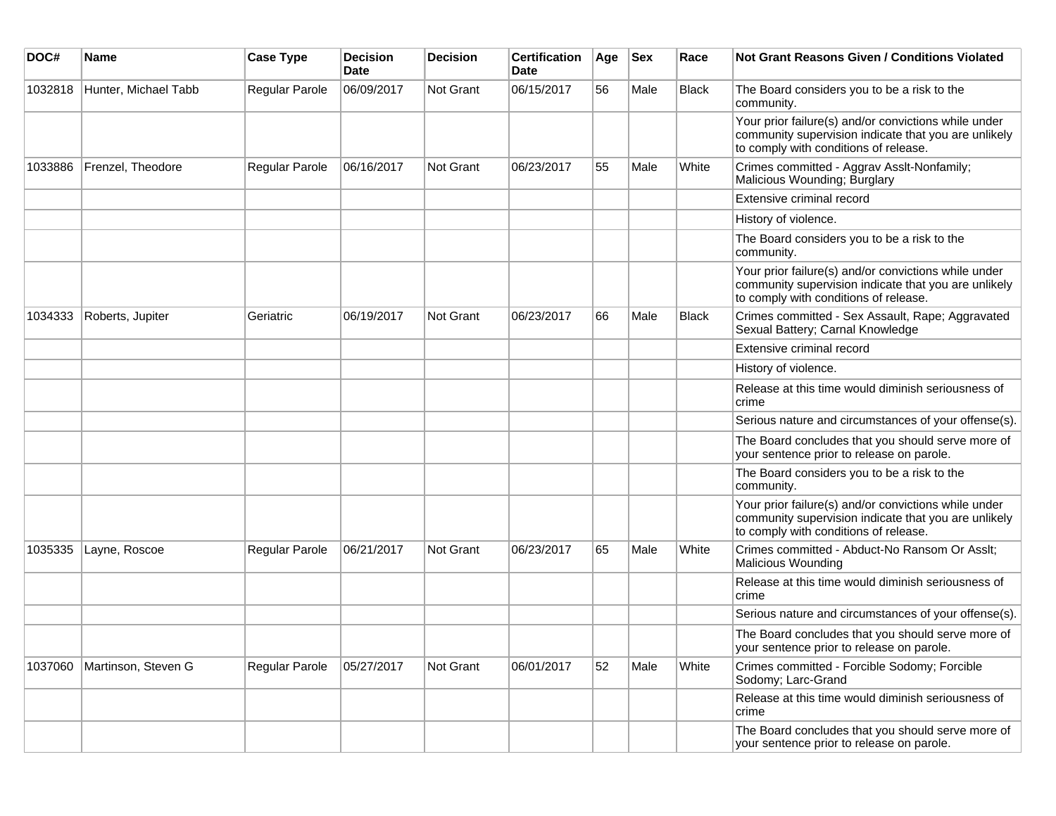| DOC# | Name | Case Type | Decision Date | Decision | Certification Date | Age | Sex | Race | Not Grant Reasons Given / Conditions Violated |
|---|---|---|---|---|---|---|---|---|---|
| 1032818 | Hunter, Michael Tabb | Regular Parole | 06/09/2017 | Not Grant | 06/15/2017 | 56 | Male | Black | The Board considers you to be a risk to the community. |
| | | | | | | | | | Your prior failure(s) and/or convictions while under community supervision indicate that you are unlikely to comply with conditions of release. |
| 1033886 | Frenzel, Theodore | Regular Parole | 06/16/2017 | Not Grant | 06/23/2017 | 55 | Male | White | Crimes committed - Aggrav Asslt-Nonfamily; Malicious Wounding; Burglary |
| | | | | | | | | | Extensive criminal record |
| | | | | | | | | | History of violence. |
| | | | | | | | | | The Board considers you to be a risk to the community. |
| | | | | | | | | | Your prior failure(s) and/or convictions while under community supervision indicate that you are unlikely to comply with conditions of release. |
| 1034333 | Roberts, Jupiter | Geriatric | 06/19/2017 | Not Grant | 06/23/2017 | 66 | Male | Black | Crimes committed - Sex Assault, Rape; Aggravated Sexual Battery; Carnal Knowledge |
| | | | | | | | | | Extensive criminal record |
| | | | | | | | | | History of violence. |
| | | | | | | | | | Release at this time would diminish seriousness of crime |
| | | | | | | | | | Serious nature and circumstances of your offense(s). |
| | | | | | | | | | The Board concludes that you should serve more of your sentence prior to release on parole. |
| | | | | | | | | | The Board considers you to be a risk to the community. |
| | | | | | | | | | Your prior failure(s) and/or convictions while under community supervision indicate that you are unlikely to comply with conditions of release. |
| 1035335 | Layne, Roscoe | Regular Parole | 06/21/2017 | Not Grant | 06/23/2017 | 65 | Male | White | Crimes committed - Abduct-No Ransom Or Asslt; Malicious Wounding |
| | | | | | | | | | Release at this time would diminish seriousness of crime |
| | | | | | | | | | Serious nature and circumstances of your offense(s). |
| | | | | | | | | | The Board concludes that you should serve more of your sentence prior to release on parole. |
| 1037060 | Martinson, Steven G | Regular Parole | 05/27/2017 | Not Grant | 06/01/2017 | 52 | Male | White | Crimes committed - Forcible Sodomy; Forcible Sodomy; Larc-Grand |
| | | | | | | | | | Release at this time would diminish seriousness of crime |
| | | | | | | | | | The Board concludes that you should serve more of your sentence prior to release on parole. |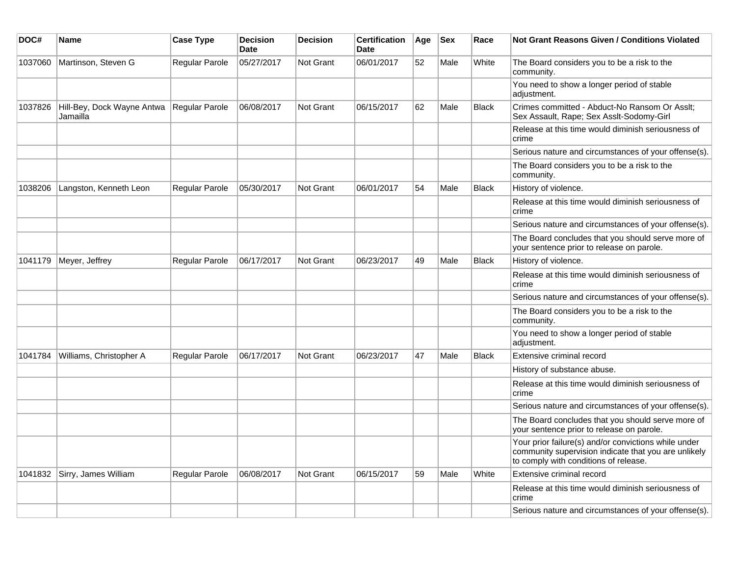| DOC# | Name | Case Type | Decision Date | Decision | Certification Date | Age | Sex | Race | Not Grant Reasons Given / Conditions Violated |
|---|---|---|---|---|---|---|---|---|---|
| 1037060 | Martinson, Steven G | Regular Parole | 05/27/2017 | Not Grant | 06/01/2017 | 52 | Male | White | The Board considers you to be a risk to the community. |
| | | | | | | | | | You need to show a longer period of stable adjustment. |
| 1037826 | Hill-Bey, Dock Wayne Antwa Jamailla | Regular Parole | 06/08/2017 | Not Grant | 06/15/2017 | 62 | Male | Black | Crimes committed - Abduct-No Ransom Or Asslt; Sex Assault, Rape; Sex Asslt-Sodomy-Girl |
| | | | | | | | | | Release at this time would diminish seriousness of crime |
| | | | | | | | | | Serious nature and circumstances of your offense(s). |
| | | | | | | | | | The Board considers you to be a risk to the community. |
| 1038206 | Langston, Kenneth Leon | Regular Parole | 05/30/2017 | Not Grant | 06/01/2017 | 54 | Male | Black | History of violence. |
| | | | | | | | | | Release at this time would diminish seriousness of crime |
| | | | | | | | | | Serious nature and circumstances of your offense(s). |
| | | | | | | | | | The Board concludes that you should serve more of your sentence prior to release on parole. |
| 1041179 | Meyer, Jeffrey | Regular Parole | 06/17/2017 | Not Grant | 06/23/2017 | 49 | Male | Black | History of violence. |
| | | | | | | | | | Release at this time would diminish seriousness of crime |
| | | | | | | | | | Serious nature and circumstances of your offense(s). |
| | | | | | | | | | The Board considers you to be a risk to the community. |
| | | | | | | | | | You need to show a longer period of stable adjustment. |
| 1041784 | Williams, Christopher A | Regular Parole | 06/17/2017 | Not Grant | 06/23/2017 | 47 | Male | Black | Extensive criminal record |
| | | | | | | | | | History of substance abuse. |
| | | | | | | | | | Release at this time would diminish seriousness of crime |
| | | | | | | | | | Serious nature and circumstances of your offense(s). |
| | | | | | | | | | The Board concludes that you should serve more of your sentence prior to release on parole. |
| | | | | | | | | | Your prior failure(s) and/or convictions while under community supervision indicate that you are unlikely to comply with conditions of release. |
| 1041832 | Sirry, James William | Regular Parole | 06/08/2017 | Not Grant | 06/15/2017 | 59 | Male | White | Extensive criminal record |
| | | | | | | | | | Release at this time would diminish seriousness of crime |
| | | | | | | | | | Serious nature and circumstances of your offense(s). |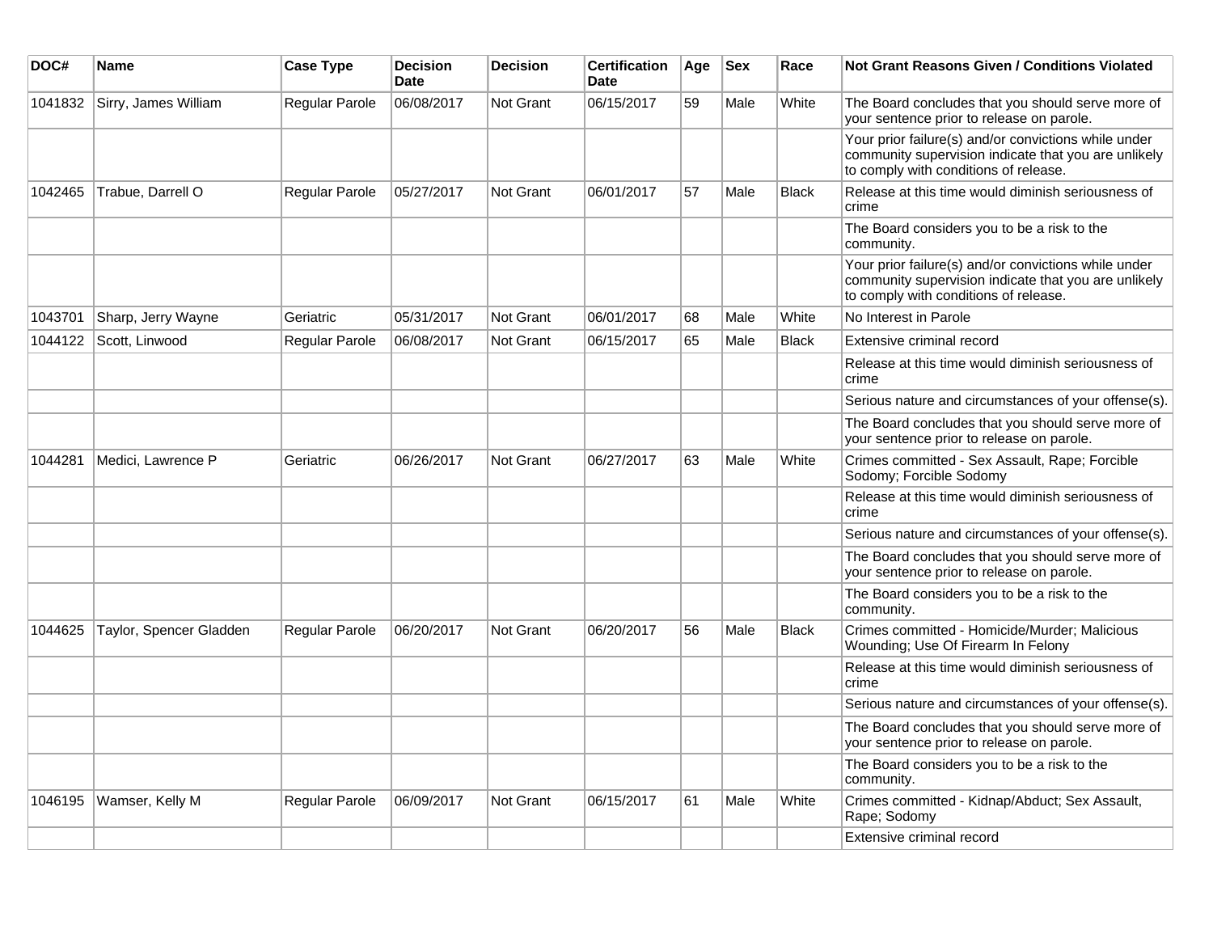| DOC# | Name | Case Type | Decision Date | Decision | Certification Date | Age | Sex | Race | Not Grant Reasons Given / Conditions Violated |
| --- | --- | --- | --- | --- | --- | --- | --- | --- | --- |
| 1041832 | Sirry, James William | Regular Parole | 06/08/2017 | Not Grant | 06/15/2017 | 59 | Male | White | The Board concludes that you should serve more of your sentence prior to release on parole. |
| | | | | | | | | | Your prior failure(s) and/or convictions while under community supervision indicate that you are unlikely to comply with conditions of release. |
| 1042465 | Trabue, Darrell O | Regular Parole | 05/27/2017 | Not Grant | 06/01/2017 | 57 | Male | Black | Release at this time would diminish seriousness of crime |
| | | | | | | | | | The Board considers you to be a risk to the community. |
| | | | | | | | | | Your prior failure(s) and/or convictions while under community supervision indicate that you are unlikely to comply with conditions of release. |
| 1043701 | Sharp, Jerry Wayne | Geriatric | 05/31/2017 | Not Grant | 06/01/2017 | 68 | Male | White | No Interest in Parole |
| 1044122 | Scott, Linwood | Regular Parole | 06/08/2017 | Not Grant | 06/15/2017 | 65 | Male | Black | Extensive criminal record |
| | | | | | | | | | Release at this time would diminish seriousness of crime |
| | | | | | | | | | Serious nature and circumstances of your offense(s). |
| | | | | | | | | | The Board concludes that you should serve more of your sentence prior to release on parole. |
| 1044281 | Medici, Lawrence P | Geriatric | 06/26/2017 | Not Grant | 06/27/2017 | 63 | Male | White | Crimes committed - Sex Assault, Rape; Forcible Sodomy; Forcible Sodomy |
| | | | | | | | | | Release at this time would diminish seriousness of crime |
| | | | | | | | | | Serious nature and circumstances of your offense(s). |
| | | | | | | | | | The Board concludes that you should serve more of your sentence prior to release on parole. |
| | | | | | | | | | The Board considers you to be a risk to the community. |
| 1044625 | Taylor, Spencer Gladden | Regular Parole | 06/20/2017 | Not Grant | 06/20/2017 | 56 | Male | Black | Crimes committed - Homicide/Murder; Malicious Wounding; Use Of Firearm In Felony |
| | | | | | | | | | Release at this time would diminish seriousness of crime |
| | | | | | | | | | Serious nature and circumstances of your offense(s). |
| | | | | | | | | | The Board concludes that you should serve more of your sentence prior to release on parole. |
| | | | | | | | | | The Board considers you to be a risk to the community. |
| 1046195 | Wamser, Kelly M | Regular Parole | 06/09/2017 | Not Grant | 06/15/2017 | 61 | Male | White | Crimes committed - Kidnap/Abduct; Sex Assault, Rape; Sodomy |
| | | | | | | | | | Extensive criminal record |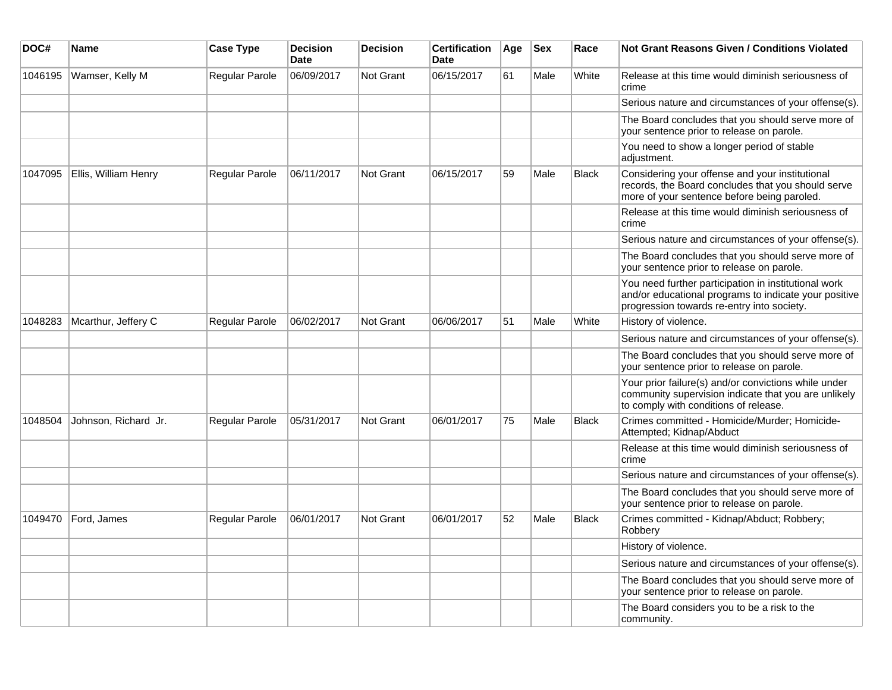| DOC# | Name | Case Type | Decision Date | Decision | Certification Date | Age | Sex | Race | Not Grant Reasons Given / Conditions Violated |
|---|---|---|---|---|---|---|---|---|---|
| 1046195 | Wamser, Kelly M | Regular Parole | 06/09/2017 | Not Grant | 06/15/2017 | 61 | Male | White | Release at this time would diminish seriousness of crime |
| | | | | | | | | | Serious nature and circumstances of your offense(s). |
| | | | | | | | | | The Board concludes that you should serve more of your sentence prior to release on parole. |
| | | | | | | | | | You need to show a longer period of stable adjustment. |
| 1047095 | Ellis, William Henry | Regular Parole | 06/11/2017 | Not Grant | 06/15/2017 | 59 | Male | Black | Considering your offense and your institutional records, the Board concludes that you should serve more of your sentence before being paroled. |
| | | | | | | | | | Release at this time would diminish seriousness of crime |
| | | | | | | | | | Serious nature and circumstances of your offense(s). |
| | | | | | | | | | The Board concludes that you should serve more of your sentence prior to release on parole. |
| | | | | | | | | | You need further participation in institutional work and/or educational programs to indicate your positive progression towards re-entry into society. |
| 1048283 | Mcarthur, Jeffery C | Regular Parole | 06/02/2017 | Not Grant | 06/06/2017 | 51 | Male | White | History of violence. |
| | | | | | | | | | Serious nature and circumstances of your offense(s). |
| | | | | | | | | | The Board concludes that you should serve more of your sentence prior to release on parole. |
| | | | | | | | | | Your prior failure(s) and/or convictions while under community supervision indicate that you are unlikely to comply with conditions of release. |
| 1048504 | Johnson, Richard Jr. | Regular Parole | 05/31/2017 | Not Grant | 06/01/2017 | 75 | Male | Black | Crimes committed - Homicide/Murder; Homicide-Attempted; Kidnap/Abduct |
| | | | | | | | | | Release at this time would diminish seriousness of crime |
| | | | | | | | | | Serious nature and circumstances of your offense(s). |
| | | | | | | | | | The Board concludes that you should serve more of your sentence prior to release on parole. |
| 1049470 | Ford, James | Regular Parole | 06/01/2017 | Not Grant | 06/01/2017 | 52 | Male | Black | Crimes committed - Kidnap/Abduct; Robbery; Robbery |
| | | | | | | | | | History of violence. |
| | | | | | | | | | Serious nature and circumstances of your offense(s). |
| | | | | | | | | | The Board concludes that you should serve more of your sentence prior to release on parole. |
| | | | | | | | | | The Board considers you to be a risk to the community. |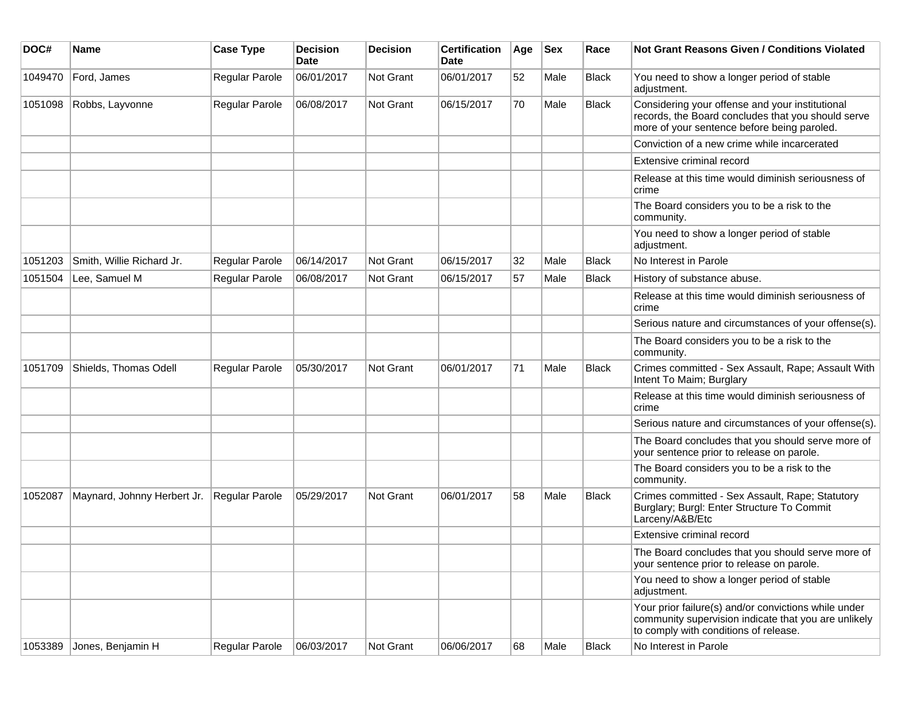| DOC# | Name | Case Type | Decision Date | Decision | Certification Date | Age | Sex | Race | Not Grant Reasons Given / Conditions Violated |
|---|---|---|---|---|---|---|---|---|---|
| 1049470 | Ford, James | Regular Parole | 06/01/2017 | Not Grant | 06/01/2017 | 52 | Male | Black | You need to show a longer period of stable adjustment. |
| 1051098 | Robbs, Layvonne | Regular Parole | 06/08/2017 | Not Grant | 06/15/2017 | 70 | Male | Black | Considering your offense and your institutional records, the Board concludes that you should serve more of your sentence before being paroled. |
| | | | | | | | | | Conviction of a new crime while incarcerated |
| | | | | | | | | | Extensive criminal record |
| | | | | | | | | | Release at this time would diminish seriousness of crime |
| | | | | | | | | | The Board considers you to be a risk to the community. |
| | | | | | | | | | You need to show a longer period of stable adjustment. |
| 1051203 | Smith, Willie Richard Jr. | Regular Parole | 06/14/2017 | Not Grant | 06/15/2017 | 32 | Male | Black | No Interest in Parole |
| 1051504 | Lee, Samuel M | Regular Parole | 06/08/2017 | Not Grant | 06/15/2017 | 57 | Male | Black | History of substance abuse. |
| | | | | | | | | | Release at this time would diminish seriousness of crime |
| | | | | | | | | | Serious nature and circumstances of your offense(s). |
| | | | | | | | | | The Board considers you to be a risk to the community. |
| 1051709 | Shields, Thomas Odell | Regular Parole | 05/30/2017 | Not Grant | 06/01/2017 | 71 | Male | Black | Crimes committed - Sex Assault, Rape; Assault With Intent To Maim; Burglary |
| | | | | | | | | | Release at this time would diminish seriousness of crime |
| | | | | | | | | | Serious nature and circumstances of your offense(s). |
| | | | | | | | | | The Board concludes that you should serve more of your sentence prior to release on parole. |
| | | | | | | | | | The Board considers you to be a risk to the community. |
| 1052087 | Maynard, Johnny Herbert Jr. | Regular Parole | 05/29/2017 | Not Grant | 06/01/2017 | 58 | Male | Black | Crimes committed - Sex Assault, Rape; Statutory Burglary; Burgl: Enter Structure To Commit Larceny/A&B/Etc |
| | | | | | | | | | Extensive criminal record |
| | | | | | | | | | The Board concludes that you should serve more of your sentence prior to release on parole. |
| | | | | | | | | | You need to show a longer period of stable adjustment. |
| | | | | | | | | | Your prior failure(s) and/or convictions while under community supervision indicate that you are unlikely to comply with conditions of release. |
| 1053389 | Jones, Benjamin H | Regular Parole | 06/03/2017 | Not Grant | 06/06/2017 | 68 | Male | Black | No Interest in Parole |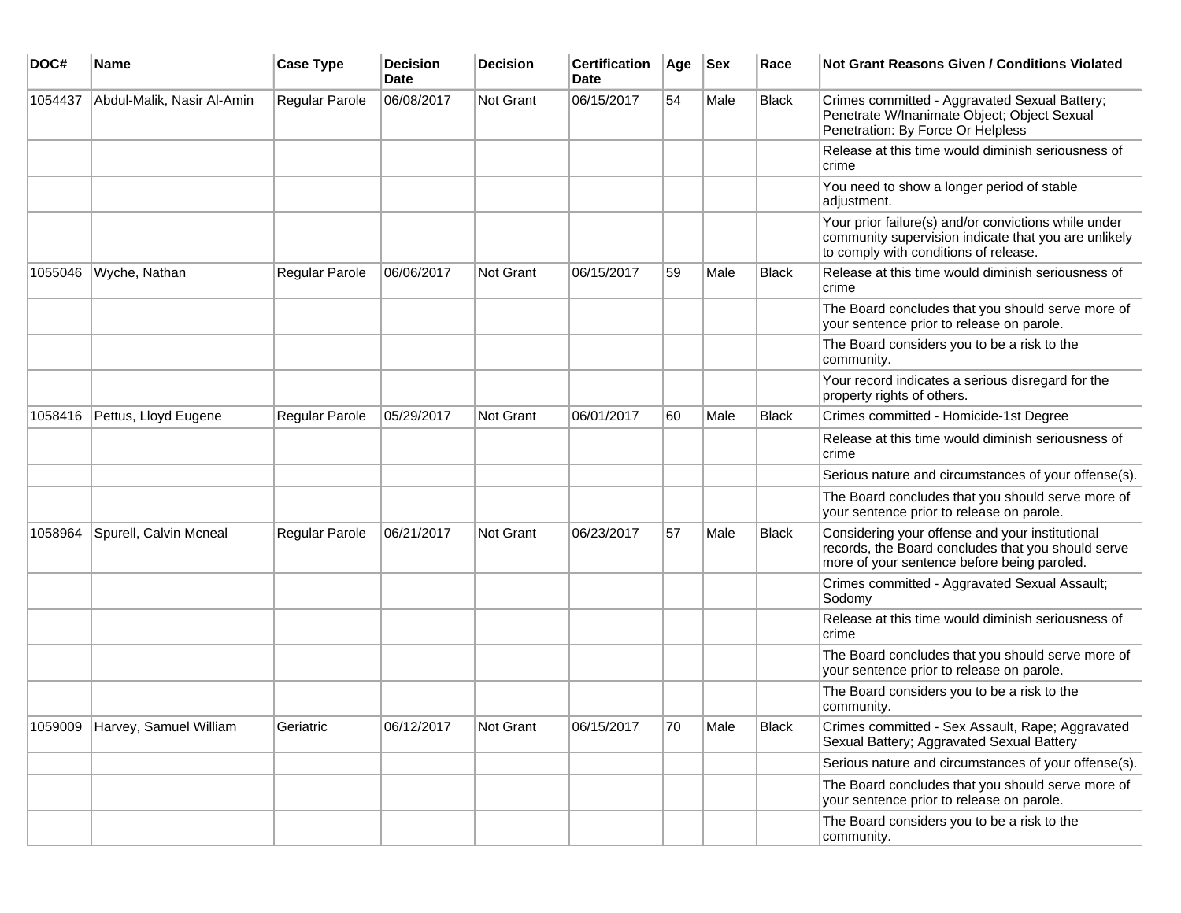| DOC# | Name | Case Type | Decision Date | Decision | Certification Date | Age | Sex | Race | Not Grant Reasons Given / Conditions Violated |
|---|---|---|---|---|---|---|---|---|---|
| 1054437 | Abdul-Malik, Nasir Al-Amin | Regular Parole | 06/08/2017 | Not Grant | 06/15/2017 | 54 | Male | Black | Crimes committed - Aggravated Sexual Battery; Penetrate W/Inanimate Object; Object Sexual Penetration: By Force Or Helpless |
| | | | | | | | | | Release at this time would diminish seriousness of crime |
| | | | | | | | | | You need to show a longer period of stable adjustment. |
| | | | | | | | | | Your prior failure(s) and/or convictions while under community supervision indicate that you are unlikely to comply with conditions of release. |
| 1055046 | Wyche, Nathan | Regular Parole | 06/06/2017 | Not Grant | 06/15/2017 | 59 | Male | Black | Release at this time would diminish seriousness of crime |
| | | | | | | | | | The Board concludes that you should serve more of your sentence prior to release on parole. |
| | | | | | | | | | The Board considers you to be a risk to the community. |
| | | | | | | | | | Your record indicates a serious disregard for the property rights of others. |
| 1058416 | Pettus, Lloyd Eugene | Regular Parole | 05/29/2017 | Not Grant | 06/01/2017 | 60 | Male | Black | Crimes committed - Homicide-1st Degree |
| | | | | | | | | | Release at this time would diminish seriousness of crime |
| | | | | | | | | | Serious nature and circumstances of your offense(s). |
| | | | | | | | | | The Board concludes that you should serve more of your sentence prior to release on parole. |
| 1058964 | Spurell, Calvin Mcneal | Regular Parole | 06/21/2017 | Not Grant | 06/23/2017 | 57 | Male | Black | Considering your offense and your institutional records, the Board concludes that you should serve more of your sentence before being paroled. |
| | | | | | | | | | Crimes committed - Aggravated Sexual Assault; Sodomy |
| | | | | | | | | | Release at this time would diminish seriousness of crime |
| | | | | | | | | | The Board concludes that you should serve more of your sentence prior to release on parole. |
| | | | | | | | | | The Board considers you to be a risk to the community. |
| 1059009 | Harvey, Samuel William | Geriatric | 06/12/2017 | Not Grant | 06/15/2017 | 70 | Male | Black | Crimes committed - Sex Assault, Rape; Aggravated Sexual Battery; Aggravated Sexual Battery |
| | | | | | | | | | Serious nature and circumstances of your offense(s). |
| | | | | | | | | | The Board concludes that you should serve more of your sentence prior to release on parole. |
| | | | | | | | | | The Board considers you to be a risk to the community. |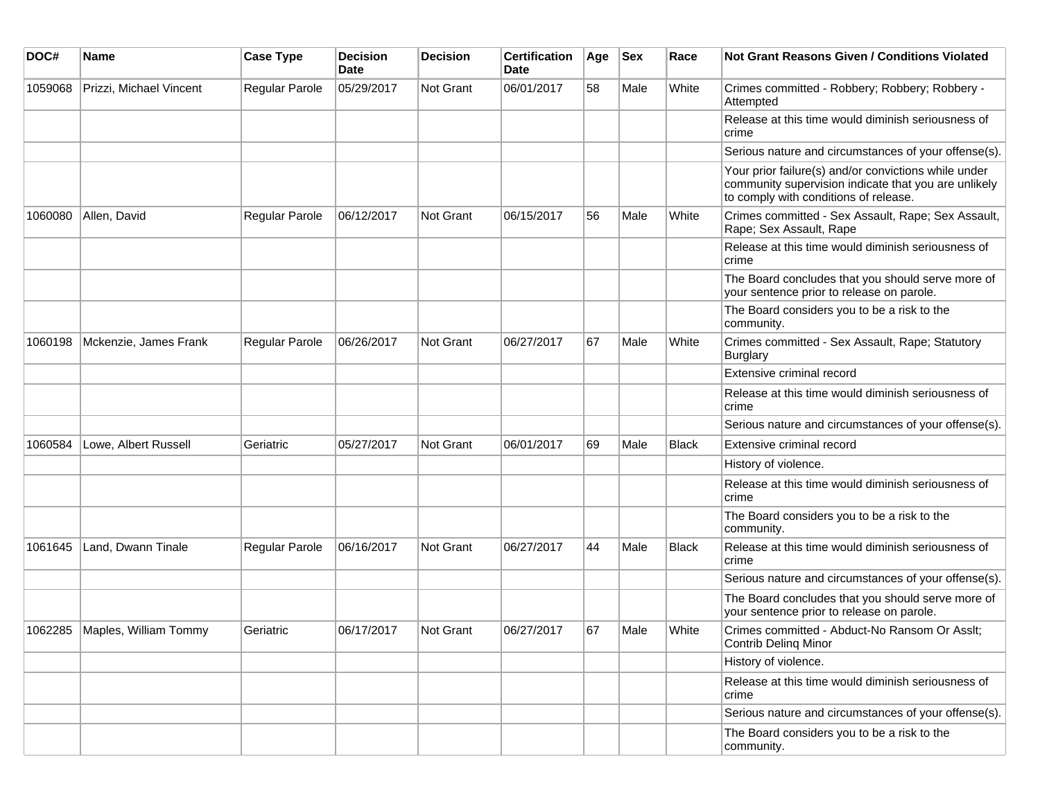| DOC# | Name | Case Type | Decision Date | Decision | Certification Date | Age | Sex | Race | Not Grant Reasons Given / Conditions Violated |
|---|---|---|---|---|---|---|---|---|---|
| 1059068 | Prizzi, Michael Vincent | Regular Parole | 05/29/2017 | Not Grant | 06/01/2017 | 58 | Male | White | Crimes committed - Robbery; Robbery; Robbery - Attempted |
| | | | | | | | | | Release at this time would diminish seriousness of crime |
| | | | | | | | | | Serious nature and circumstances of your offense(s). |
| | | | | | | | | | Your prior failure(s) and/or convictions while under community supervision indicate that you are unlikely to comply with conditions of release. |
| 1060080 | Allen, David | Regular Parole | 06/12/2017 | Not Grant | 06/15/2017 | 56 | Male | White | Crimes committed - Sex Assault, Rape; Sex Assault, Rape; Sex Assault, Rape |
| | | | | | | | | | Release at this time would diminish seriousness of crime |
| | | | | | | | | | The Board concludes that you should serve more of your sentence prior to release on parole. |
| | | | | | | | | | The Board considers you to be a risk to the community. |
| 1060198 | Mckenzie, James Frank | Regular Parole | 06/26/2017 | Not Grant | 06/27/2017 | 67 | Male | White | Crimes committed - Sex Assault, Rape; Statutory Burglary |
| | | | | | | | | | Extensive criminal record |
| | | | | | | | | | Release at this time would diminish seriousness of crime |
| | | | | | | | | | Serious nature and circumstances of your offense(s). |
| 1060584 | Lowe, Albert Russell | Geriatric | 05/27/2017 | Not Grant | 06/01/2017 | 69 | Male | Black | Extensive criminal record |
| | | | | | | | | | History of violence. |
| | | | | | | | | | Release at this time would diminish seriousness of crime |
| | | | | | | | | | The Board considers you to be a risk to the community. |
| 1061645 | Land, Dwann Tinale | Regular Parole | 06/16/2017 | Not Grant | 06/27/2017 | 44 | Male | Black | Release at this time would diminish seriousness of crime |
| | | | | | | | | | Serious nature and circumstances of your offense(s). |
| | | | | | | | | | The Board concludes that you should serve more of your sentence prior to release on parole. |
| 1062285 | Maples, William Tommy | Geriatric | 06/17/2017 | Not Grant | 06/27/2017 | 67 | Male | White | Crimes committed - Abduct-No Ransom Or Asslt; Contrib Delinq Minor |
| | | | | | | | | | History of violence. |
| | | | | | | | | | Release at this time would diminish seriousness of crime |
| | | | | | | | | | Serious nature and circumstances of your offense(s). |
| | | | | | | | | | The Board considers you to be a risk to the community. |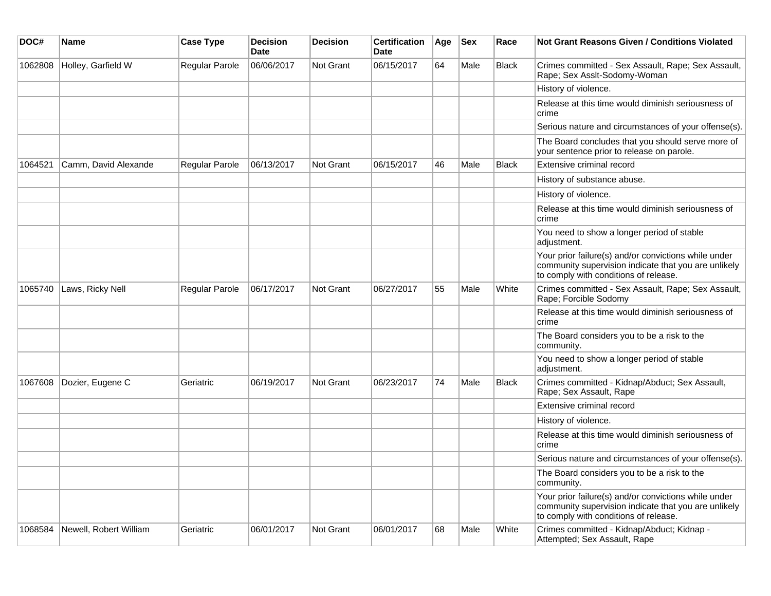| DOC# | Name | Case Type | Decision Date | Decision | Certification Date | Age | Sex | Race | Not Grant Reasons Given / Conditions Violated |
|---|---|---|---|---|---|---|---|---|---|
| 1062808 | Holley, Garfield W | Regular Parole | 06/06/2017 | Not Grant | 06/15/2017 | 64 | Male | Black | Crimes committed - Sex Assault, Rape; Sex Assault, Rape; Sex Asslt-Sodomy-Woman |
| | | | | | | | | | History of violence. |
| | | | | | | | | | Release at this time would diminish seriousness of crime |
| | | | | | | | | | Serious nature and circumstances of your offense(s). |
| | | | | | | | | | The Board concludes that you should serve more of your sentence prior to release on parole. |
| 1064521 | Camm, David Alexande | Regular Parole | 06/13/2017 | Not Grant | 06/15/2017 | 46 | Male | Black | Extensive criminal record |
| | | | | | | | | | History of substance abuse. |
| | | | | | | | | | History of violence. |
| | | | | | | | | | Release at this time would diminish seriousness of crime |
| | | | | | | | | | You need to show a longer period of stable adjustment. |
| | | | | | | | | | Your prior failure(s) and/or convictions while under community supervision indicate that you are unlikely to comply with conditions of release. |
| 1065740 | Laws, Ricky Nell | Regular Parole | 06/17/2017 | Not Grant | 06/27/2017 | 55 | Male | White | Crimes committed - Sex Assault, Rape; Sex Assault, Rape; Forcible Sodomy |
| | | | | | | | | | Release at this time would diminish seriousness of crime |
| | | | | | | | | | The Board considers you to be a risk to the community. |
| | | | | | | | | | You need to show a longer period of stable adjustment. |
| 1067608 | Dozier, Eugene C | Geriatric | 06/19/2017 | Not Grant | 06/23/2017 | 74 | Male | Black | Crimes committed - Kidnap/Abduct; Sex Assault, Rape; Sex Assault, Rape |
| | | | | | | | | | Extensive criminal record |
| | | | | | | | | | History of violence. |
| | | | | | | | | | Release at this time would diminish seriousness of crime |
| | | | | | | | | | Serious nature and circumstances of your offense(s). |
| | | | | | | | | | The Board considers you to be a risk to the community. |
| | | | | | | | | | Your prior failure(s) and/or convictions while under community supervision indicate that you are unlikely to comply with conditions of release. |
| 1068584 | Newell, Robert William | Geriatric | 06/01/2017 | Not Grant | 06/01/2017 | 68 | Male | White | Crimes committed - Kidnap/Abduct; Kidnap - Attempted; Sex Assault, Rape |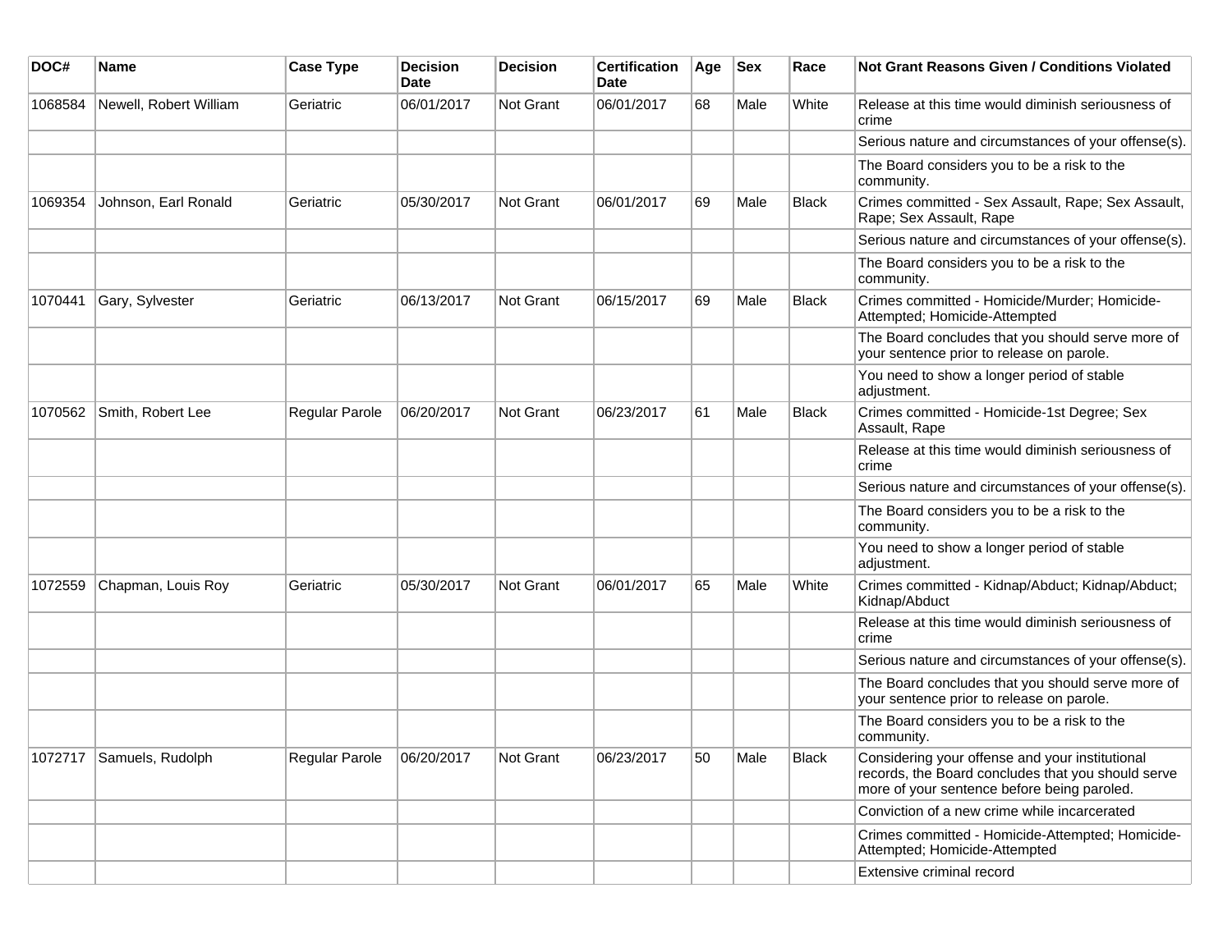| DOC# | Name | Case Type | Decision Date | Decision | Certification Date | Age | Sex | Race | Not Grant Reasons Given / Conditions Violated |
|---|---|---|---|---|---|---|---|---|---|
| 1068584 | Newell, Robert William | Geriatric | 06/01/2017 | Not Grant | 06/01/2017 | 68 | Male | White | Release at this time would diminish seriousness of crime |
| | | | | | | | | | Serious nature and circumstances of your offense(s). |
| | | | | | | | | | The Board considers you to be a risk to the community. |
| 1069354 | Johnson, Earl Ronald | Geriatric | 05/30/2017 | Not Grant | 06/01/2017 | 69 | Male | Black | Crimes committed - Sex Assault, Rape; Sex Assault, Rape; Sex Assault, Rape |
| | | | | | | | | | Serious nature and circumstances of your offense(s). |
| | | | | | | | | | The Board considers you to be a risk to the community. |
| 1070441 | Gary, Sylvester | Geriatric | 06/13/2017 | Not Grant | 06/15/2017 | 69 | Male | Black | Crimes committed - Homicide/Murder; Homicide-Attempted; Homicide-Attempted |
| | | | | | | | | | The Board concludes that you should serve more of your sentence prior to release on parole. |
| | | | | | | | | | You need to show a longer period of stable adjustment. |
| 1070562 | Smith, Robert Lee | Regular Parole | 06/20/2017 | Not Grant | 06/23/2017 | 61 | Male | Black | Crimes committed - Homicide-1st Degree; Sex Assault, Rape |
| | | | | | | | | | Release at this time would diminish seriousness of crime |
| | | | | | | | | | Serious nature and circumstances of your offense(s). |
| | | | | | | | | | The Board considers you to be a risk to the community. |
| | | | | | | | | | You need to show a longer period of stable adjustment. |
| 1072559 | Chapman, Louis Roy | Geriatric | 05/30/2017 | Not Grant | 06/01/2017 | 65 | Male | White | Crimes committed - Kidnap/Abduct; Kidnap/Abduct; Kidnap/Abduct |
| | | | | | | | | | Release at this time would diminish seriousness of crime |
| | | | | | | | | | Serious nature and circumstances of your offense(s). |
| | | | | | | | | | The Board concludes that you should serve more of your sentence prior to release on parole. |
| | | | | | | | | | The Board considers you to be a risk to the community. |
| 1072717 | Samuels, Rudolph | Regular Parole | 06/20/2017 | Not Grant | 06/23/2017 | 50 | Male | Black | Considering your offense and your institutional records, the Board concludes that you should serve more of your sentence before being paroled. |
| | | | | | | | | | Conviction of a new crime while incarcerated |
| | | | | | | | | | Crimes committed - Homicide-Attempted; Homicide-Attempted; Homicide-Attempted |
| | | | | | | | | | Extensive criminal record |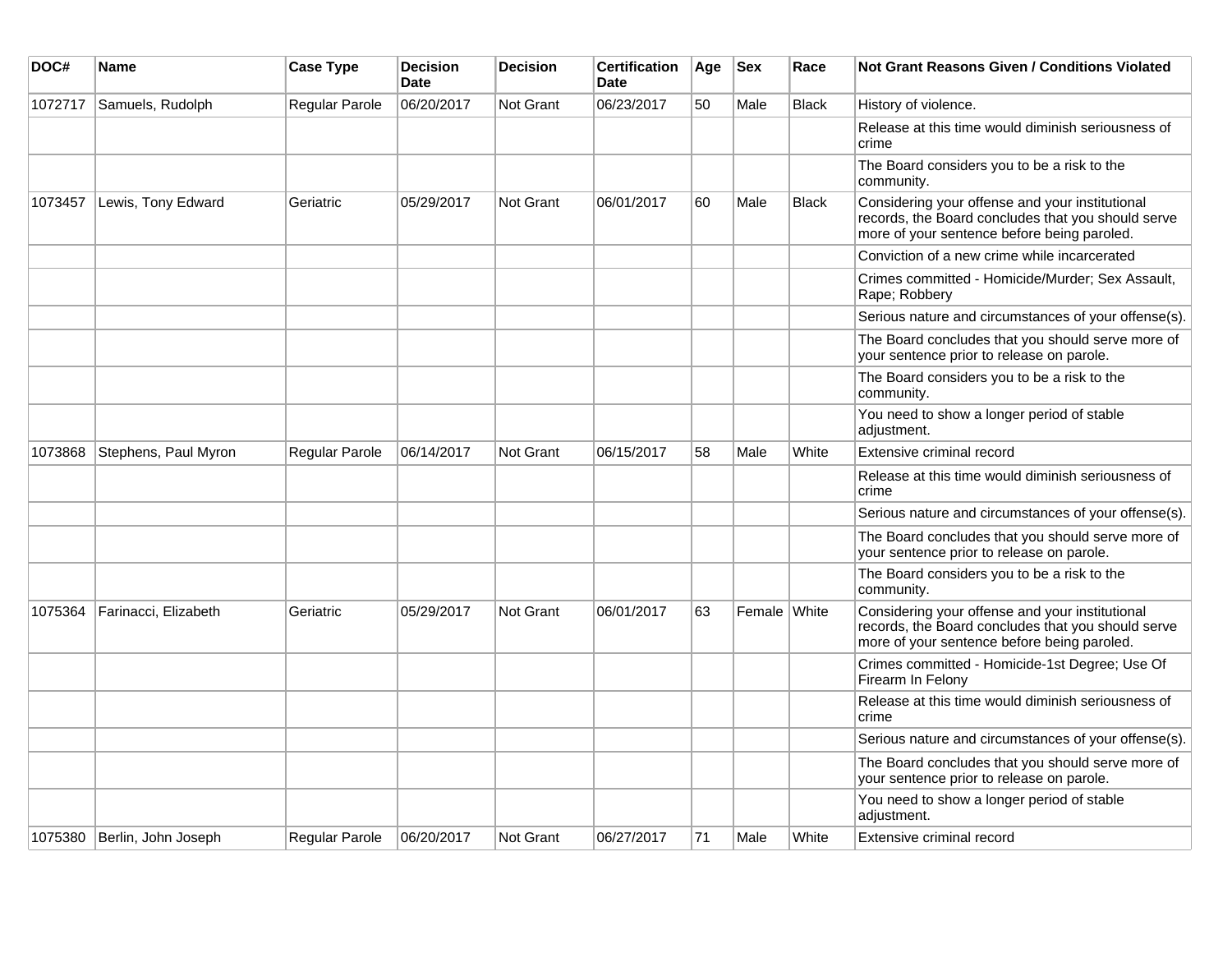| DOC# | Name | Case Type | Decision Date | Decision | Certification Date | Age | Sex | Race | Not Grant Reasons Given / Conditions Violated |
|---|---|---|---|---|---|---|---|---|---|
| 1072717 | Samuels, Rudolph | Regular Parole | 06/20/2017 | Not Grant | 06/23/2017 | 50 | Male | Black | History of violence. |
| | | | | | | | | | Release at this time would diminish seriousness of crime |
| | | | | | | | | | The Board considers you to be a risk to the community. |
| 1073457 | Lewis, Tony Edward | Geriatric | 05/29/2017 | Not Grant | 06/01/2017 | 60 | Male | Black | Considering your offense and your institutional records, the Board concludes that you should serve more of your sentence before being paroled. |
| | | | | | | | | | Conviction of a new crime while incarcerated |
| | | | | | | | | | Crimes committed - Homicide/Murder; Sex Assault, Rape; Robbery |
| | | | | | | | | | Serious nature and circumstances of your offense(s). |
| | | | | | | | | | The Board concludes that you should serve more of your sentence prior to release on parole. |
| | | | | | | | | | The Board considers you to be a risk to the community. |
| | | | | | | | | | You need to show a longer period of stable adjustment. |
| 1073868 | Stephens, Paul Myron | Regular Parole | 06/14/2017 | Not Grant | 06/15/2017 | 58 | Male | White | Extensive criminal record |
| | | | | | | | | | Release at this time would diminish seriousness of crime |
| | | | | | | | | | Serious nature and circumstances of your offense(s). |
| | | | | | | | | | The Board concludes that you should serve more of your sentence prior to release on parole. |
| | | | | | | | | | The Board considers you to be a risk to the community. |
| 1075364 | Farinacci, Elizabeth | Geriatric | 05/29/2017 | Not Grant | 06/01/2017 | 63 | Female | White | Considering your offense and your institutional records, the Board concludes that you should serve more of your sentence before being paroled. |
| | | | | | | | | | Crimes committed - Homicide-1st Degree; Use Of Firearm In Felony |
| | | | | | | | | | Release at this time would diminish seriousness of crime |
| | | | | | | | | | Serious nature and circumstances of your offense(s). |
| | | | | | | | | | The Board concludes that you should serve more of your sentence prior to release on parole. |
| | | | | | | | | | You need to show a longer period of stable adjustment. |
| 1075380 | Berlin, John Joseph | Regular Parole | 06/20/2017 | Not Grant | 06/27/2017 | 71 | Male | White | Extensive criminal record |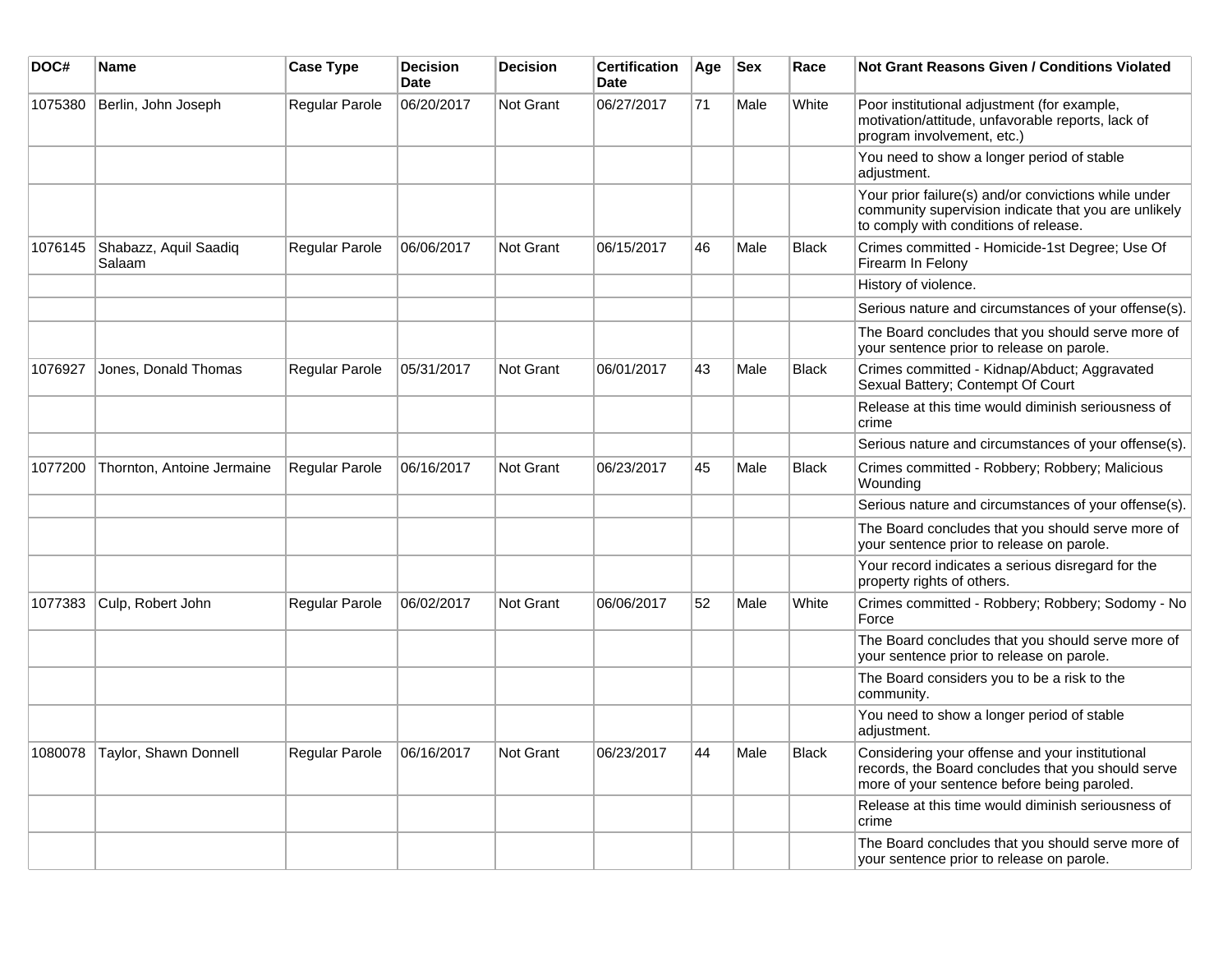| DOC# | Name | Case Type | Decision Date | Decision | Certification Date | Age | Sex | Race | Not Grant Reasons Given / Conditions Violated |
|---|---|---|---|---|---|---|---|---|---|
| 1075380 | Berlin, John Joseph | Regular Parole | 06/20/2017 | Not Grant | 06/27/2017 | 71 | Male | White | Poor institutional adjustment (for example, motivation/attitude, unfavorable reports, lack of program involvement, etc.) |
| | | | | | | | | | You need to show a longer period of stable adjustment. |
| | | | | | | | | | Your prior failure(s) and/or convictions while under community supervision indicate that you are unlikely to comply with conditions of release. |
| 1076145 | Shabazz, Aquil Saadiq Salaam | Regular Parole | 06/06/2017 | Not Grant | 06/15/2017 | 46 | Male | Black | Crimes committed - Homicide-1st Degree; Use Of Firearm In Felony |
| | | | | | | | | | History of violence. |
| | | | | | | | | | Serious nature and circumstances of your offense(s). |
| | | | | | | | | | The Board concludes that you should serve more of your sentence prior to release on parole. |
| 1076927 | Jones, Donald Thomas | Regular Parole | 05/31/2017 | Not Grant | 06/01/2017 | 43 | Male | Black | Crimes committed - Kidnap/Abduct; Aggravated Sexual Battery; Contempt Of Court |
| | | | | | | | | | Release at this time would diminish seriousness of crime |
| | | | | | | | | | Serious nature and circumstances of your offense(s). |
| 1077200 | Thornton, Antoine Jermaine | Regular Parole | 06/16/2017 | Not Grant | 06/23/2017 | 45 | Male | Black | Crimes committed - Robbery; Robbery; Malicious Wounding |
| | | | | | | | | | Serious nature and circumstances of your offense(s). |
| | | | | | | | | | The Board concludes that you should serve more of your sentence prior to release on parole. |
| | | | | | | | | | Your record indicates a serious disregard for the property rights of others. |
| 1077383 | Culp, Robert John | Regular Parole | 06/02/2017 | Not Grant | 06/06/2017 | 52 | Male | White | Crimes committed - Robbery; Robbery; Sodomy - No Force |
| | | | | | | | | | The Board concludes that you should serve more of your sentence prior to release on parole. |
| | | | | | | | | | The Board considers you to be a risk to the community. |
| | | | | | | | | | You need to show a longer period of stable adjustment. |
| 1080078 | Taylor, Shawn Donnell | Regular Parole | 06/16/2017 | Not Grant | 06/23/2017 | 44 | Male | Black | Considering your offense and your institutional records, the Board concludes that you should serve more of your sentence before being paroled. |
| | | | | | | | | | Release at this time would diminish seriousness of crime |
| | | | | | | | | | The Board concludes that you should serve more of your sentence prior to release on parole. |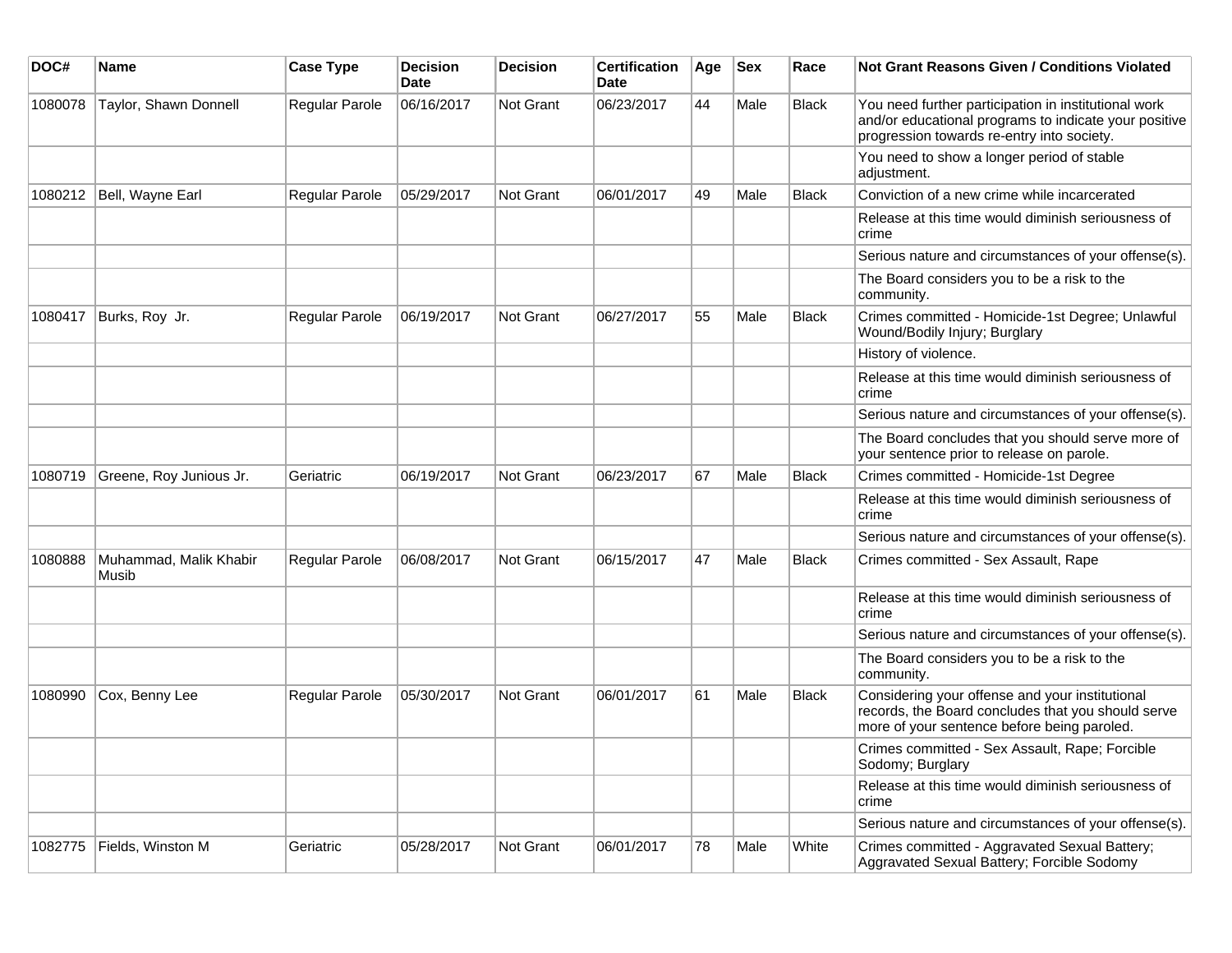| DOC# | Name | Case Type | Decision Date | Decision | Certification Date | Age | Sex | Race | Not Grant Reasons Given / Conditions Violated |
|---|---|---|---|---|---|---|---|---|---|
| 1080078 | Taylor, Shawn Donnell | Regular Parole | 06/16/2017 | Not Grant | 06/23/2017 | 44 | Male | Black | You need further participation in institutional work and/or educational programs to indicate your positive progression towards re-entry into society. |
| | | | | | | | | | You need to show a longer period of stable adjustment. |
| 1080212 | Bell, Wayne Earl | Regular Parole | 05/29/2017 | Not Grant | 06/01/2017 | 49 | Male | Black | Conviction of a new crime while incarcerated |
| | | | | | | | | | Release at this time would diminish seriousness of crime |
| | | | | | | | | | Serious nature and circumstances of your offense(s). |
| | | | | | | | | | The Board considers you to be a risk to the community. |
| 1080417 | Burks, Roy Jr. | Regular Parole | 06/19/2017 | Not Grant | 06/27/2017 | 55 | Male | Black | Crimes committed - Homicide-1st Degree; Unlawful Wound/Bodily Injury; Burglary |
| | | | | | | | | | History of violence. |
| | | | | | | | | | Release at this time would diminish seriousness of crime |
| | | | | | | | | | Serious nature and circumstances of your offense(s). |
| | | | | | | | | | The Board concludes that you should serve more of your sentence prior to release on parole. |
| 1080719 | Greene, Roy Junious Jr. | Geriatric | 06/19/2017 | Not Grant | 06/23/2017 | 67 | Male | Black | Crimes committed - Homicide-1st Degree |
| | | | | | | | | | Release at this time would diminish seriousness of crime |
| | | | | | | | | | Serious nature and circumstances of your offense(s). |
| 1080888 | Muhammad, Malik Khabir Musib | Regular Parole | 06/08/2017 | Not Grant | 06/15/2017 | 47 | Male | Black | Crimes committed - Sex Assault, Rape |
| | | | | | | | | | Release at this time would diminish seriousness of crime |
| | | | | | | | | | Serious nature and circumstances of your offense(s). |
| | | | | | | | | | The Board considers you to be a risk to the community. |
| 1080990 | Cox, Benny Lee | Regular Parole | 05/30/2017 | Not Grant | 06/01/2017 | 61 | Male | Black | Considering your offense and your institutional records, the Board concludes that you should serve more of your sentence before being paroled. |
| | | | | | | | | | Crimes committed - Sex Assault, Rape; Forcible Sodomy; Burglary |
| | | | | | | | | | Release at this time would diminish seriousness of crime |
| | | | | | | | | | Serious nature and circumstances of your offense(s). |
| 1082775 | Fields, Winston M | Geriatric | 05/28/2017 | Not Grant | 06/01/2017 | 78 | Male | White | Crimes committed - Aggravated Sexual Battery; Aggravated Sexual Battery; Forcible Sodomy |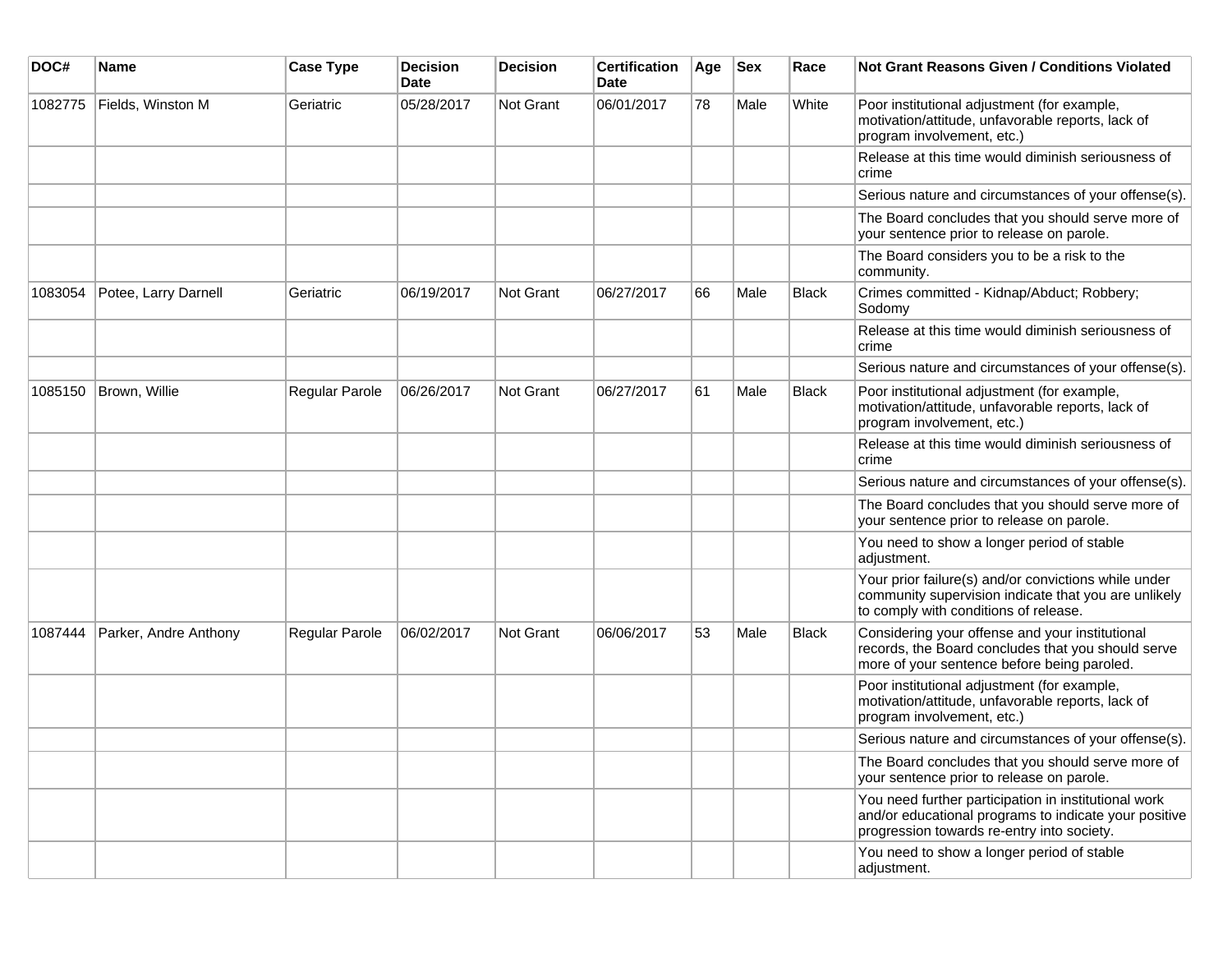| DOC# | Name | Case Type | Decision Date | Decision | Certification Date | Age | Sex | Race | Not Grant Reasons Given / Conditions Violated |
|---|---|---|---|---|---|---|---|---|---|
| 1082775 | Fields, Winston M | Geriatric | 05/28/2017 | Not Grant | 06/01/2017 | 78 | Male | White | Poor institutional adjustment (for example, motivation/attitude, unfavorable reports, lack of program involvement, etc.) |
| | | | | | | | | | Release at this time would diminish seriousness of crime |
| | | | | | | | | | Serious nature and circumstances of your offense(s). |
| | | | | | | | | | The Board concludes that you should serve more of your sentence prior to release on parole. |
| | | | | | | | | | The Board considers you to be a risk to the community. |
| 1083054 | Potee, Larry Darnell | Geriatric | 06/19/2017 | Not Grant | 06/27/2017 | 66 | Male | Black | Crimes committed - Kidnap/Abduct; Robbery; Sodomy |
| | | | | | | | | | Release at this time would diminish seriousness of crime |
| | | | | | | | | | Serious nature and circumstances of your offense(s). |
| 1085150 | Brown, Willie | Regular Parole | 06/26/2017 | Not Grant | 06/27/2017 | 61 | Male | Black | Poor institutional adjustment (for example, motivation/attitude, unfavorable reports, lack of program involvement, etc.) |
| | | | | | | | | | Release at this time would diminish seriousness of crime |
| | | | | | | | | | Serious nature and circumstances of your offense(s). |
| | | | | | | | | | The Board concludes that you should serve more of your sentence prior to release on parole. |
| | | | | | | | | | You need to show a longer period of stable adjustment. |
| | | | | | | | | | Your prior failure(s) and/or convictions while under community supervision indicate that you are unlikely to comply with conditions of release. |
| 1087444 | Parker, Andre Anthony | Regular Parole | 06/02/2017 | Not Grant | 06/06/2017 | 53 | Male | Black | Considering your offense and your institutional records, the Board concludes that you should serve more of your sentence before being paroled. |
| | | | | | | | | | Poor institutional adjustment (for example, motivation/attitude, unfavorable reports, lack of program involvement, etc.) |
| | | | | | | | | | Serious nature and circumstances of your offense(s). |
| | | | | | | | | | The Board concludes that you should serve more of your sentence prior to release on parole. |
| | | | | | | | | | You need further participation in institutional work and/or educational programs to indicate your positive progression towards re-entry into society. |
| | | | | | | | | | You need to show a longer period of stable adjustment. |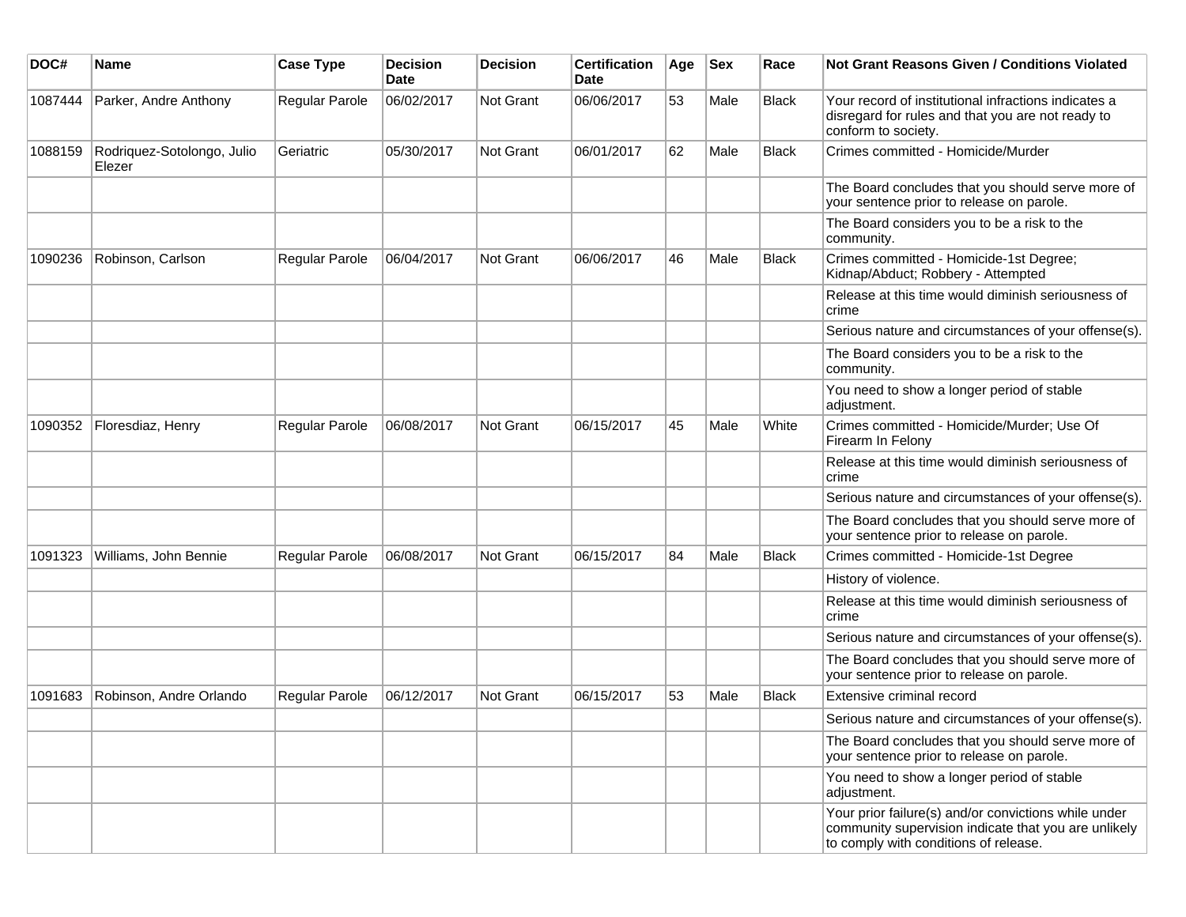| DOC# | Name | Case Type | Decision Date | Decision | Certification Date | Age | Sex | Race | Not Grant Reasons Given / Conditions Violated |
|---|---|---|---|---|---|---|---|---|---|
| 1087444 | Parker, Andre Anthony | Regular Parole | 06/02/2017 | Not Grant | 06/06/2017 | 53 | Male | Black | Your record of institutional infractions indicates a disregard for rules and that you are not ready to conform to society. |
| 1088159 | Rodriquez-Sotolongo, Julio Elezer | Geriatric | 05/30/2017 | Not Grant | 06/01/2017 | 62 | Male | Black | Crimes committed - Homicide/Murder |
| | | | | | | | | | The Board concludes that you should serve more of your sentence prior to release on parole. |
| | | | | | | | | | The Board considers you to be a risk to the community. |
| 1090236 | Robinson, Carlson | Regular Parole | 06/04/2017 | Not Grant | 06/06/2017 | 46 | Male | Black | Crimes committed - Homicide-1st Degree; Kidnap/Abduct; Robbery - Attempted |
| | | | | | | | | | Release at this time would diminish seriousness of crime |
| | | | | | | | | | Serious nature and circumstances of your offense(s). |
| | | | | | | | | | The Board considers you to be a risk to the community. |
| | | | | | | | | | You need to show a longer period of stable adjustment. |
| 1090352 | Floresdiaz, Henry | Regular Parole | 06/08/2017 | Not Grant | 06/15/2017 | 45 | Male | White | Crimes committed - Homicide/Murder; Use Of Firearm In Felony |
| | | | | | | | | | Release at this time would diminish seriousness of crime |
| | | | | | | | | | Serious nature and circumstances of your offense(s). |
| | | | | | | | | | The Board concludes that you should serve more of your sentence prior to release on parole. |
| 1091323 | Williams, John Bennie | Regular Parole | 06/08/2017 | Not Grant | 06/15/2017 | 84 | Male | Black | Crimes committed - Homicide-1st Degree |
| | | | | | | | | | History of violence. |
| | | | | | | | | | Release at this time would diminish seriousness of crime |
| | | | | | | | | | Serious nature and circumstances of your offense(s). |
| | | | | | | | | | The Board concludes that you should serve more of your sentence prior to release on parole. |
| 1091683 | Robinson, Andre Orlando | Regular Parole | 06/12/2017 | Not Grant | 06/15/2017 | 53 | Male | Black | Extensive criminal record |
| | | | | | | | | | Serious nature and circumstances of your offense(s). |
| | | | | | | | | | The Board concludes that you should serve more of your sentence prior to release on parole. |
| | | | | | | | | | You need to show a longer period of stable adjustment. |
| | | | | | | | | | Your prior failure(s) and/or convictions while under community supervision indicate that you are unlikely to comply with conditions of release. |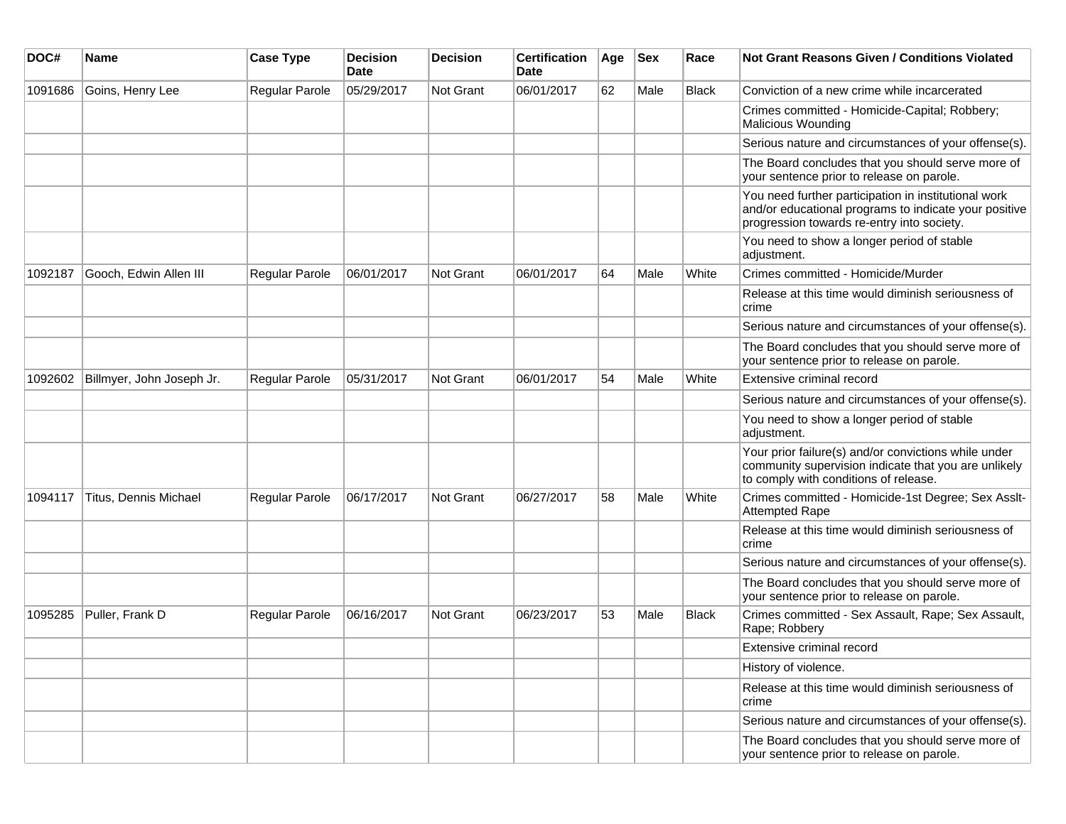| DOC# | Name | Case Type | Decision Date | Decision | Certification Date | Age | Sex | Race | Not Grant Reasons Given / Conditions Violated |
|---|---|---|---|---|---|---|---|---|---|
| 1091686 | Goins, Henry Lee | Regular Parole | 05/29/2017 | Not Grant | 06/01/2017 | 62 | Male | Black | Conviction of a new crime while incarcerated |
| | | | | | | | | | Crimes committed - Homicide-Capital; Robbery; Malicious Wounding |
| | | | | | | | | | Serious nature and circumstances of your offense(s). |
| | | | | | | | | | The Board concludes that you should serve more of your sentence prior to release on parole. |
| | | | | | | | | | You need further participation in institutional work and/or educational programs to indicate your positive progression towards re-entry into society. |
| | | | | | | | | | You need to show a longer period of stable adjustment. |
| 1092187 | Gooch, Edwin Allen III | Regular Parole | 06/01/2017 | Not Grant | 06/01/2017 | 64 | Male | White | Crimes committed - Homicide/Murder |
| | | | | | | | | | Release at this time would diminish seriousness of crime |
| | | | | | | | | | Serious nature and circumstances of your offense(s). |
| | | | | | | | | | The Board concludes that you should serve more of your sentence prior to release on parole. |
| 1092602 | Billmyer, John Joseph Jr. | Regular Parole | 05/31/2017 | Not Grant | 06/01/2017 | 54 | Male | White | Extensive criminal record |
| | | | | | | | | | Serious nature and circumstances of your offense(s). |
| | | | | | | | | | You need to show a longer period of stable adjustment. |
| | | | | | | | | | Your prior failure(s) and/or convictions while under community supervision indicate that you are unlikely to comply with conditions of release. |
| 1094117 | Titus, Dennis Michael | Regular Parole | 06/17/2017 | Not Grant | 06/27/2017 | 58 | Male | White | Crimes committed - Homicide-1st Degree; Sex Asslt-Attempted Rape |
| | | | | | | | | | Release at this time would diminish seriousness of crime |
| | | | | | | | | | Serious nature and circumstances of your offense(s). |
| | | | | | | | | | The Board concludes that you should serve more of your sentence prior to release on parole. |
| 1095285 | Puller, Frank D | Regular Parole | 06/16/2017 | Not Grant | 06/23/2017 | 53 | Male | Black | Crimes committed - Sex Assault, Rape; Sex Assault, Rape; Robbery |
| | | | | | | | | | Extensive criminal record |
| | | | | | | | | | History of violence. |
| | | | | | | | | | Release at this time would diminish seriousness of crime |
| | | | | | | | | | Serious nature and circumstances of your offense(s). |
| | | | | | | | | | The Board concludes that you should serve more of your sentence prior to release on parole. |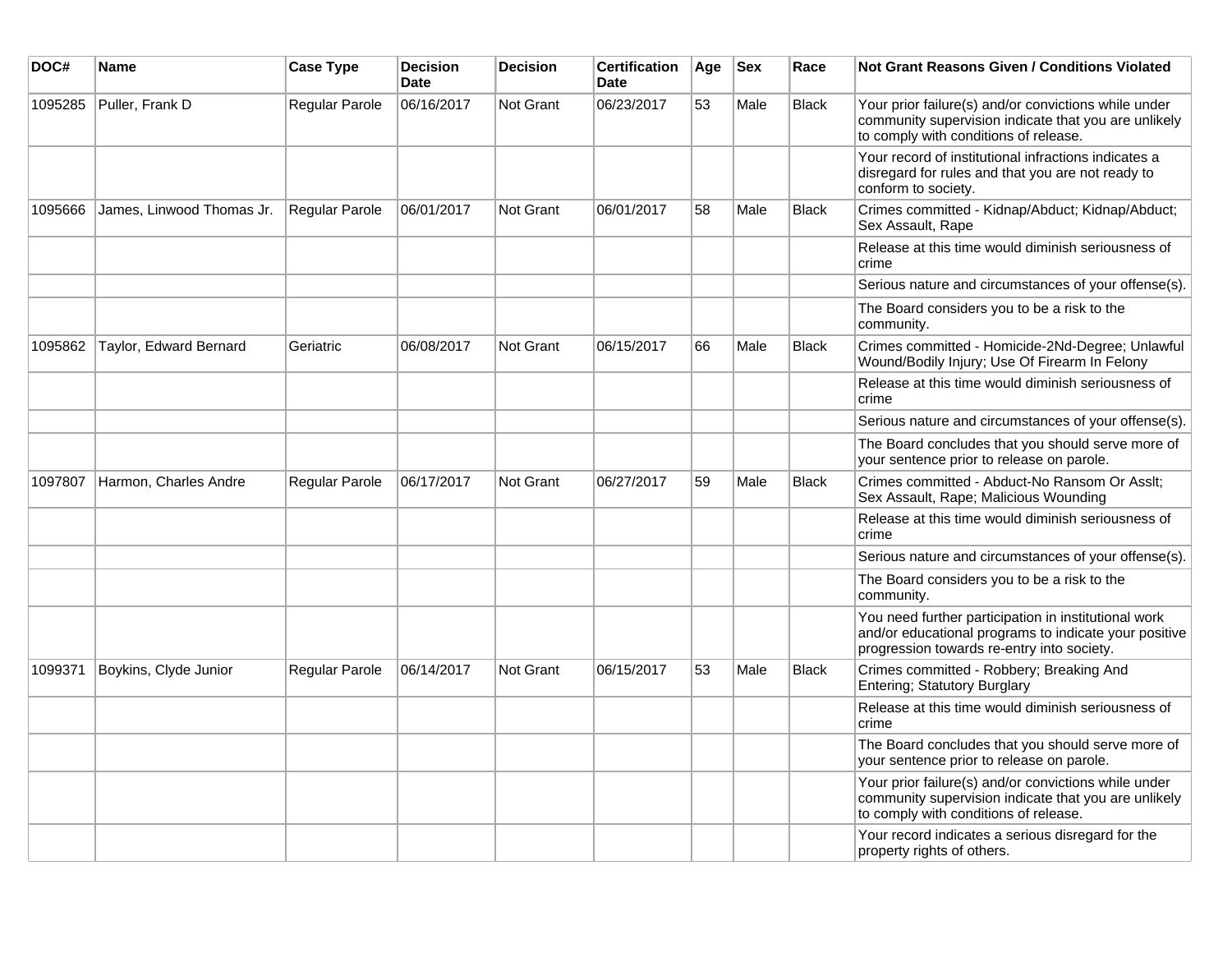| DOC# | Name | Case Type | Decision Date | Decision | Certification Date | Age | Sex | Race | Not Grant Reasons Given / Conditions Violated |
|---|---|---|---|---|---|---|---|---|---|
| 1095285 | Puller, Frank D | Regular Parole | 06/16/2017 | Not Grant | 06/23/2017 | 53 | Male | Black | Your prior failure(s) and/or convictions while under community supervision indicate that you are unlikely to comply with conditions of release. |
| | | | | | | | | | Your record of institutional infractions indicates a disregard for rules and that you are not ready to conform to society. |
| 1095666 | James, Linwood Thomas Jr. | Regular Parole | 06/01/2017 | Not Grant | 06/01/2017 | 58 | Male | Black | Crimes committed - Kidnap/Abduct; Kidnap/Abduct; Sex Assault, Rape |
| | | | | | | | | | Release at this time would diminish seriousness of crime |
| | | | | | | | | | Serious nature and circumstances of your offense(s). |
| | | | | | | | | | The Board considers you to be a risk to the community. |
| 1095862 | Taylor, Edward Bernard | Geriatric | 06/08/2017 | Not Grant | 06/15/2017 | 66 | Male | Black | Crimes committed - Homicide-2Nd-Degree; Unlawful Wound/Bodily Injury; Use Of Firearm In Felony |
| | | | | | | | | | Release at this time would diminish seriousness of crime |
| | | | | | | | | | Serious nature and circumstances of your offense(s). |
| | | | | | | | | | The Board concludes that you should serve more of your sentence prior to release on parole. |
| 1097807 | Harmon, Charles Andre | Regular Parole | 06/17/2017 | Not Grant | 06/27/2017 | 59 | Male | Black | Crimes committed - Abduct-No Ransom Or Asslt; Sex Assault, Rape; Malicious Wounding |
| | | | | | | | | | Release at this time would diminish seriousness of crime |
| | | | | | | | | | Serious nature and circumstances of your offense(s). |
| | | | | | | | | | The Board considers you to be a risk to the community. |
| | | | | | | | | | You need further participation in institutional work and/or educational programs to indicate your positive progression towards re-entry into society. |
| 1099371 | Boykins, Clyde Junior | Regular Parole | 06/14/2017 | Not Grant | 06/15/2017 | 53 | Male | Black | Crimes committed - Robbery; Breaking And Entering; Statutory Burglary |
| | | | | | | | | | Release at this time would diminish seriousness of crime |
| | | | | | | | | | The Board concludes that you should serve more of your sentence prior to release on parole. |
| | | | | | | | | | Your prior failure(s) and/or convictions while under community supervision indicate that you are unlikely to comply with conditions of release. |
| | | | | | | | | | Your record indicates a serious disregard for the property rights of others. |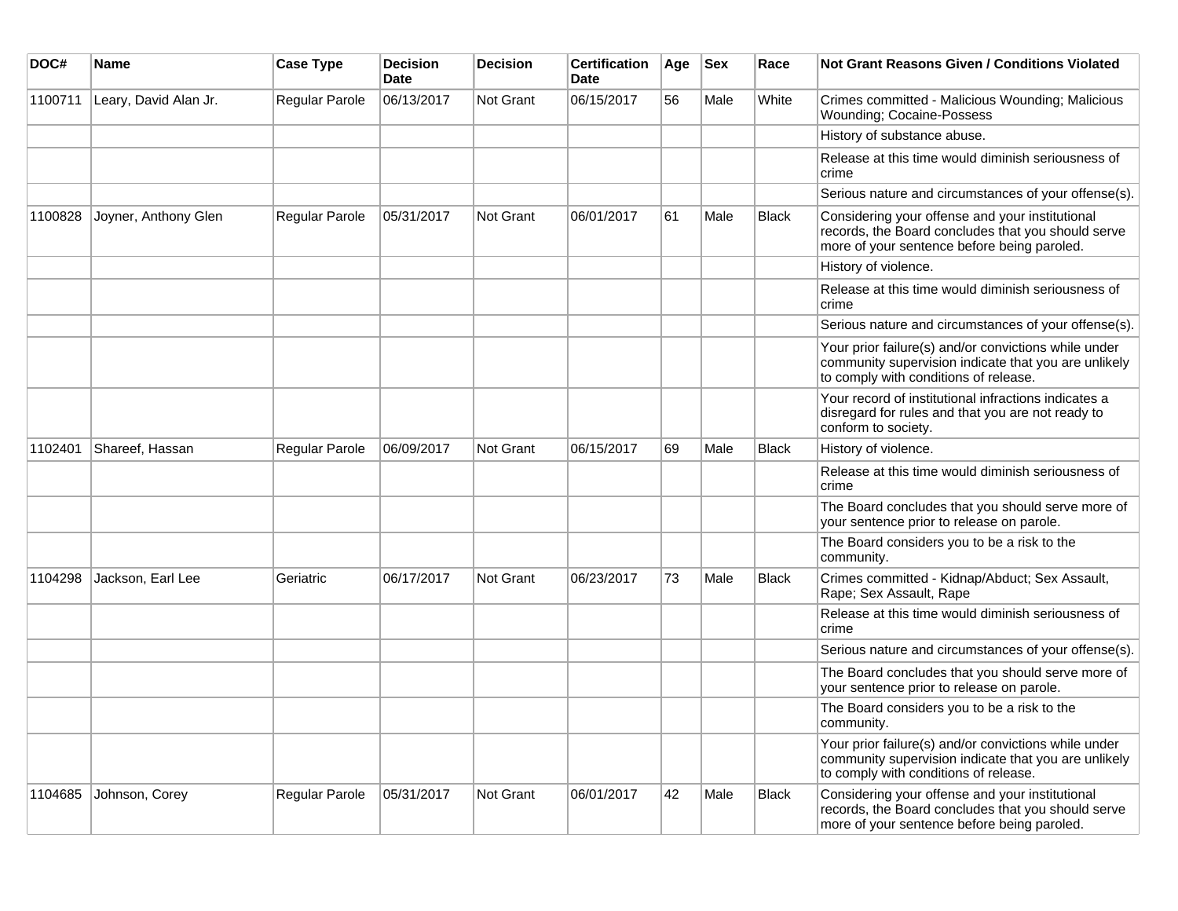| DOC# | Name | Case Type | Decision Date | Decision | Certification Date | Age | Sex | Race | Not Grant Reasons Given / Conditions Violated |
|---|---|---|---|---|---|---|---|---|---|
| 1100711 | Leary, David Alan Jr. | Regular Parole | 06/13/2017 | Not Grant | 06/15/2017 | 56 | Male | White | Crimes committed - Malicious Wounding; Malicious Wounding; Cocaine-Possess |
| | | | | | | | | | History of substance abuse. |
| | | | | | | | | | Release at this time would diminish seriousness of crime |
| | | | | | | | | | Serious nature and circumstances of your offense(s). |
| 1100828 | Joyner, Anthony Glen | Regular Parole | 05/31/2017 | Not Grant | 06/01/2017 | 61 | Male | Black | Considering your offense and your institutional records, the Board concludes that you should serve more of your sentence before being paroled. |
| | | | | | | | | | History of violence. |
| | | | | | | | | | Release at this time would diminish seriousness of crime |
| | | | | | | | | | Serious nature and circumstances of your offense(s). |
| | | | | | | | | | Your prior failure(s) and/or convictions while under community supervision indicate that you are unlikely to comply with conditions of release. |
| | | | | | | | | | Your record of institutional infractions indicates a disregard for rules and that you are not ready to conform to society. |
| 1102401 | Shareef, Hassan | Regular Parole | 06/09/2017 | Not Grant | 06/15/2017 | 69 | Male | Black | History of violence. |
| | | | | | | | | | Release at this time would diminish seriousness of crime |
| | | | | | | | | | The Board concludes that you should serve more of your sentence prior to release on parole. |
| | | | | | | | | | The Board considers you to be a risk to the community. |
| 1104298 | Jackson, Earl Lee | Geriatric | 06/17/2017 | Not Grant | 06/23/2017 | 73 | Male | Black | Crimes committed - Kidnap/Abduct; Sex Assault, Rape; Sex Assault, Rape |
| | | | | | | | | | Release at this time would diminish seriousness of crime |
| | | | | | | | | | Serious nature and circumstances of your offense(s). |
| | | | | | | | | | The Board concludes that you should serve more of your sentence prior to release on parole. |
| | | | | | | | | | The Board considers you to be a risk to the community. |
| | | | | | | | | | Your prior failure(s) and/or convictions while under community supervision indicate that you are unlikely to comply with conditions of release. |
| 1104685 | Johnson, Corey | Regular Parole | 05/31/2017 | Not Grant | 06/01/2017 | 42 | Male | Black | Considering your offense and your institutional records, the Board concludes that you should serve more of your sentence before being paroled. |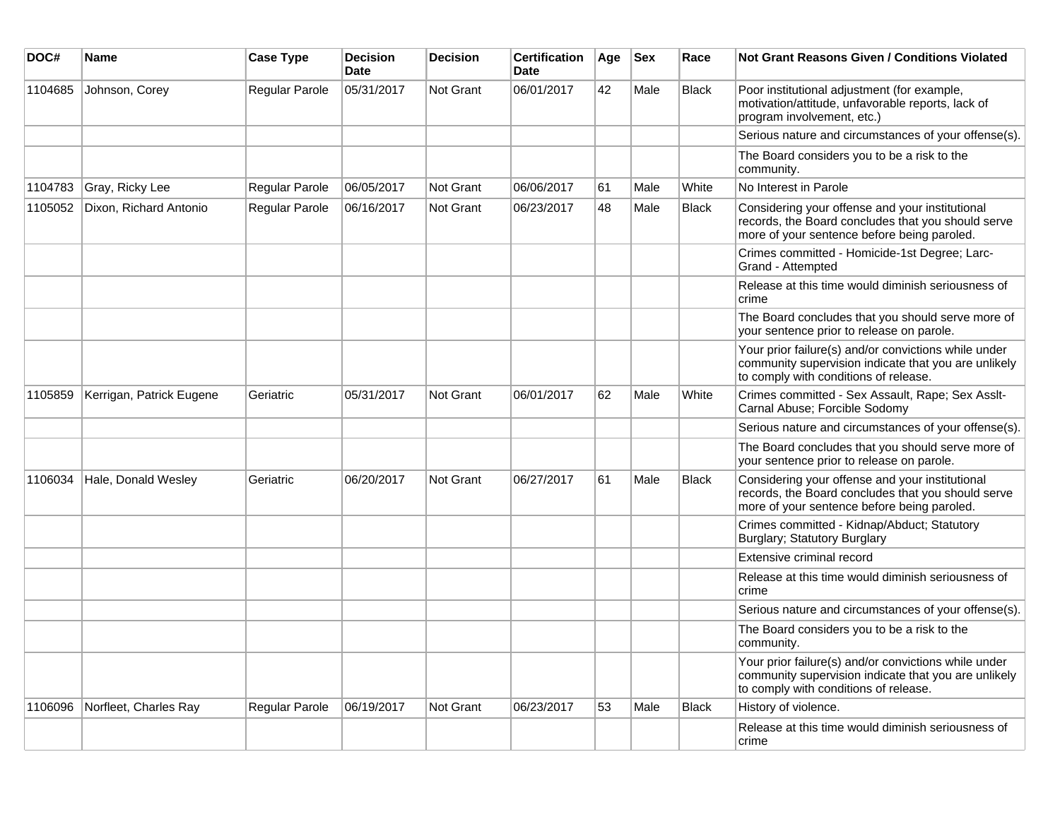| DOC# | Name | Case Type | Decision Date | Decision | Certification Date | Age | Sex | Race | Not Grant Reasons Given / Conditions Violated |
|---|---|---|---|---|---|---|---|---|---|
| 1104685 | Johnson, Corey | Regular Parole | 05/31/2017 | Not Grant | 06/01/2017 | 42 | Male | Black | Poor institutional adjustment (for example, motivation/attitude, unfavorable reports, lack of program involvement, etc.) |
| | | | | | | | | | Serious nature and circumstances of your offense(s). |
| | | | | | | | | | The Board considers you to be a risk to the community. |
| 1104783 | Gray, Ricky Lee | Regular Parole | 06/05/2017 | Not Grant | 06/06/2017 | 61 | Male | White | No Interest in Parole |
| 1105052 | Dixon, Richard Antonio | Regular Parole | 06/16/2017 | Not Grant | 06/23/2017 | 48 | Male | Black | Considering your offense and your institutional records, the Board concludes that you should serve more of your sentence before being paroled. |
| | | | | | | | | | Crimes committed - Homicide-1st Degree; Larc-Grand - Attempted |
| | | | | | | | | | Release at this time would diminish seriousness of crime |
| | | | | | | | | | The Board concludes that you should serve more of your sentence prior to release on parole. |
| | | | | | | | | | Your prior failure(s) and/or convictions while under community supervision indicate that you are unlikely to comply with conditions of release. |
| 1105859 | Kerrigan, Patrick Eugene | Geriatric | 05/31/2017 | Not Grant | 06/01/2017 | 62 | Male | White | Crimes committed - Sex Assault, Rape; Sex Asslt-Carnal Abuse; Forcible Sodomy |
| | | | | | | | | | Serious nature and circumstances of your offense(s). |
| | | | | | | | | | The Board concludes that you should serve more of your sentence prior to release on parole. |
| 1106034 | Hale, Donald Wesley | Geriatric | 06/20/2017 | Not Grant | 06/27/2017 | 61 | Male | Black | Considering your offense and your institutional records, the Board concludes that you should serve more of your sentence before being paroled. |
| | | | | | | | | | Crimes committed - Kidnap/Abduct; Statutory Burglary; Statutory Burglary |
| | | | | | | | | | Extensive criminal record |
| | | | | | | | | | Release at this time would diminish seriousness of crime |
| | | | | | | | | | Serious nature and circumstances of your offense(s). |
| | | | | | | | | | The Board considers you to be a risk to the community. |
| | | | | | | | | | Your prior failure(s) and/or convictions while under community supervision indicate that you are unlikely to comply with conditions of release. |
| 1106096 | Norfleet, Charles Ray | Regular Parole | 06/19/2017 | Not Grant | 06/23/2017 | 53 | Male | Black | History of violence. |
| | | | | | | | | | Release at this time would diminish seriousness of crime |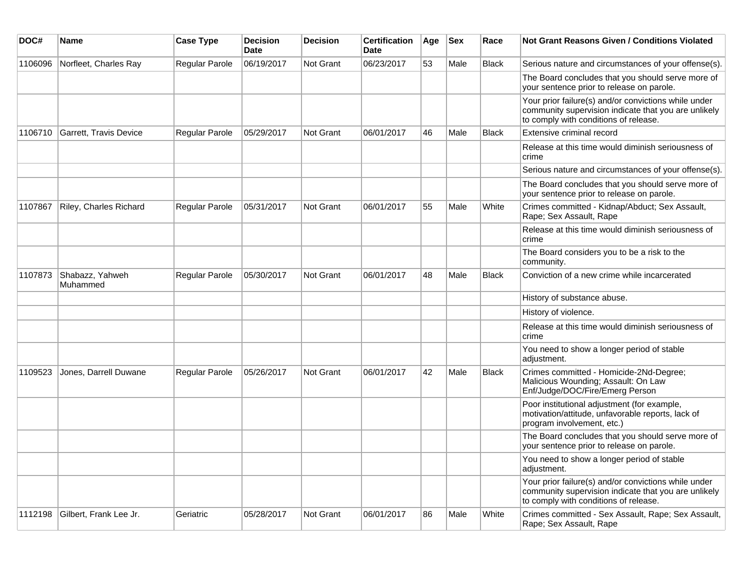| DOC# | Name | Case Type | Decision Date | Decision | Certification Date | Age | Sex | Race | Not Grant Reasons Given / Conditions Violated |
|---|---|---|---|---|---|---|---|---|---|
| 1106096 | Norfleet, Charles Ray | Regular Parole | 06/19/2017 | Not Grant | 06/23/2017 | 53 | Male | Black | Serious nature and circumstances of your offense(s). |
| | | | | | | | | | The Board concludes that you should serve more of your sentence prior to release on parole. |
| | | | | | | | | | Your prior failure(s) and/or convictions while under community supervision indicate that you are unlikely to comply with conditions of release. |
| 1106710 | Garrett, Travis Device | Regular Parole | 05/29/2017 | Not Grant | 06/01/2017 | 46 | Male | Black | Extensive criminal record |
| | | | | | | | | | Release at this time would diminish seriousness of crime |
| | | | | | | | | | Serious nature and circumstances of your offense(s). |
| | | | | | | | | | The Board concludes that you should serve more of your sentence prior to release on parole. |
| 1107867 | Riley, Charles Richard | Regular Parole | 05/31/2017 | Not Grant | 06/01/2017 | 55 | Male | White | Crimes committed - Kidnap/Abduct; Sex Assault, Rape; Sex Assault, Rape |
| | | | | | | | | | Release at this time would diminish seriousness of crime |
| | | | | | | | | | The Board considers you to be a risk to the community. |
| 1107873 | Shabazz, Yahweh Muhammed | Regular Parole | 05/30/2017 | Not Grant | 06/01/2017 | 48 | Male | Black | Conviction of a new crime while incarcerated |
| | | | | | | | | | History of substance abuse. |
| | | | | | | | | | History of violence. |
| | | | | | | | | | Release at this time would diminish seriousness of crime |
| | | | | | | | | | You need to show a longer period of stable adjustment. |
| 1109523 | Jones, Darrell Duwane | Regular Parole | 05/26/2017 | Not Grant | 06/01/2017 | 42 | Male | Black | Crimes committed - Homicide-2Nd-Degree; Malicious Wounding; Assault: On Law Enf/Judge/DOC/Fire/Emerg Person |
| | | | | | | | | | Poor institutional adjustment (for example, motivation/attitude, unfavorable reports, lack of program involvement, etc.) |
| | | | | | | | | | The Board concludes that you should serve more of your sentence prior to release on parole. |
| | | | | | | | | | You need to show a longer period of stable adjustment. |
| | | | | | | | | | Your prior failure(s) and/or convictions while under community supervision indicate that you are unlikely to comply with conditions of release. |
| 1112198 | Gilbert, Frank Lee Jr. | Geriatric | 05/28/2017 | Not Grant | 06/01/2017 | 86 | Male | White | Crimes committed - Sex Assault, Rape; Sex Assault, Rape; Sex Assault, Rape |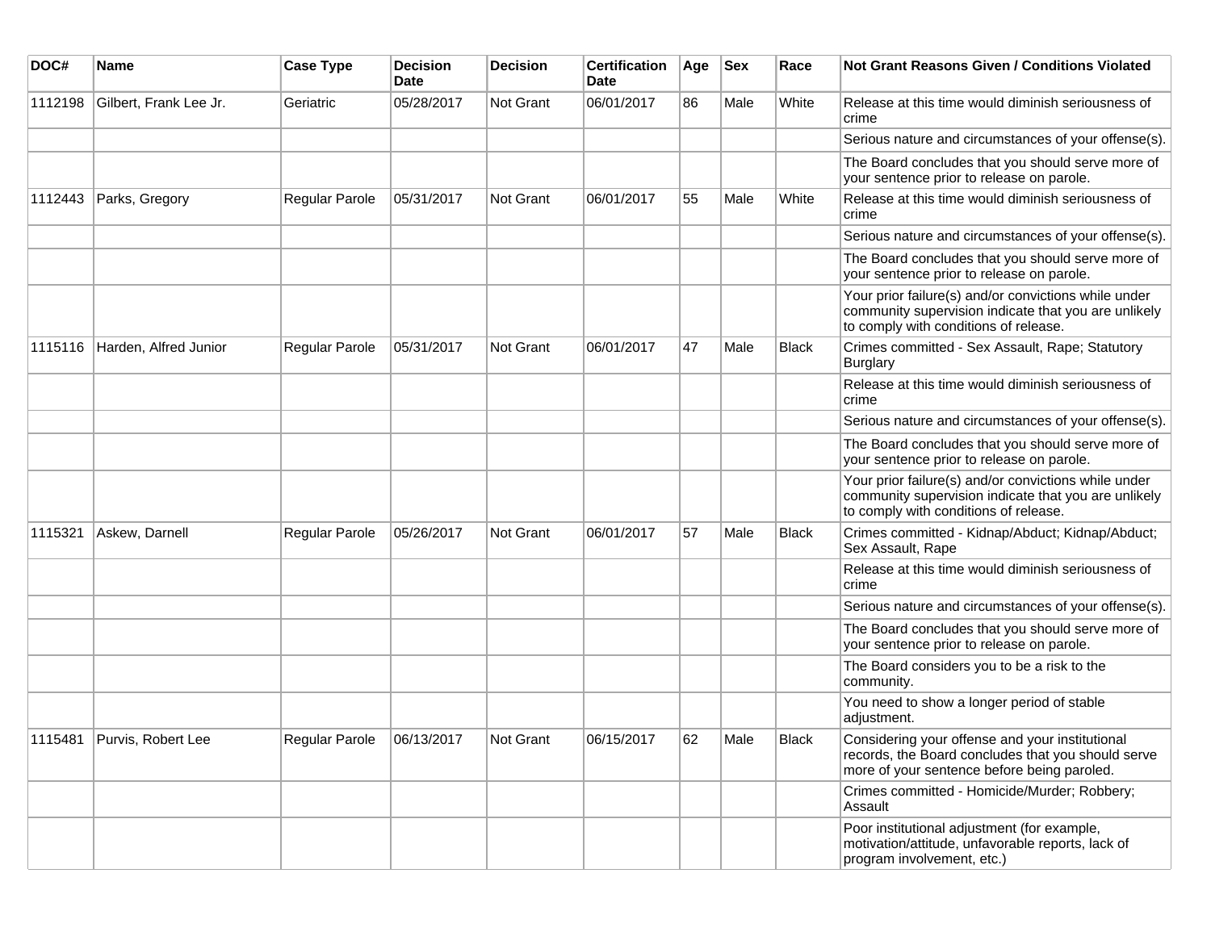| DOC# | Name | Case Type | Decision Date | Decision | Certification Date | Age | Sex | Race | Not Grant Reasons Given / Conditions Violated |
|---|---|---|---|---|---|---|---|---|---|
| 1112198 | Gilbert, Frank Lee Jr. | Geriatric | 05/28/2017 | Not Grant | 06/01/2017 | 86 | Male | White | Release at this time would diminish seriousness of crime |
| | | | | | | | | | Serious nature and circumstances of your offense(s). |
| | | | | | | | | | The Board concludes that you should serve more of your sentence prior to release on parole. |
| 1112443 | Parks, Gregory | Regular Parole | 05/31/2017 | Not Grant | 06/01/2017 | 55 | Male | White | Release at this time would diminish seriousness of crime |
| | | | | | | | | | Serious nature and circumstances of your offense(s). |
| | | | | | | | | | The Board concludes that you should serve more of your sentence prior to release on parole. |
| | | | | | | | | | Your prior failure(s) and/or convictions while under community supervision indicate that you are unlikely to comply with conditions of release. |
| 1115116 | Harden, Alfred Junior | Regular Parole | 05/31/2017 | Not Grant | 06/01/2017 | 47 | Male | Black | Crimes committed - Sex Assault, Rape; Statutory Burglary |
| | | | | | | | | | Release at this time would diminish seriousness of crime |
| | | | | | | | | | Serious nature and circumstances of your offense(s). |
| | | | | | | | | | The Board concludes that you should serve more of your sentence prior to release on parole. |
| | | | | | | | | | Your prior failure(s) and/or convictions while under community supervision indicate that you are unlikely to comply with conditions of release. |
| 1115321 | Askew, Darnell | Regular Parole | 05/26/2017 | Not Grant | 06/01/2017 | 57 | Male | Black | Crimes committed - Kidnap/Abduct; Kidnap/Abduct; Sex Assault, Rape |
| | | | | | | | | | Release at this time would diminish seriousness of crime |
| | | | | | | | | | Serious nature and circumstances of your offense(s). |
| | | | | | | | | | The Board concludes that you should serve more of your sentence prior to release on parole. |
| | | | | | | | | | The Board considers you to be a risk to the community. |
| | | | | | | | | | You need to show a longer period of stable adjustment. |
| 1115481 | Purvis, Robert Lee | Regular Parole | 06/13/2017 | Not Grant | 06/15/2017 | 62 | Male | Black | Considering your offense and your institutional records, the Board concludes that you should serve more of your sentence before being paroled. |
| | | | | | | | | | Crimes committed - Homicide/Murder; Robbery; Assault |
| | | | | | | | | | Poor institutional adjustment (for example, motivation/attitude, unfavorable reports, lack of program involvement, etc.) |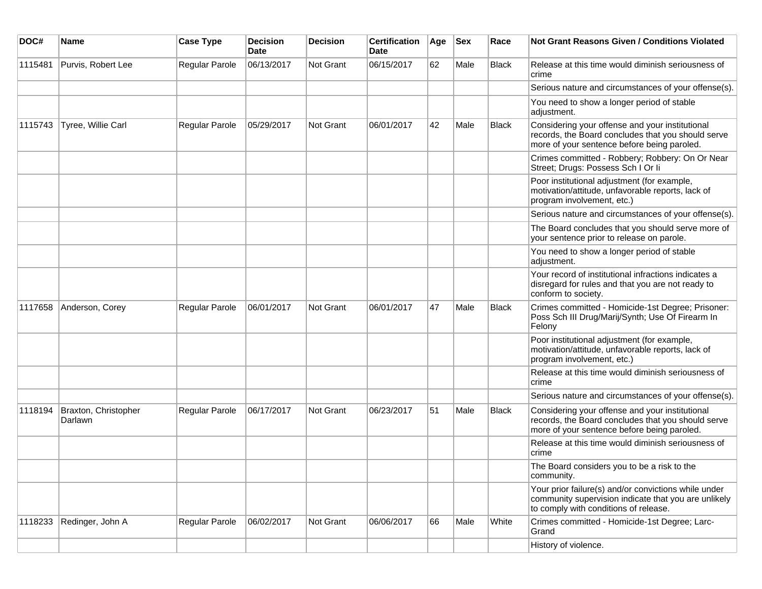| DOC# | Name | Case Type | Decision Date | Decision | Certification Date | Age | Sex | Race | Not Grant Reasons Given / Conditions Violated |
|---|---|---|---|---|---|---|---|---|---|
| 1115481 | Purvis, Robert Lee | Regular Parole | 06/13/2017 | Not Grant | 06/15/2017 | 62 | Male | Black | Release at this time would diminish seriousness of crime |
| | | | | | | | | | Serious nature and circumstances of your offense(s). |
| | | | | | | | | | You need to show a longer period of stable adjustment. |
| 1115743 | Tyree, Willie Carl | Regular Parole | 05/29/2017 | Not Grant | 06/01/2017 | 42 | Male | Black | Considering your offense and your institutional records, the Board concludes that you should serve more of your sentence before being paroled. |
| | | | | | | | | | Crimes committed - Robbery; Robbery: On Or Near Street; Drugs: Possess Sch I Or Ii |
| | | | | | | | | | Poor institutional adjustment (for example, motivation/attitude, unfavorable reports, lack of program involvement, etc.) |
| | | | | | | | | | Serious nature and circumstances of your offense(s). |
| | | | | | | | | | The Board concludes that you should serve more of your sentence prior to release on parole. |
| | | | | | | | | | You need to show a longer period of stable adjustment. |
| | | | | | | | | | Your record of institutional infractions indicates a disregard for rules and that you are not ready to conform to society. |
| 1117658 | Anderson, Corey | Regular Parole | 06/01/2017 | Not Grant | 06/01/2017 | 47 | Male | Black | Crimes committed - Homicide-1st Degree; Prisoner: Poss Sch III Drug/Marij/Synth; Use Of Firearm In Felony |
| | | | | | | | | | Poor institutional adjustment (for example, motivation/attitude, unfavorable reports, lack of program involvement, etc.) |
| | | | | | | | | | Release at this time would diminish seriousness of crime |
| | | | | | | | | | Serious nature and circumstances of your offense(s). |
| 1118194 | Braxton, Christopher Darlawn | Regular Parole | 06/17/2017 | Not Grant | 06/23/2017 | 51 | Male | Black | Considering your offense and your institutional records, the Board concludes that you should serve more of your sentence before being paroled. |
| | | | | | | | | | Release at this time would diminish seriousness of crime |
| | | | | | | | | | The Board considers you to be a risk to the community. |
| | | | | | | | | | Your prior failure(s) and/or convictions while under community supervision indicate that you are unlikely to comply with conditions of release. |
| 1118233 | Redinger, John A | Regular Parole | 06/02/2017 | Not Grant | 06/06/2017 | 66 | Male | White | Crimes committed - Homicide-1st Degree; Larc-Grand |
| | | | | | | | | | History of violence. |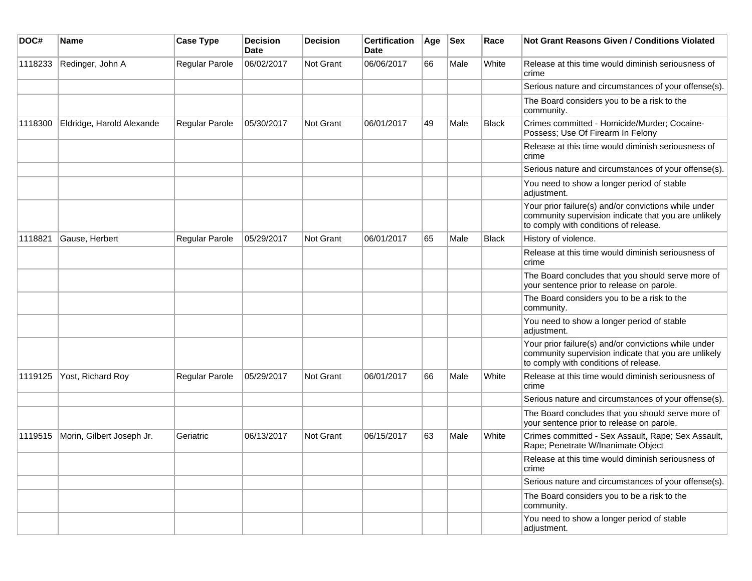| DOC# | Name | Case Type | Decision Date | Decision | Certification Date | Age | Sex | Race | Not Grant Reasons Given / Conditions Violated |
|---|---|---|---|---|---|---|---|---|---|
| 1118233 | Redinger, John A | Regular Parole | 06/02/2017 | Not Grant | 06/06/2017 | 66 | Male | White | Release at this time would diminish seriousness of crime |
| | | | | | | | | | Serious nature and circumstances of your offense(s). |
| | | | | | | | | | The Board considers you to be a risk to the community. |
| 1118300 | Eldridge, Harold Alexande | Regular Parole | 05/30/2017 | Not Grant | 06/01/2017 | 49 | Male | Black | Crimes committed - Homicide/Murder; Cocaine-Possess; Use Of Firearm In Felony |
| | | | | | | | | | Release at this time would diminish seriousness of crime |
| | | | | | | | | | Serious nature and circumstances of your offense(s). |
| | | | | | | | | | You need to show a longer period of stable adjustment. |
| | | | | | | | | | Your prior failure(s) and/or convictions while under community supervision indicate that you are unlikely to comply with conditions of release. |
| 1118821 | Gause, Herbert | Regular Parole | 05/29/2017 | Not Grant | 06/01/2017 | 65 | Male | Black | History of violence. |
| | | | | | | | | | Release at this time would diminish seriousness of crime |
| | | | | | | | | | The Board concludes that you should serve more of your sentence prior to release on parole. |
| | | | | | | | | | The Board considers you to be a risk to the community. |
| | | | | | | | | | You need to show a longer period of stable adjustment. |
| | | | | | | | | | Your prior failure(s) and/or convictions while under community supervision indicate that you are unlikely to comply with conditions of release. |
| 1119125 | Yost, Richard Roy | Regular Parole | 05/29/2017 | Not Grant | 06/01/2017 | 66 | Male | White | Release at this time would diminish seriousness of crime |
| | | | | | | | | | Serious nature and circumstances of your offense(s). |
| | | | | | | | | | The Board concludes that you should serve more of your sentence prior to release on parole. |
| 1119515 | Morin, Gilbert Joseph Jr. | Geriatric | 06/13/2017 | Not Grant | 06/15/2017 | 63 | Male | White | Crimes committed - Sex Assault, Rape; Sex Assault, Rape; Penetrate W/Inanimate Object |
| | | | | | | | | | Release at this time would diminish seriousness of crime |
| | | | | | | | | | Serious nature and circumstances of your offense(s). |
| | | | | | | | | | The Board considers you to be a risk to the community. |
| | | | | | | | | | You need to show a longer period of stable adjustment. |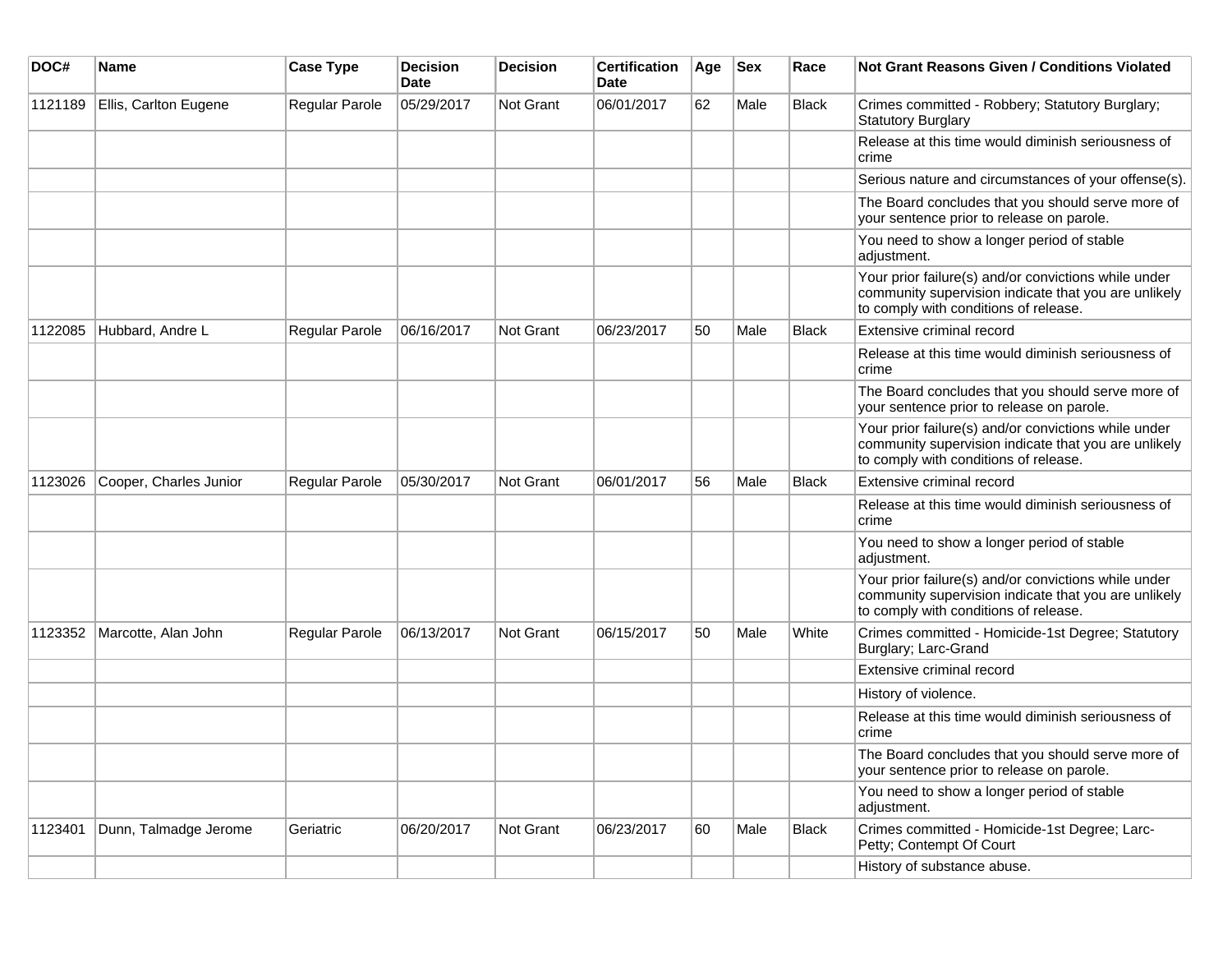| DOC# | Name | Case Type | Decision Date | Decision | Certification Date | Age | Sex | Race | Not Grant Reasons Given / Conditions Violated |
| --- | --- | --- | --- | --- | --- | --- | --- | --- | --- |
| 1121189 | Ellis, Carlton Eugene | Regular Parole | 05/29/2017 | Not Grant | 06/01/2017 | 62 | Male | Black | Crimes committed - Robbery; Statutory Burglary; Statutory Burglary |
| | | | | | | | | | Release at this time would diminish seriousness of crime |
| | | | | | | | | | Serious nature and circumstances of your offense(s). |
| | | | | | | | | | The Board concludes that you should serve more of your sentence prior to release on parole. |
| | | | | | | | | | You need to show a longer period of stable adjustment. |
| | | | | | | | | | Your prior failure(s) and/or convictions while under community supervision indicate that you are unlikely to comply with conditions of release. |
| 1122085 | Hubbard, Andre L | Regular Parole | 06/16/2017 | Not Grant | 06/23/2017 | 50 | Male | Black | Extensive criminal record |
| | | | | | | | | | Release at this time would diminish seriousness of crime |
| | | | | | | | | | The Board concludes that you should serve more of your sentence prior to release on parole. |
| | | | | | | | | | Your prior failure(s) and/or convictions while under community supervision indicate that you are unlikely to comply with conditions of release. |
| 1123026 | Cooper, Charles Junior | Regular Parole | 05/30/2017 | Not Grant | 06/01/2017 | 56 | Male | Black | Extensive criminal record |
| | | | | | | | | | Release at this time would diminish seriousness of crime |
| | | | | | | | | | You need to show a longer period of stable adjustment. |
| | | | | | | | | | Your prior failure(s) and/or convictions while under community supervision indicate that you are unlikely to comply with conditions of release. |
| 1123352 | Marcotte, Alan John | Regular Parole | 06/13/2017 | Not Grant | 06/15/2017 | 50 | Male | White | Crimes committed - Homicide-1st Degree; Statutory Burglary; Larc-Grand |
| | | | | | | | | | Extensive criminal record |
| | | | | | | | | | History of violence. |
| | | | | | | | | | Release at this time would diminish seriousness of crime |
| | | | | | | | | | The Board concludes that you should serve more of your sentence prior to release on parole. |
| | | | | | | | | | You need to show a longer period of stable adjustment. |
| 1123401 | Dunn, Talmadge Jerome | Geriatric | 06/20/2017 | Not Grant | 06/23/2017 | 60 | Male | Black | Crimes committed - Homicide-1st Degree; Larc-Petty; Contempt Of Court |
| | | | | | | | | | History of substance abuse. |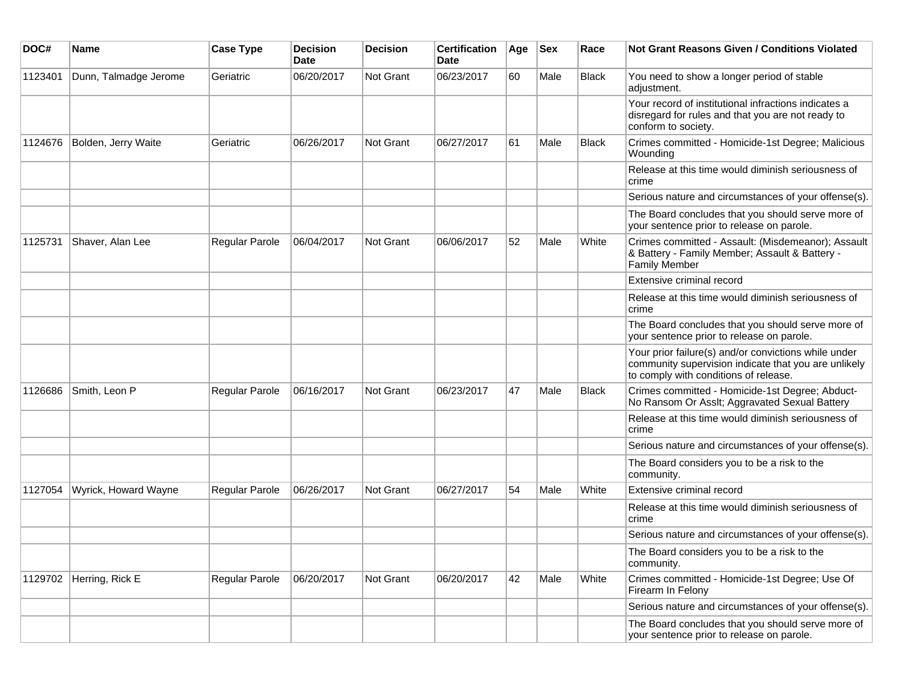| DOC# | Name | Case Type | Decision Date | Decision | Certification Date | Age | Sex | Race | Not Grant Reasons Given / Conditions Violated |
|---|---|---|---|---|---|---|---|---|---|
| 1123401 | Dunn, Talmadge Jerome | Geriatric | 06/20/2017 | Not Grant | 06/23/2017 | 60 | Male | Black | You need to show a longer period of stable adjustment. |
| | | | | | | | | | Your record of institutional infractions indicates a disregard for rules and that you are not ready to conform to society. |
| 1124676 | Bolden, Jerry Waite | Geriatric | 06/26/2017 | Not Grant | 06/27/2017 | 61 | Male | Black | Crimes committed - Homicide-1st Degree; Malicious Wounding |
| | | | | | | | | | Release at this time would diminish seriousness of crime |
| | | | | | | | | | Serious nature and circumstances of your offense(s). |
| | | | | | | | | | The Board concludes that you should serve more of your sentence prior to release on parole. |
| 1125731 | Shaver, Alan Lee | Regular Parole | 06/04/2017 | Not Grant | 06/06/2017 | 52 | Male | White | Crimes committed - Assault: (Misdemeanor); Assault & Battery - Family Member; Assault & Battery - Family Member |
| | | | | | | | | | Extensive criminal record |
| | | | | | | | | | Release at this time would diminish seriousness of crime |
| | | | | | | | | | The Board concludes that you should serve more of your sentence prior to release on parole. |
| | | | | | | | | | Your prior failure(s) and/or convictions while under community supervision indicate that you are unlikely to comply with conditions of release. |
| 1126686 | Smith, Leon P | Regular Parole | 06/16/2017 | Not Grant | 06/23/2017 | 47 | Male | Black | Crimes committed - Homicide-1st Degree; Abduct-No Ransom Or Asslt; Aggravated Sexual Battery |
| | | | | | | | | | Release at this time would diminish seriousness of crime |
| | | | | | | | | | Serious nature and circumstances of your offense(s). |
| | | | | | | | | | The Board considers you to be a risk to the community. |
| 1127054 | Wyrick, Howard Wayne | Regular Parole | 06/26/2017 | Not Grant | 06/27/2017 | 54 | Male | White | Extensive criminal record |
| | | | | | | | | | Release at this time would diminish seriousness of crime |
| | | | | | | | | | Serious nature and circumstances of your offense(s). |
| | | | | | | | | | The Board considers you to be a risk to the community. |
| 1129702 | Herring, Rick E | Regular Parole | 06/20/2017 | Not Grant | 06/20/2017 | 42 | Male | White | Crimes committed - Homicide-1st Degree; Use Of Firearm In Felony |
| | | | | | | | | | Serious nature and circumstances of your offense(s). |
| | | | | | | | | | The Board concludes that you should serve more of your sentence prior to release on parole. |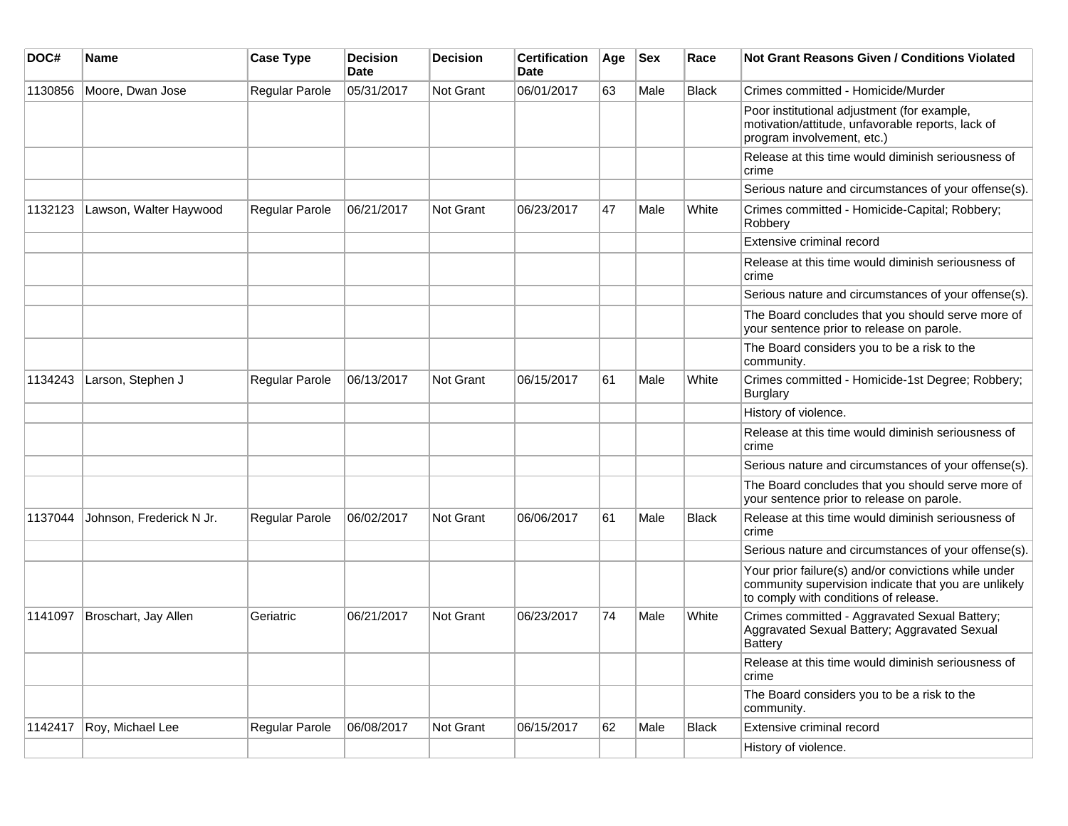| DOC# | Name | Case Type | Decision Date | Decision | Certification Date | Age | Sex | Race | Not Grant Reasons Given / Conditions Violated |
|---|---|---|---|---|---|---|---|---|---|
| 1130856 | Moore, Dwan Jose | Regular Parole | 05/31/2017 | Not Grant | 06/01/2017 | 63 | Male | Black | Crimes committed - Homicide/Murder |
| | | | | | | | | | Poor institutional adjustment (for example, motivation/attitude, unfavorable reports, lack of program involvement, etc.) |
| | | | | | | | | | Release at this time would diminish seriousness of crime |
| | | | | | | | | | Serious nature and circumstances of your offense(s). |
| 1132123 | Lawson, Walter Haywood | Regular Parole | 06/21/2017 | Not Grant | 06/23/2017 | 47 | Male | White | Crimes committed - Homicide-Capital; Robbery; Robbery |
| | | | | | | | | | Extensive criminal record |
| | | | | | | | | | Release at this time would diminish seriousness of crime |
| | | | | | | | | | Serious nature and circumstances of your offense(s). |
| | | | | | | | | | The Board concludes that you should serve more of your sentence prior to release on parole. |
| | | | | | | | | | The Board considers you to be a risk to the community. |
| 1134243 | Larson, Stephen J | Regular Parole | 06/13/2017 | Not Grant | 06/15/2017 | 61 | Male | White | Crimes committed - Homicide-1st Degree; Robbery; Burglary |
| | | | | | | | | | History of violence. |
| | | | | | | | | | Release at this time would diminish seriousness of crime |
| | | | | | | | | | Serious nature and circumstances of your offense(s). |
| | | | | | | | | | The Board concludes that you should serve more of your sentence prior to release on parole. |
| 1137044 | Johnson, Frederick N Jr. | Regular Parole | 06/02/2017 | Not Grant | 06/06/2017 | 61 | Male | Black | Release at this time would diminish seriousness of crime |
| | | | | | | | | | Serious nature and circumstances of your offense(s). |
| | | | | | | | | | Your prior failure(s) and/or convictions while under community supervision indicate that you are unlikely to comply with conditions of release. |
| 1141097 | Broschart, Jay Allen | Geriatric | 06/21/2017 | Not Grant | 06/23/2017 | 74 | Male | White | Crimes committed - Aggravated Sexual Battery; Aggravated Sexual Battery; Aggravated Sexual Battery |
| | | | | | | | | | Release at this time would diminish seriousness of crime |
| | | | | | | | | | The Board considers you to be a risk to the community. |
| 1142417 | Roy, Michael Lee | Regular Parole | 06/08/2017 | Not Grant | 06/15/2017 | 62 | Male | Black | Extensive criminal record |
| | | | | | | | | | History of violence. |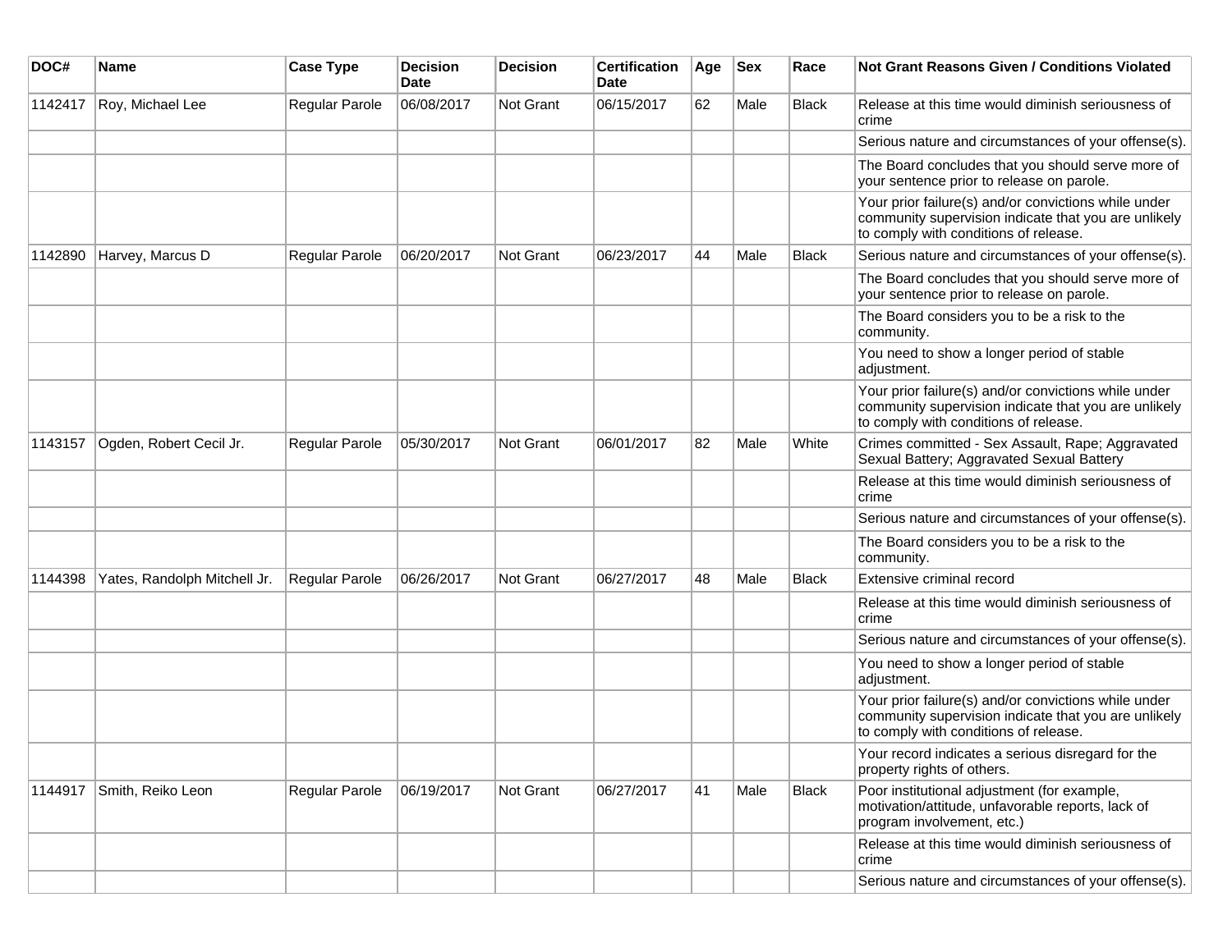| DOC# | Name | Case Type | Decision Date | Decision | Certification Date | Age | Sex | Race | Not Grant Reasons Given / Conditions Violated |
|---|---|---|---|---|---|---|---|---|---|
| 1142417 | Roy, Michael Lee | Regular Parole | 06/08/2017 | Not Grant | 06/15/2017 | 62 | Male | Black | Release at this time would diminish seriousness of crime |
| | | | | | | | | | Serious nature and circumstances of your offense(s). |
| | | | | | | | | | The Board concludes that you should serve more of your sentence prior to release on parole. |
| | | | | | | | | | Your prior failure(s) and/or convictions while under community supervision indicate that you are unlikely to comply with conditions of release. |
| 1142890 | Harvey, Marcus D | Regular Parole | 06/20/2017 | Not Grant | 06/23/2017 | 44 | Male | Black | Serious nature and circumstances of your offense(s). |
| | | | | | | | | | The Board concludes that you should serve more of your sentence prior to release on parole. |
| | | | | | | | | | The Board considers you to be a risk to the community. |
| | | | | | | | | | You need to show a longer period of stable adjustment. |
| | | | | | | | | | Your prior failure(s) and/or convictions while under community supervision indicate that you are unlikely to comply with conditions of release. |
| 1143157 | Ogden, Robert Cecil Jr. | Regular Parole | 05/30/2017 | Not Grant | 06/01/2017 | 82 | Male | White | Crimes committed - Sex Assault, Rape; Aggravated Sexual Battery; Aggravated Sexual Battery |
| | | | | | | | | | Release at this time would diminish seriousness of crime |
| | | | | | | | | | Serious nature and circumstances of your offense(s). |
| | | | | | | | | | The Board considers you to be a risk to the community. |
| 1144398 | Yates, Randolph Mitchell Jr. | Regular Parole | 06/26/2017 | Not Grant | 06/27/2017 | 48 | Male | Black | Extensive criminal record |
| | | | | | | | | | Release at this time would diminish seriousness of crime |
| | | | | | | | | | Serious nature and circumstances of your offense(s). |
| | | | | | | | | | You need to show a longer period of stable adjustment. |
| | | | | | | | | | Your prior failure(s) and/or convictions while under community supervision indicate that you are unlikely to comply with conditions of release. |
| | | | | | | | | | Your record indicates a serious disregard for the property rights of others. |
| 1144917 | Smith, Reiko Leon | Regular Parole | 06/19/2017 | Not Grant | 06/27/2017 | 41 | Male | Black | Poor institutional adjustment (for example, motivation/attitude, unfavorable reports, lack of program involvement, etc.) |
| | | | | | | | | | Release at this time would diminish seriousness of crime |
| | | | | | | | | | Serious nature and circumstances of your offense(s). |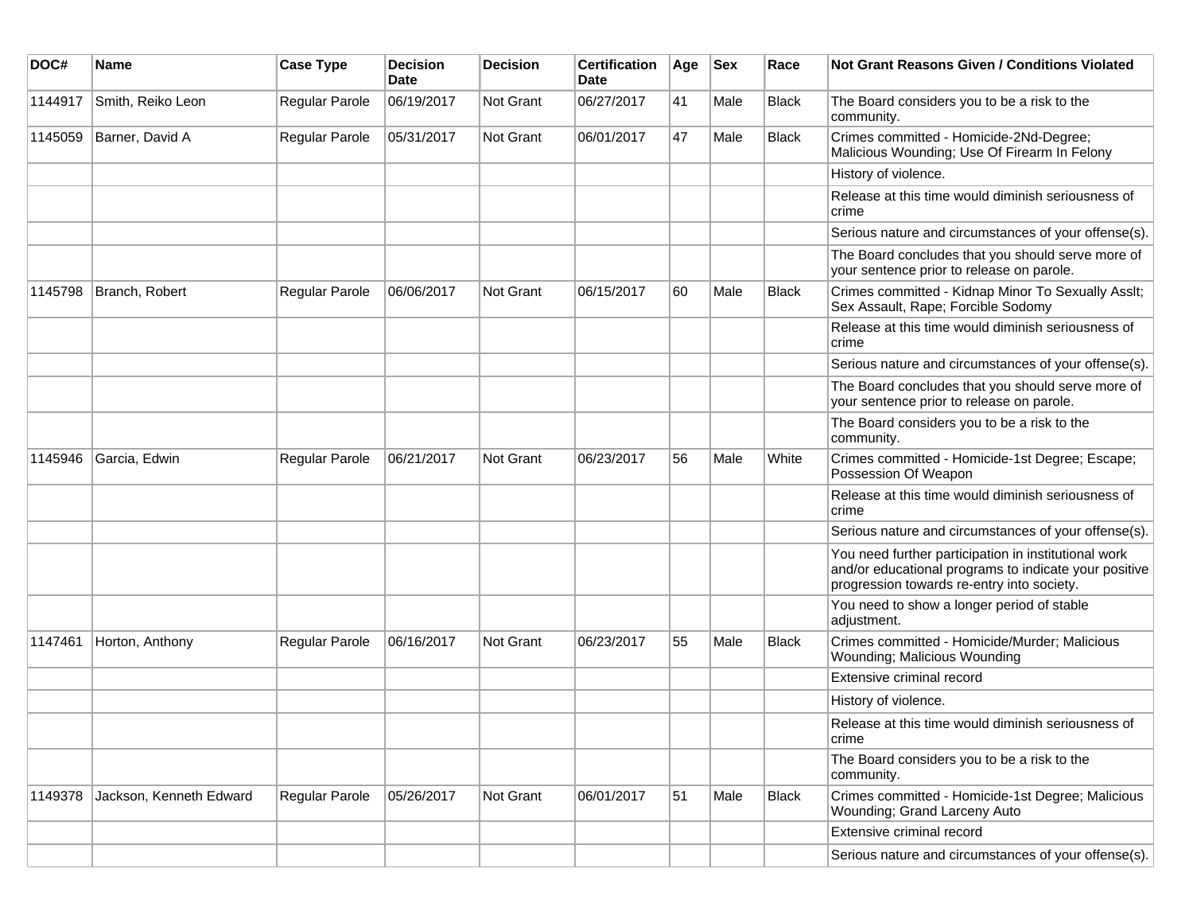| DOC# | Name | Case Type | Decision Date | Decision | Certification Date | Age | Sex | Race | Not Grant Reasons Given / Conditions Violated |
|---|---|---|---|---|---|---|---|---|---|
| 1144917 | Smith, Reiko Leon | Regular Parole | 06/19/2017 | Not Grant | 06/27/2017 | 41 | Male | Black | The Board considers you to be a risk to the community. |
| 1145059 | Barner, David A | Regular Parole | 05/31/2017 | Not Grant | 06/01/2017 | 47 | Male | Black | Crimes committed - Homicide-2Nd-Degree; Malicious Wounding; Use Of Firearm In Felony |
| | | | | | | | | | History of violence. |
| | | | | | | | | | Release at this time would diminish seriousness of crime |
| | | | | | | | | | Serious nature and circumstances of your offense(s). |
| | | | | | | | | | The Board concludes that you should serve more of your sentence prior to release on parole. |
| 1145798 | Branch, Robert | Regular Parole | 06/06/2017 | Not Grant | 06/15/2017 | 60 | Male | Black | Crimes committed - Kidnap Minor To Sexually Asslt; Sex Assault, Rape; Forcible Sodomy |
| | | | | | | | | | Release at this time would diminish seriousness of crime |
| | | | | | | | | | Serious nature and circumstances of your offense(s). |
| | | | | | | | | | The Board concludes that you should serve more of your sentence prior to release on parole. |
| | | | | | | | | | The Board considers you to be a risk to the community. |
| 1145946 | Garcia, Edwin | Regular Parole | 06/21/2017 | Not Grant | 06/23/2017 | 56 | Male | White | Crimes committed - Homicide-1st Degree; Escape; Possession Of Weapon |
| | | | | | | | | | Release at this time would diminish seriousness of crime |
| | | | | | | | | | Serious nature and circumstances of your offense(s). |
| | | | | | | | | | You need further participation in institutional work and/or educational programs to indicate your positive progression towards re-entry into society. |
| | | | | | | | | | You need to show a longer period of stable adjustment. |
| 1147461 | Horton, Anthony | Regular Parole | 06/16/2017 | Not Grant | 06/23/2017 | 55 | Male | Black | Crimes committed - Homicide/Murder; Malicious Wounding; Malicious Wounding |
| | | | | | | | | | Extensive criminal record |
| | | | | | | | | | History of violence. |
| | | | | | | | | | Release at this time would diminish seriousness of crime |
| | | | | | | | | | The Board considers you to be a risk to the community. |
| 1149378 | Jackson, Kenneth Edward | Regular Parole | 05/26/2017 | Not Grant | 06/01/2017 | 51 | Male | Black | Crimes committed - Homicide-1st Degree; Malicious Wounding; Grand Larceny Auto |
| | | | | | | | | | Extensive criminal record |
| | | | | | | | | | Serious nature and circumstances of your offense(s). |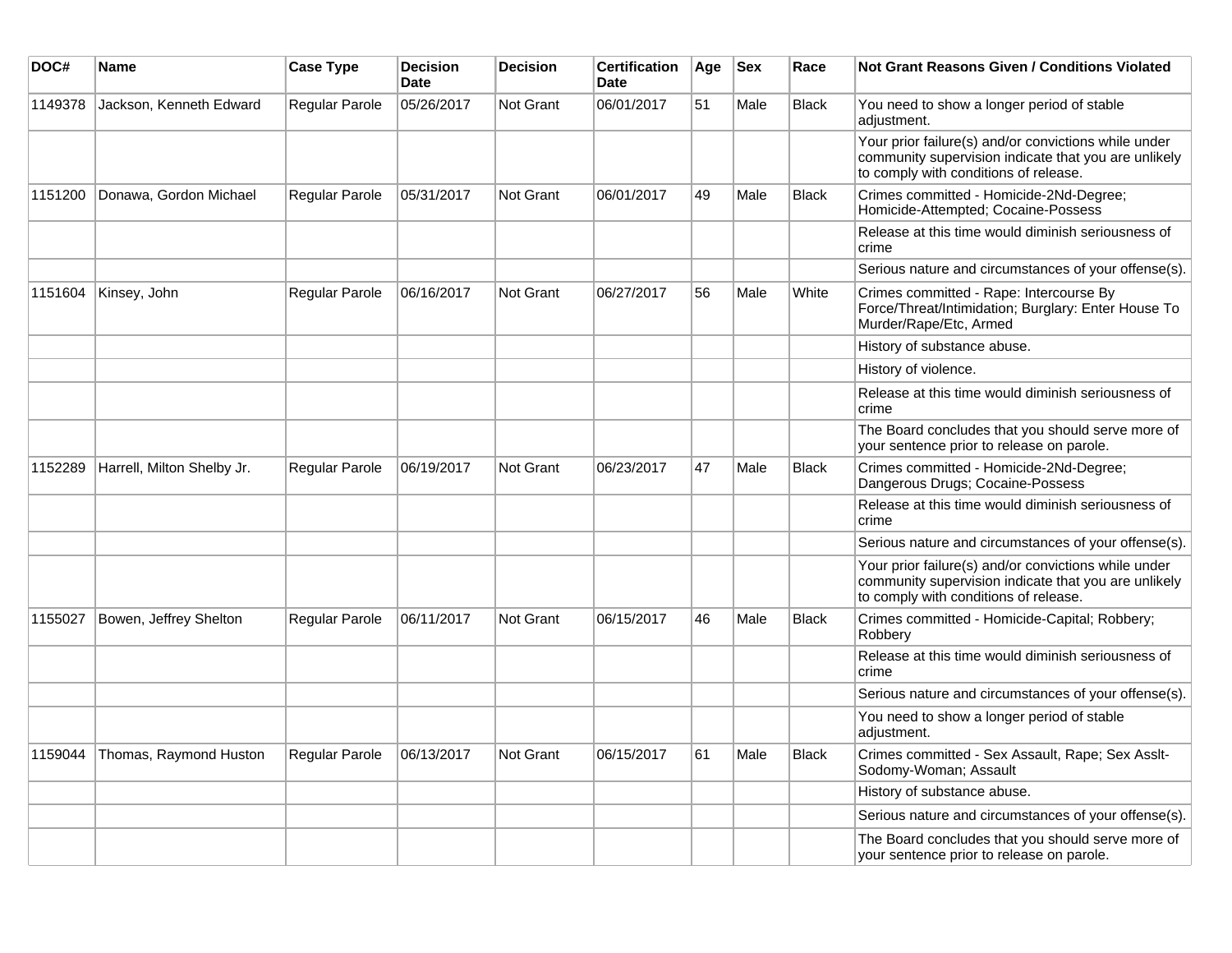| DOC# | Name | Case Type | Decision Date | Decision | Certification Date | Age | Sex | Race | Not Grant Reasons Given / Conditions Violated |
|---|---|---|---|---|---|---|---|---|---|
| 1149378 | Jackson, Kenneth Edward | Regular Parole | 05/26/2017 | Not Grant | 06/01/2017 | 51 | Male | Black | You need to show a longer period of stable adjustment. |
| | | | | | | | | | Your prior failure(s) and/or convictions while under community supervision indicate that you are unlikely to comply with conditions of release. |
| 1151200 | Donawa, Gordon Michael | Regular Parole | 05/31/2017 | Not Grant | 06/01/2017 | 49 | Male | Black | Crimes committed - Homicide-2Nd-Degree; Homicide-Attempted; Cocaine-Possess |
| | | | | | | | | | Release at this time would diminish seriousness of crime |
| | | | | | | | | | Serious nature and circumstances of your offense(s). |
| 1151604 | Kinsey, John | Regular Parole | 06/16/2017 | Not Grant | 06/27/2017 | 56 | Male | White | Crimes committed - Rape: Intercourse By Force/Threat/Intimidation; Burglary: Enter House To Murder/Rape/Etc, Armed |
| | | | | | | | | | History of substance abuse. |
| | | | | | | | | | History of violence. |
| | | | | | | | | | Release at this time would diminish seriousness of crime |
| | | | | | | | | | The Board concludes that you should serve more of your sentence prior to release on parole. |
| 1152289 | Harrell, Milton Shelby Jr. | Regular Parole | 06/19/2017 | Not Grant | 06/23/2017 | 47 | Male | Black | Crimes committed - Homicide-2Nd-Degree; Dangerous Drugs; Cocaine-Possess |
| | | | | | | | | | Release at this time would diminish seriousness of crime |
| | | | | | | | | | Serious nature and circumstances of your offense(s). |
| | | | | | | | | | Your prior failure(s) and/or convictions while under community supervision indicate that you are unlikely to comply with conditions of release. |
| 1155027 | Bowen, Jeffrey Shelton | Regular Parole | 06/11/2017 | Not Grant | 06/15/2017 | 46 | Male | Black | Crimes committed - Homicide-Capital; Robbery; Robbery |
| | | | | | | | | | Release at this time would diminish seriousness of crime |
| | | | | | | | | | Serious nature and circumstances of your offense(s). |
| | | | | | | | | | You need to show a longer period of stable adjustment. |
| 1159044 | Thomas, Raymond Huston | Regular Parole | 06/13/2017 | Not Grant | 06/15/2017 | 61 | Male | Black | Crimes committed - Sex Assault, Rape; Sex Asslt-Sodomy-Woman; Assault |
| | | | | | | | | | History of substance abuse. |
| | | | | | | | | | Serious nature and circumstances of your offense(s). |
| | | | | | | | | | The Board concludes that you should serve more of your sentence prior to release on parole. |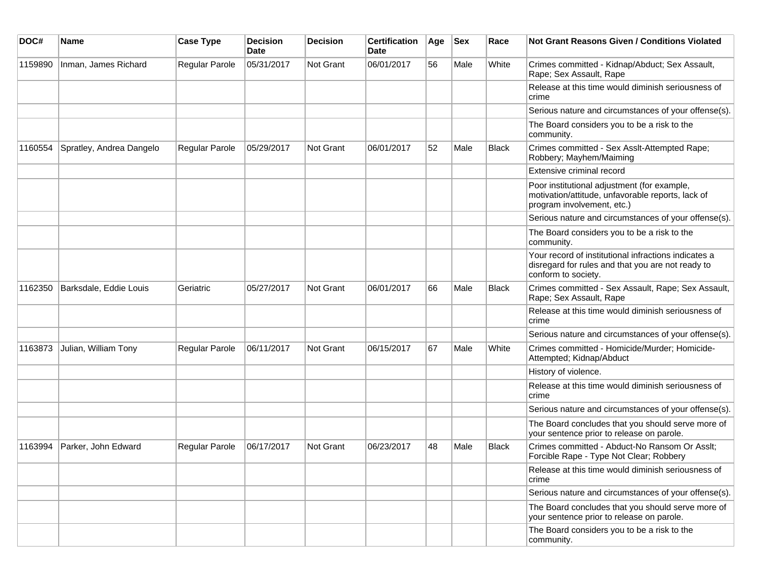| DOC# | Name | Case Type | Decision Date | Decision | Certification Date | Age | Sex | Race | Not Grant Reasons Given / Conditions Violated |
|---|---|---|---|---|---|---|---|---|---|
| 1159890 | Inman, James Richard | Regular Parole | 05/31/2017 | Not Grant | 06/01/2017 | 56 | Male | White | Crimes committed - Kidnap/Abduct; Sex Assault, Rape; Sex Assault, Rape |
| | | | | | | | | | Release at this time would diminish seriousness of crime |
| | | | | | | | | | Serious nature and circumstances of your offense(s). |
| | | | | | | | | | The Board considers you to be a risk to the community. |
| 1160554 | Spratley, Andrea Dangelo | Regular Parole | 05/29/2017 | Not Grant | 06/01/2017 | 52 | Male | Black | Crimes committed - Sex Asslt-Attempted Rape; Robbery; Mayhem/Maiming |
| | | | | | | | | | Extensive criminal record |
| | | | | | | | | | Poor institutional adjustment (for example, motivation/attitude, unfavorable reports, lack of program involvement, etc.) |
| | | | | | | | | | Serious nature and circumstances of your offense(s). |
| | | | | | | | | | The Board considers you to be a risk to the community. |
| | | | | | | | | | Your record of institutional infractions indicates a disregard for rules and that you are not ready to conform to society. |
| 1162350 | Barksdale, Eddie Louis | Geriatric | 05/27/2017 | Not Grant | 06/01/2017 | 66 | Male | Black | Crimes committed - Sex Assault, Rape; Sex Assault, Rape; Sex Assault, Rape |
| | | | | | | | | | Release at this time would diminish seriousness of crime |
| | | | | | | | | | Serious nature and circumstances of your offense(s). |
| 1163873 | Julian, William Tony | Regular Parole | 06/11/2017 | Not Grant | 06/15/2017 | 67 | Male | White | Crimes committed - Homicide/Murder; Homicide-Attempted; Kidnap/Abduct |
| | | | | | | | | | History of violence. |
| | | | | | | | | | Release at this time would diminish seriousness of crime |
| | | | | | | | | | Serious nature and circumstances of your offense(s). |
| | | | | | | | | | The Board concludes that you should serve more of your sentence prior to release on parole. |
| 1163994 | Parker, John Edward | Regular Parole | 06/17/2017 | Not Grant | 06/23/2017 | 48 | Male | Black | Crimes committed - Abduct-No Ransom Or Asslt; Forcible Rape - Type Not Clear; Robbery |
| | | | | | | | | | Release at this time would diminish seriousness of crime |
| | | | | | | | | | Serious nature and circumstances of your offense(s). |
| | | | | | | | | | The Board concludes that you should serve more of your sentence prior to release on parole. |
| | | | | | | | | | The Board considers you to be a risk to the community. |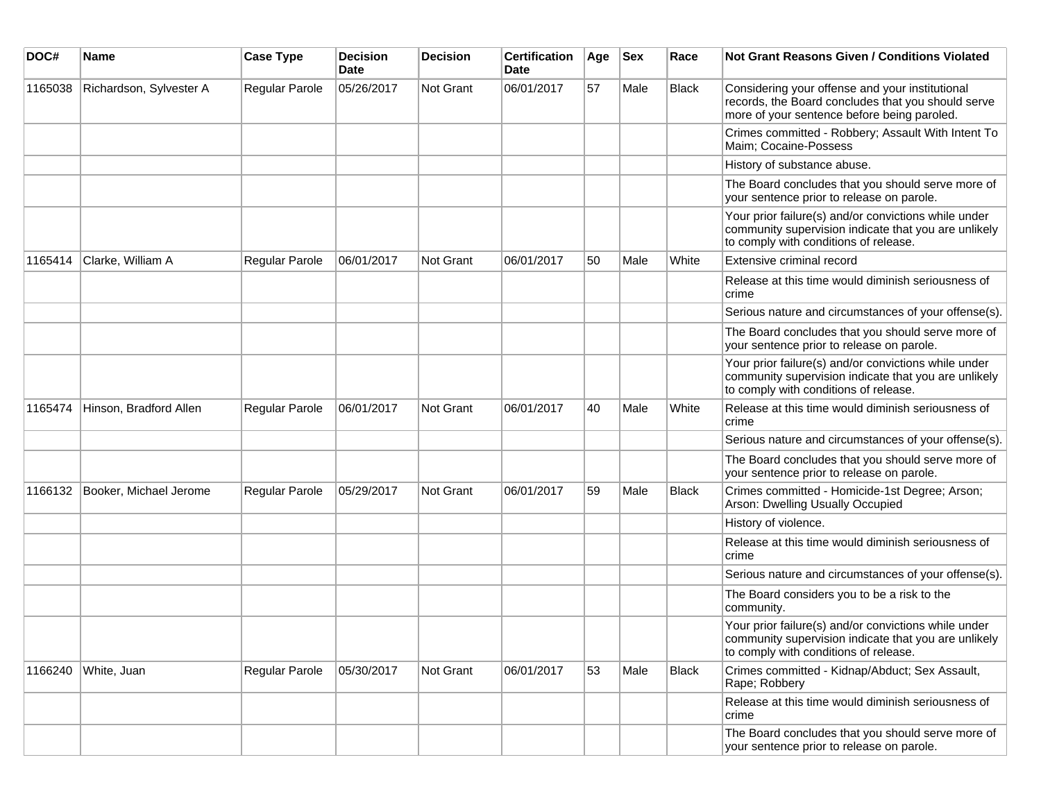| DOC# | Name | Case Type | Decision Date | Decision | Certification Date | Age | Sex | Race | Not Grant Reasons Given / Conditions Violated |
|---|---|---|---|---|---|---|---|---|---|
| 1165038 | Richardson, Sylvester A | Regular Parole | 05/26/2017 | Not Grant | 06/01/2017 | 57 | Male | Black | Considering your offense and your institutional records, the Board concludes that you should serve more of your sentence before being paroled. |
| | | | | | | | | | Crimes committed - Robbery; Assault With Intent To Maim; Cocaine-Possess |
| | | | | | | | | | History of substance abuse. |
| | | | | | | | | | The Board concludes that you should serve more of your sentence prior to release on parole. |
| | | | | | | | | | Your prior failure(s) and/or convictions while under community supervision indicate that you are unlikely to comply with conditions of release. |
| 1165414 | Clarke, William A | Regular Parole | 06/01/2017 | Not Grant | 06/01/2017 | 50 | Male | White | Extensive criminal record |
| | | | | | | | | | Release at this time would diminish seriousness of crime |
| | | | | | | | | | Serious nature and circumstances of your offense(s). |
| | | | | | | | | | The Board concludes that you should serve more of your sentence prior to release on parole. |
| | | | | | | | | | Your prior failure(s) and/or convictions while under community supervision indicate that you are unlikely to comply with conditions of release. |
| 1165474 | Hinson, Bradford Allen | Regular Parole | 06/01/2017 | Not Grant | 06/01/2017 | 40 | Male | White | Release at this time would diminish seriousness of crime |
| | | | | | | | | | Serious nature and circumstances of your offense(s). |
| | | | | | | | | | The Board concludes that you should serve more of your sentence prior to release on parole. |
| 1166132 | Booker, Michael Jerome | Regular Parole | 05/29/2017 | Not Grant | 06/01/2017 | 59 | Male | Black | Crimes committed - Homicide-1st Degree; Arson; Arson: Dwelling Usually Occupied |
| | | | | | | | | | History of violence. |
| | | | | | | | | | Release at this time would diminish seriousness of crime |
| | | | | | | | | | Serious nature and circumstances of your offense(s). |
| | | | | | | | | | The Board considers you to be a risk to the community. |
| | | | | | | | | | Your prior failure(s) and/or convictions while under community supervision indicate that you are unlikely to comply with conditions of release. |
| 1166240 | White, Juan | Regular Parole | 05/30/2017 | Not Grant | 06/01/2017 | 53 | Male | Black | Crimes committed - Kidnap/Abduct; Sex Assault, Rape; Robbery |
| | | | | | | | | | Release at this time would diminish seriousness of crime |
| | | | | | | | | | The Board concludes that you should serve more of your sentence prior to release on parole. |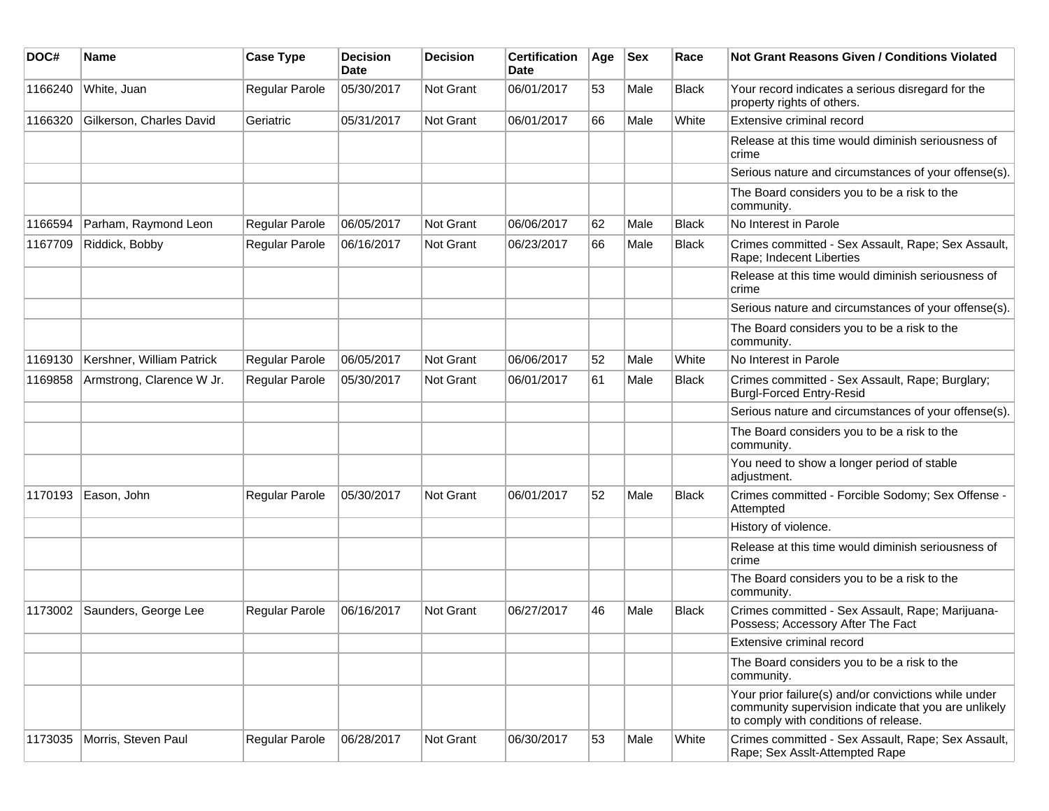| DOC# | Name | Case Type | Decision Date | Decision | Certification Date | Age | Sex | Race | Not Grant Reasons Given / Conditions Violated |
|---|---|---|---|---|---|---|---|---|---|
| 1166240 | White, Juan | Regular Parole | 05/30/2017 | Not Grant | 06/01/2017 | 53 | Male | Black | Your record indicates a serious disregard for the property rights of others. |
| 1166320 | Gilkerson, Charles David | Geriatric | 05/31/2017 | Not Grant | 06/01/2017 | 66 | Male | White | Extensive criminal record |
| | | | | | | | | | Release at this time would diminish seriousness of crime |
| | | | | | | | | | Serious nature and circumstances of your offense(s). |
| | | | | | | | | | The Board considers you to be a risk to the community. |
| 1166594 | Parham, Raymond Leon | Regular Parole | 06/05/2017 | Not Grant | 06/06/2017 | 62 | Male | Black | No Interest in Parole |
| 1167709 | Riddick, Bobby | Regular Parole | 06/16/2017 | Not Grant | 06/23/2017 | 66 | Male | Black | Crimes committed - Sex Assault, Rape; Sex Assault, Rape; Indecent Liberties |
| | | | | | | | | | Release at this time would diminish seriousness of crime |
| | | | | | | | | | Serious nature and circumstances of your offense(s). |
| | | | | | | | | | The Board considers you to be a risk to the community. |
| 1169130 | Kershner, William Patrick | Regular Parole | 06/05/2017 | Not Grant | 06/06/2017 | 52 | Male | White | No Interest in Parole |
| 1169858 | Armstrong, Clarence W Jr. | Regular Parole | 05/30/2017 | Not Grant | 06/01/2017 | 61 | Male | Black | Crimes committed - Sex Assault, Rape; Burglary; Burgl-Forced Entry-Resid |
| | | | | | | | | | Serious nature and circumstances of your offense(s). |
| | | | | | | | | | The Board considers you to be a risk to the community. |
| | | | | | | | | | You need to show a longer period of stable adjustment. |
| 1170193 | Eason, John | Regular Parole | 05/30/2017 | Not Grant | 06/01/2017 | 52 | Male | Black | Crimes committed - Forcible Sodomy; Sex Offense - Attempted |
| | | | | | | | | | History of violence. |
| | | | | | | | | | Release at this time would diminish seriousness of crime |
| | | | | | | | | | The Board considers you to be a risk to the community. |
| 1173002 | Saunders, George Lee | Regular Parole | 06/16/2017 | Not Grant | 06/27/2017 | 46 | Male | Black | Crimes committed - Sex Assault, Rape; Marijuana-Possess; Accessory After The Fact |
| | | | | | | | | | Extensive criminal record |
| | | | | | | | | | The Board considers you to be a risk to the community. |
| | | | | | | | | | Your prior failure(s) and/or convictions while under community supervision indicate that you are unlikely to comply with conditions of release. |
| 1173035 | Morris, Steven Paul | Regular Parole | 06/28/2017 | Not Grant | 06/30/2017 | 53 | Male | White | Crimes committed - Sex Assault, Rape; Sex Assault, Rape; Sex Asslt-Attempted Rape |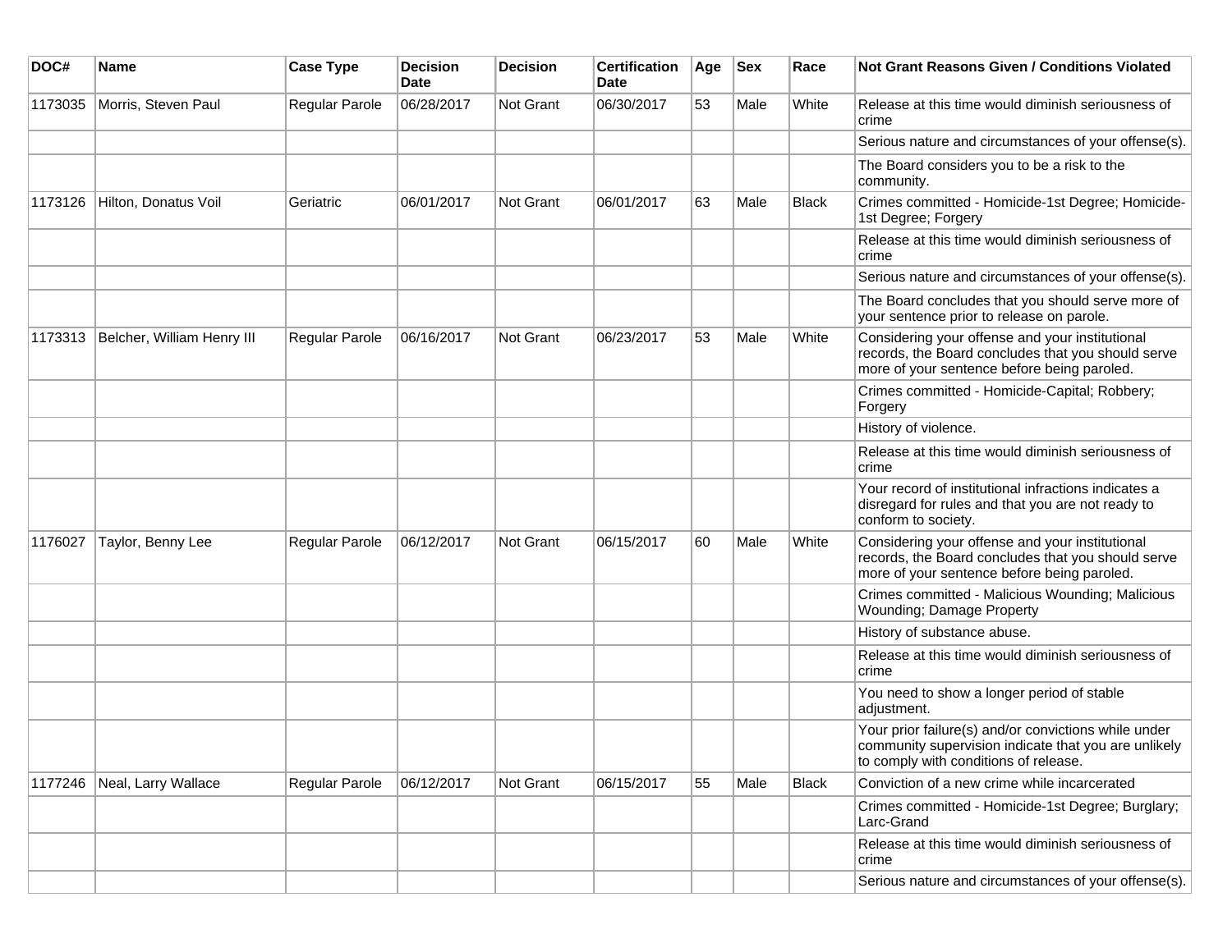| DOC# | Name | Case Type | Decision Date | Decision | Certification Date | Age | Sex | Race | Not Grant Reasons Given / Conditions Violated |
|---|---|---|---|---|---|---|---|---|---|
| 1173035 | Morris, Steven Paul | Regular Parole | 06/28/2017 | Not Grant | 06/30/2017 | 53 | Male | White | Release at this time would diminish seriousness of crime |
| | | | | | | | | | Serious nature and circumstances of your offense(s). |
| | | | | | | | | | The Board considers you to be a risk to the community. |
| 1173126 | Hilton, Donatus Voil | Geriatric | 06/01/2017 | Not Grant | 06/01/2017 | 63 | Male | Black | Crimes committed - Homicide-1st Degree; Homicide-1st Degree; Forgery |
| | | | | | | | | | Release at this time would diminish seriousness of crime |
| | | | | | | | | | Serious nature and circumstances of your offense(s). |
| | | | | | | | | | The Board concludes that you should serve more of your sentence prior to release on parole. |
| 1173313 | Belcher, William Henry III | Regular Parole | 06/16/2017 | Not Grant | 06/23/2017 | 53 | Male | White | Considering your offense and your institutional records, the Board concludes that you should serve more of your sentence before being paroled. |
| | | | | | | | | | Crimes committed - Homicide-Capital; Robbery; Forgery |
| | | | | | | | | | History of violence. |
| | | | | | | | | | Release at this time would diminish seriousness of crime |
| | | | | | | | | | Your record of institutional infractions indicates a disregard for rules and that you are not ready to conform to society. |
| 1176027 | Taylor, Benny Lee | Regular Parole | 06/12/2017 | Not Grant | 06/15/2017 | 60 | Male | White | Considering your offense and your institutional records, the Board concludes that you should serve more of your sentence before being paroled. |
| | | | | | | | | | Crimes committed - Malicious Wounding; Malicious Wounding; Damage Property |
| | | | | | | | | | History of substance abuse. |
| | | | | | | | | | Release at this time would diminish seriousness of crime |
| | | | | | | | | | You need to show a longer period of stable adjustment. |
| | | | | | | | | | Your prior failure(s) and/or convictions while under community supervision indicate that you are unlikely to comply with conditions of release. |
| 1177246 | Neal, Larry Wallace | Regular Parole | 06/12/2017 | Not Grant | 06/15/2017 | 55 | Male | Black | Conviction of a new crime while incarcerated |
| | | | | | | | | | Crimes committed - Homicide-1st Degree; Burglary; Larc-Grand |
| | | | | | | | | | Release at this time would diminish seriousness of crime |
| | | | | | | | | | Serious nature and circumstances of your offense(s). |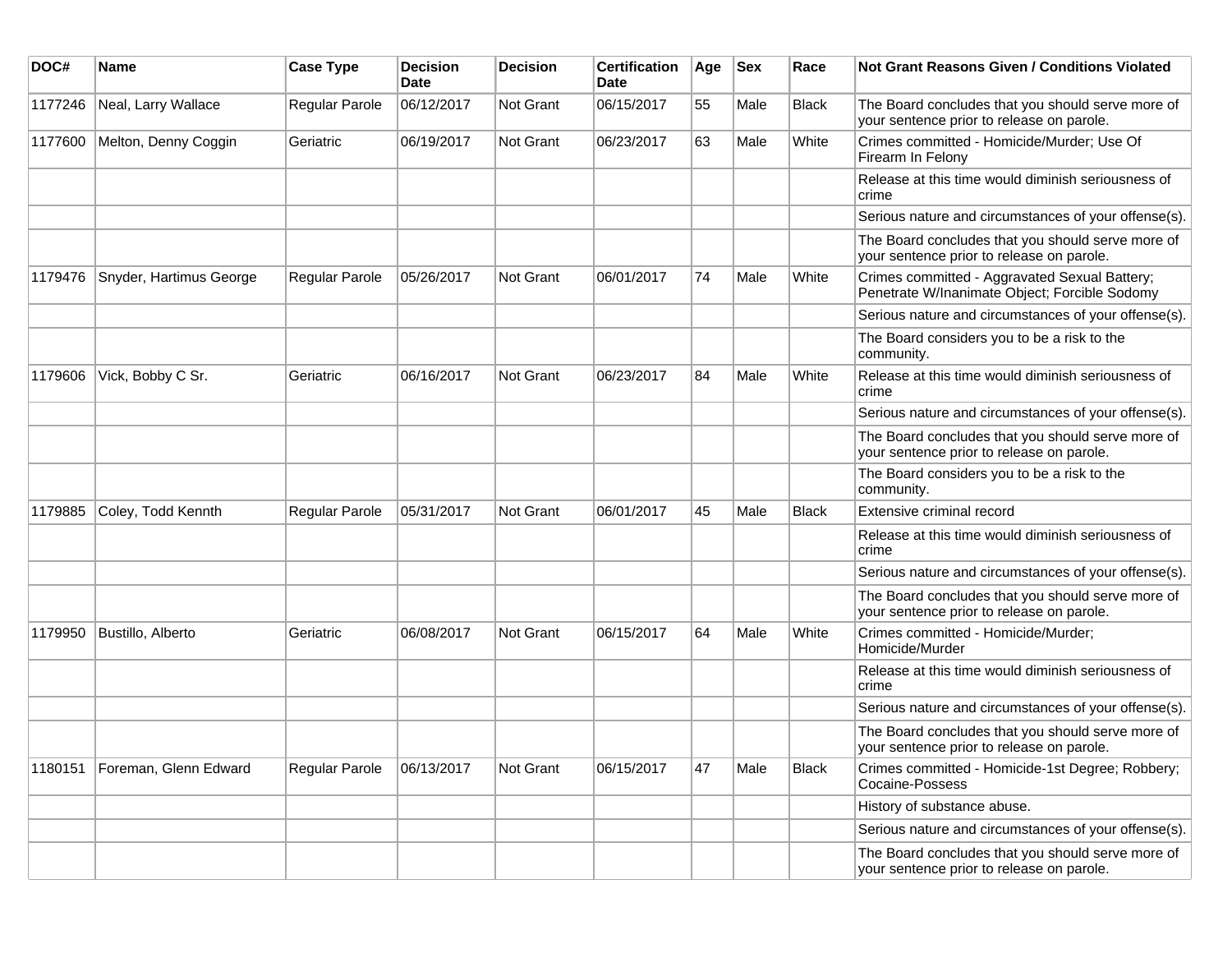| DOC# | Name | Case Type | Decision Date | Decision | Certification Date | Age | Sex | Race | Not Grant Reasons Given / Conditions Violated |
| --- | --- | --- | --- | --- | --- | --- | --- | --- | --- |
| 1177246 | Neal, Larry Wallace | Regular Parole | 06/12/2017 | Not Grant | 06/15/2017 | 55 | Male | Black | The Board concludes that you should serve more of your sentence prior to release on parole. |
| 1177600 | Melton, Denny Coggin | Geriatric | 06/19/2017 | Not Grant | 06/23/2017 | 63 | Male | White | Crimes committed - Homicide/Murder; Use Of Firearm In Felony |
| | | | | | | | | | Release at this time would diminish seriousness of crime |
| | | | | | | | | | Serious nature and circumstances of your offense(s). |
| | | | | | | | | | The Board concludes that you should serve more of your sentence prior to release on parole. |
| 1179476 | Snyder, Hartimus George | Regular Parole | 05/26/2017 | Not Grant | 06/01/2017 | 74 | Male | White | Crimes committed - Aggravated Sexual Battery; Penetrate W/Inanimate Object; Forcible Sodomy |
| | | | | | | | | | Serious nature and circumstances of your offense(s). |
| | | | | | | | | | The Board considers you to be a risk to the community. |
| 1179606 | Vick, Bobby C Sr. | Geriatric | 06/16/2017 | Not Grant | 06/23/2017 | 84 | Male | White | Release at this time would diminish seriousness of crime |
| | | | | | | | | | Serious nature and circumstances of your offense(s). |
| | | | | | | | | | The Board concludes that you should serve more of your sentence prior to release on parole. |
| | | | | | | | | | The Board considers you to be a risk to the community. |
| 1179885 | Coley, Todd Kennth | Regular Parole | 05/31/2017 | Not Grant | 06/01/2017 | 45 | Male | Black | Extensive criminal record |
| | | | | | | | | | Release at this time would diminish seriousness of crime |
| | | | | | | | | | Serious nature and circumstances of your offense(s). |
| | | | | | | | | | The Board concludes that you should serve more of your sentence prior to release on parole. |
| 1179950 | Bustillo, Alberto | Geriatric | 06/08/2017 | Not Grant | 06/15/2017 | 64 | Male | White | Crimes committed - Homicide/Murder; Homicide/Murder |
| | | | | | | | | | Release at this time would diminish seriousness of crime |
| | | | | | | | | | Serious nature and circumstances of your offense(s). |
| | | | | | | | | | The Board concludes that you should serve more of your sentence prior to release on parole. |
| 1180151 | Foreman, Glenn Edward | Regular Parole | 06/13/2017 | Not Grant | 06/15/2017 | 47 | Male | Black | Crimes committed - Homicide-1st Degree; Robbery; Cocaine-Possess |
| | | | | | | | | | History of substance abuse. |
| | | | | | | | | | Serious nature and circumstances of your offense(s). |
| | | | | | | | | | The Board concludes that you should serve more of your sentence prior to release on parole. |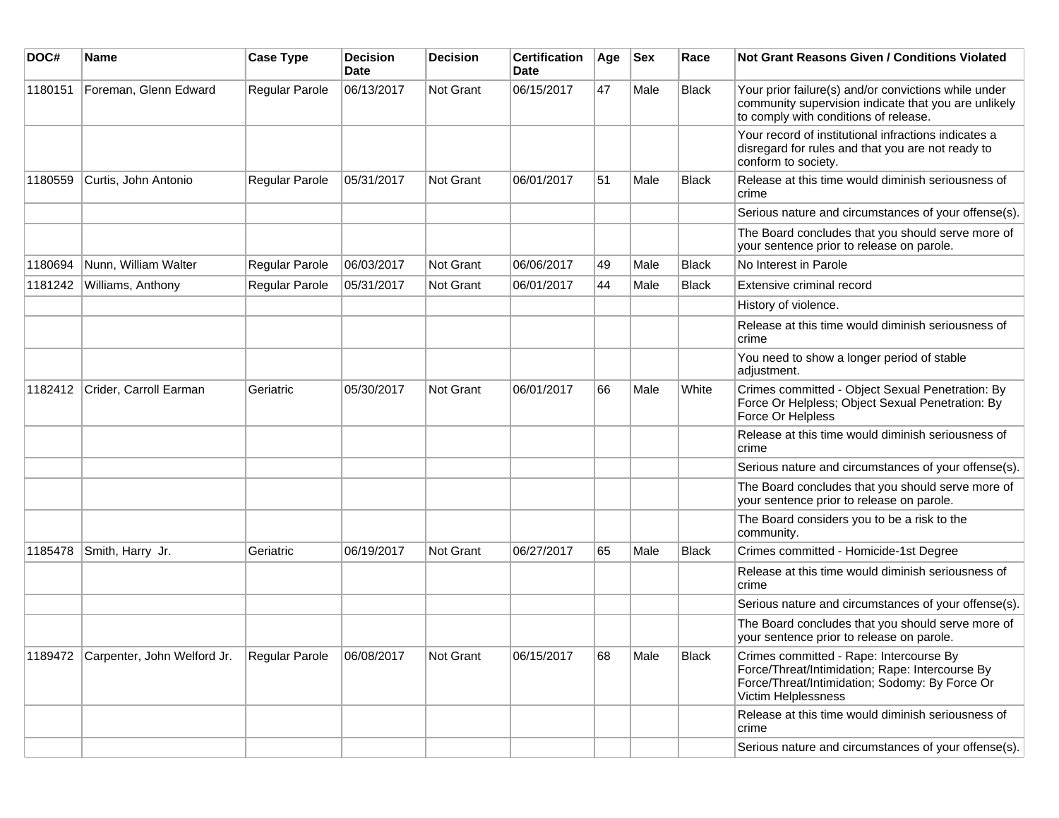| DOC# | Name | Case Type | Decision Date | Decision | Certification Date | Age | Sex | Race | Not Grant Reasons Given / Conditions Violated |
|---|---|---|---|---|---|---|---|---|---|
| 1180151 | Foreman, Glenn Edward | Regular Parole | 06/13/2017 | Not Grant | 06/15/2017 | 47 | Male | Black | Your prior failure(s) and/or convictions while under community supervision indicate that you are unlikely to comply with conditions of release. |
| | | | | | | | | | Your record of institutional infractions indicates a disregard for rules and that you are not ready to conform to society. |
| 1180559 | Curtis, John Antonio | Regular Parole | 05/31/2017 | Not Grant | 06/01/2017 | 51 | Male | Black | Release at this time would diminish seriousness of crime |
| | | | | | | | | | Serious nature and circumstances of your offense(s). |
| | | | | | | | | | The Board concludes that you should serve more of your sentence prior to release on parole. |
| 1180694 | Nunn, William Walter | Regular Parole | 06/03/2017 | Not Grant | 06/06/2017 | 49 | Male | Black | No Interest in Parole |
| 1181242 | Williams, Anthony | Regular Parole | 05/31/2017 | Not Grant | 06/01/2017 | 44 | Male | Black | Extensive criminal record |
| | | | | | | | | | History of violence. |
| | | | | | | | | | Release at this time would diminish seriousness of crime |
| | | | | | | | | | You need to show a longer period of stable adjustment. |
| 1182412 | Crider, Carroll Earman | Geriatric | 05/30/2017 | Not Grant | 06/01/2017 | 66 | Male | White | Crimes committed - Object Sexual Penetration: By Force Or Helpless; Object Sexual Penetration: By Force Or Helpless |
| | | | | | | | | | Release at this time would diminish seriousness of crime |
| | | | | | | | | | Serious nature and circumstances of your offense(s). |
| | | | | | | | | | The Board concludes that you should serve more of your sentence prior to release on parole. |
| | | | | | | | | | The Board considers you to be a risk to the community. |
| 1185478 | Smith, Harry Jr. | Geriatric | 06/19/2017 | Not Grant | 06/27/2017 | 65 | Male | Black | Crimes committed - Homicide-1st Degree |
| | | | | | | | | | Release at this time would diminish seriousness of crime |
| | | | | | | | | | Serious nature and circumstances of your offense(s). |
| | | | | | | | | | The Board concludes that you should serve more of your sentence prior to release on parole. |
| 1189472 | Carpenter, John Welford Jr. | Regular Parole | 06/08/2017 | Not Grant | 06/15/2017 | 68 | Male | Black | Crimes committed - Rape: Intercourse By Force/Threat/Intimidation; Rape: Intercourse By Force/Threat/Intimidation; Sodomy: By Force Or Victim Helplessness |
| | | | | | | | | | Release at this time would diminish seriousness of crime |
| | | | | | | | | | Serious nature and circumstances of your offense(s). |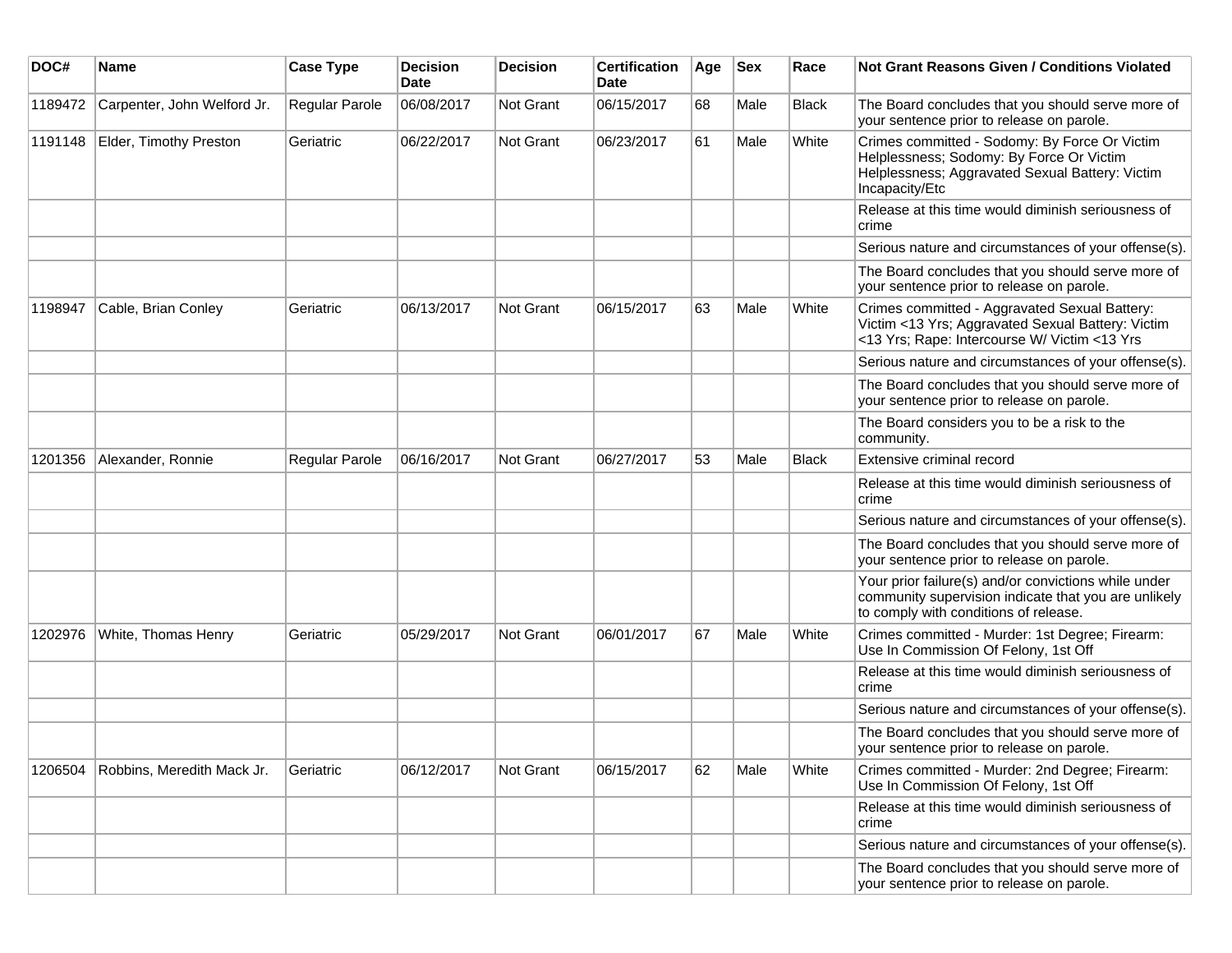| DOC# | Name | Case Type | Decision Date | Decision | Certification Date | Age | Sex | Race | Not Grant Reasons Given / Conditions Violated |
|---|---|---|---|---|---|---|---|---|---|
| 1189472 | Carpenter, John Welford Jr. | Regular Parole | 06/08/2017 | Not Grant | 06/15/2017 | 68 | Male | Black | The Board concludes that you should serve more of your sentence prior to release on parole. |
| 1191148 | Elder, Timothy Preston | Geriatric | 06/22/2017 | Not Grant | 06/23/2017 | 61 | Male | White | Crimes committed - Sodomy: By Force Or Victim Helplessness; Sodomy: By Force Or Victim Helplessness; Aggravated Sexual Battery: Victim Incapacity/Etc |
| | | | | | | | | | Release at this time would diminish seriousness of crime |
| | | | | | | | | | Serious nature and circumstances of your offense(s). |
| | | | | | | | | | The Board concludes that you should serve more of your sentence prior to release on parole. |
| 1198947 | Cable, Brian Conley | Geriatric | 06/13/2017 | Not Grant | 06/15/2017 | 63 | Male | White | Crimes committed - Aggravated Sexual Battery: Victim <13 Yrs; Aggravated Sexual Battery: Victim <13 Yrs; Rape: Intercourse W/ Victim <13 Yrs |
| | | | | | | | | | Serious nature and circumstances of your offense(s). |
| | | | | | | | | | The Board concludes that you should serve more of your sentence prior to release on parole. |
| | | | | | | | | | The Board considers you to be a risk to the community. |
| 1201356 | Alexander, Ronnie | Regular Parole | 06/16/2017 | Not Grant | 06/27/2017 | 53 | Male | Black | Extensive criminal record |
| | | | | | | | | | Release at this time would diminish seriousness of crime |
| | | | | | | | | | Serious nature and circumstances of your offense(s). |
| | | | | | | | | | The Board concludes that you should serve more of your sentence prior to release on parole. |
| | | | | | | | | | Your prior failure(s) and/or convictions while under community supervision indicate that you are unlikely to comply with conditions of release. |
| 1202976 | White, Thomas Henry | Geriatric | 05/29/2017 | Not Grant | 06/01/2017 | 67 | Male | White | Crimes committed - Murder: 1st Degree; Firearm: Use In Commission Of Felony, 1st Off |
| | | | | | | | | | Release at this time would diminish seriousness of crime |
| | | | | | | | | | Serious nature and circumstances of your offense(s). |
| | | | | | | | | | The Board concludes that you should serve more of your sentence prior to release on parole. |
| 1206504 | Robbins, Meredith Mack Jr. | Geriatric | 06/12/2017 | Not Grant | 06/15/2017 | 62 | Male | White | Crimes committed - Murder: 2nd Degree; Firearm: Use In Commission Of Felony, 1st Off |
| | | | | | | | | | Release at this time would diminish seriousness of crime |
| | | | | | | | | | Serious nature and circumstances of your offense(s). |
| | | | | | | | | | The Board concludes that you should serve more of your sentence prior to release on parole. |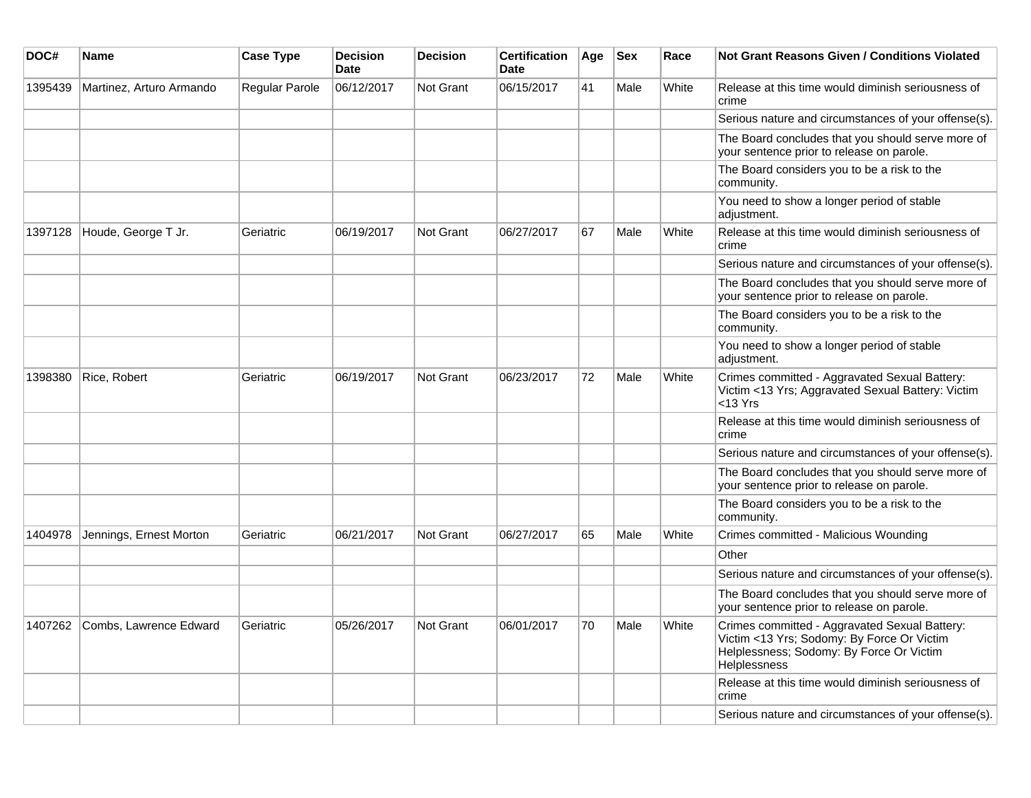| DOC# | Name | Case Type | Decision Date | Decision | Certification Date | Age | Sex | Race | Not Grant Reasons Given / Conditions Violated |
|---|---|---|---|---|---|---|---|---|---|
| 1395439 | Martinez, Arturo Armando | Regular Parole | 06/12/2017 | Not Grant | 06/15/2017 | 41 | Male | White | Release at this time would diminish seriousness of crime |
| | | | | | | | | | Serious nature and circumstances of your offense(s). |
| | | | | | | | | | The Board concludes that you should serve more of your sentence prior to release on parole. |
| | | | | | | | | | The Board considers you to be a risk to the community. |
| | | | | | | | | | You need to show a longer period of stable adjustment. |
| 1397128 | Houde, George T Jr. | Geriatric | 06/19/2017 | Not Grant | 06/27/2017 | 67 | Male | White | Release at this time would diminish seriousness of crime |
| | | | | | | | | | Serious nature and circumstances of your offense(s). |
| | | | | | | | | | The Board concludes that you should serve more of your sentence prior to release on parole. |
| | | | | | | | | | The Board considers you to be a risk to the community. |
| | | | | | | | | | You need to show a longer period of stable adjustment. |
| 1398380 | Rice, Robert | Geriatric | 06/19/2017 | Not Grant | 06/23/2017 | 72 | Male | White | Crimes committed - Aggravated Sexual Battery: Victim <13 Yrs; Aggravated Sexual Battery: Victim <13 Yrs |
| | | | | | | | | | Release at this time would diminish seriousness of crime |
| | | | | | | | | | Serious nature and circumstances of your offense(s). |
| | | | | | | | | | The Board concludes that you should serve more of your sentence prior to release on parole. |
| | | | | | | | | | The Board considers you to be a risk to the community. |
| 1404978 | Jennings, Ernest Morton | Geriatric | 06/21/2017 | Not Grant | 06/27/2017 | 65 | Male | White | Crimes committed - Malicious Wounding |
| | | | | | | | | | Other |
| | | | | | | | | | Serious nature and circumstances of your offense(s). |
| | | | | | | | | | The Board concludes that you should serve more of your sentence prior to release on parole. |
| 1407262 | Combs, Lawrence Edward | Geriatric | 05/26/2017 | Not Grant | 06/01/2017 | 70 | Male | White | Crimes committed - Aggravated Sexual Battery: Victim <13 Yrs; Sodomy: By Force Or Victim Helplessness; Sodomy: By Force Or Victim Helplessness |
| | | | | | | | | | Release at this time would diminish seriousness of crime |
| | | | | | | | | | Serious nature and circumstances of your offense(s). |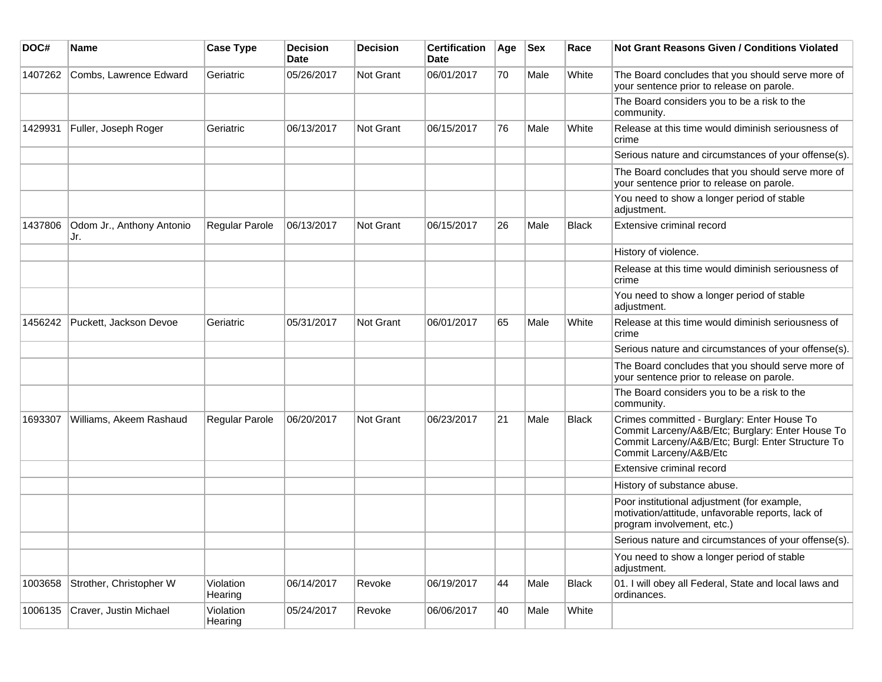| DOC# | Name | Case Type | Decision Date | Decision | Certification Date | Age | Sex | Race | Not Grant Reasons Given / Conditions Violated |
|---|---|---|---|---|---|---|---|---|---|
| 1407262 | Combs, Lawrence Edward | Geriatric | 05/26/2017 | Not Grant | 06/01/2017 | 70 | Male | White | The Board concludes that you should serve more of your sentence prior to release on parole. |
| | | | | | | | | | The Board considers you to be a risk to the community. |
| 1429931 | Fuller, Joseph Roger | Geriatric | 06/13/2017 | Not Grant | 06/15/2017 | 76 | Male | White | Release at this time would diminish seriousness of crime |
| | | | | | | | | | Serious nature and circumstances of your offense(s). |
| | | | | | | | | | The Board concludes that you should serve more of your sentence prior to release on parole. |
| | | | | | | | | | You need to show a longer period of stable adjustment. |
| 1437806 | Odom Jr., Anthony Antonio Jr. | Regular Parole | 06/13/2017 | Not Grant | 06/15/2017 | 26 | Male | Black | Extensive criminal record |
| | | | | | | | | | History of violence. |
| | | | | | | | | | Release at this time would diminish seriousness of crime |
| | | | | | | | | | You need to show a longer period of stable adjustment. |
| 1456242 | Puckett, Jackson Devoe | Geriatric | 05/31/2017 | Not Grant | 06/01/2017 | 65 | Male | White | Release at this time would diminish seriousness of crime |
| | | | | | | | | | Serious nature and circumstances of your offense(s). |
| | | | | | | | | | The Board concludes that you should serve more of your sentence prior to release on parole. |
| | | | | | | | | | The Board considers you to be a risk to the community. |
| 1693307 | Williams, Akeem Rashaud | Regular Parole | 06/20/2017 | Not Grant | 06/23/2017 | 21 | Male | Black | Crimes committed - Burglary: Enter House To Commit Larceny/A&B/Etc; Burglary: Enter House To Commit Larceny/A&B/Etc; Burgl: Enter Structure To Commit Larceny/A&B/Etc |
| | | | | | | | | | Extensive criminal record |
| | | | | | | | | | History of substance abuse. |
| | | | | | | | | | Poor institutional adjustment (for example, motivation/attitude, unfavorable reports, lack of program involvement, etc.) |
| | | | | | | | | | Serious nature and circumstances of your offense(s). |
| | | | | | | | | | You need to show a longer period of stable adjustment. |
| 1003658 | Strother, Christopher W | Violation Hearing | 06/14/2017 | Revoke | 06/19/2017 | 44 | Male | Black | 01. I will obey all Federal, State and local laws and ordinances. |
| 1006135 | Craver, Justin Michael | Violation Hearing | 05/24/2017 | Revoke | 06/06/2017 | 40 | Male | White | |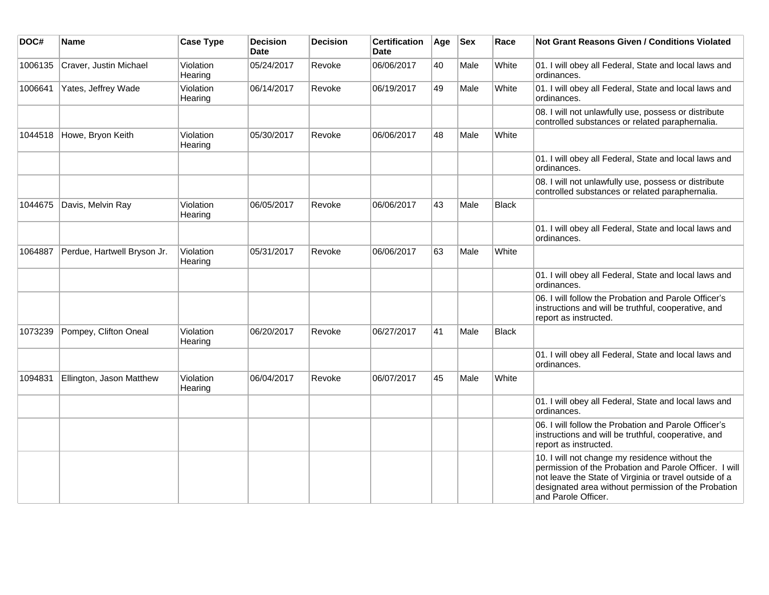| DOC# | Name | Case Type | Decision Date | Decision | Certification Date | Age | Sex | Race | Not Grant Reasons Given / Conditions Violated |
| --- | --- | --- | --- | --- | --- | --- | --- | --- | --- |
| 1006135 | Craver, Justin Michael | Violation Hearing | 05/24/2017 | Revoke | 06/06/2017 | 40 | Male | White | 01. I will obey all Federal, State and local laws and ordinances. |
| 1006641 | Yates, Jeffrey Wade | Violation Hearing | 06/14/2017 | Revoke | 06/19/2017 | 49 | Male | White | 01. I will obey all Federal, State and local laws and ordinances. |
| | | | | | | | | | 08. I will not unlawfully use, possess or distribute controlled substances or related paraphernalia. |
| 1044518 | Howe, Bryon Keith | Violation Hearing | 05/30/2017 | Revoke | 06/06/2017 | 48 | Male | White | |
| | | | | | | | | | 01. I will obey all Federal, State and local laws and ordinances. |
| | | | | | | | | | 08. I will not unlawfully use, possess or distribute controlled substances or related paraphernalia. |
| 1044675 | Davis, Melvin Ray | Violation Hearing | 06/05/2017 | Revoke | 06/06/2017 | 43 | Male | Black | |
| | | | | | | | | | 01. I will obey all Federal, State and local laws and ordinances. |
| 1064887 | Perdue, Hartwell Bryson Jr. | Violation Hearing | 05/31/2017 | Revoke | 06/06/2017 | 63 | Male | White | |
| | | | | | | | | | 01. I will obey all Federal, State and local laws and ordinances. |
| | | | | | | | | | 06. I will follow the Probation and Parole Officer's instructions and will be truthful, cooperative, and report as instructed. |
| 1073239 | Pompey, Clifton Oneal | Violation Hearing | 06/20/2017 | Revoke | 06/27/2017 | 41 | Male | Black | |
| | | | | | | | | | 01. I will obey all Federal, State and local laws and ordinances. |
| 1094831 | Ellington, Jason Matthew | Violation Hearing | 06/04/2017 | Revoke | 06/07/2017 | 45 | Male | White | |
| | | | | | | | | | 01. I will obey all Federal, State and local laws and ordinances. |
| | | | | | | | | | 06. I will follow the Probation and Parole Officer's instructions and will be truthful, cooperative, and report as instructed. |
| | | | | | | | | | 10. I will not change my residence without the permission of the Probation and Parole Officer. I will not leave the State of Virginia or travel outside of a designated area without permission of the Probation and Parole Officer. |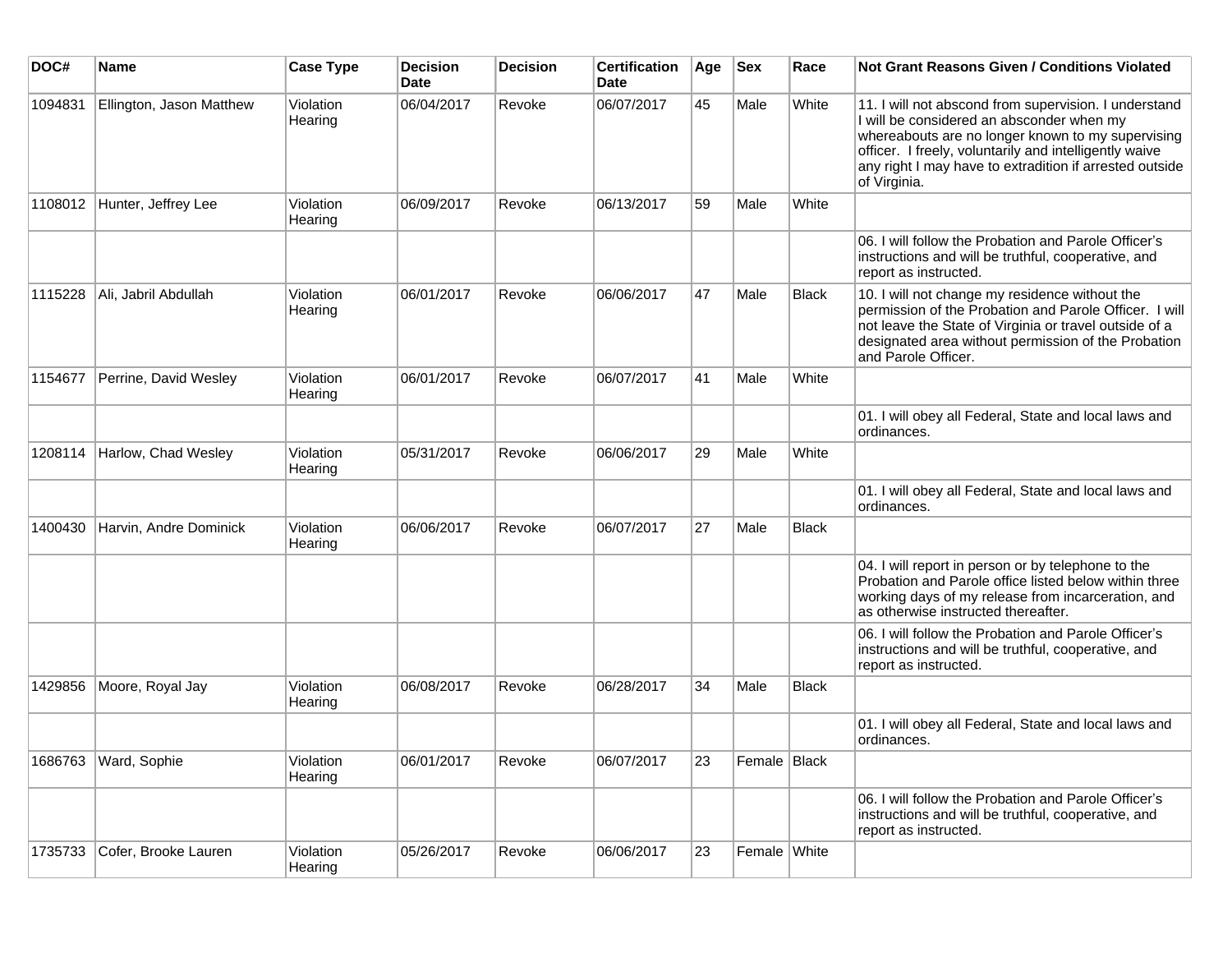| DOC# | Name | Case Type | Decision Date | Decision | Certification Date | Age | Sex | Race | Not Grant Reasons Given / Conditions Violated |
|---|---|---|---|---|---|---|---|---|---|
| 1094831 | Ellington, Jason Matthew | Violation Hearing | 06/04/2017 | Revoke | 06/07/2017 | 45 | Male | White | 11. I will not abscond from supervision. I understand I will be considered an absconder when my whereabouts are no longer known to my supervising officer. I freely, voluntarily and intelligently waive any right I may have to extradition if arrested outside of Virginia. |
| 1108012 | Hunter, Jeffrey Lee | Violation Hearing | 06/09/2017 | Revoke | 06/13/2017 | 59 | Male | White | |
| | | | | | | | | | 06. I will follow the Probation and Parole Officer's instructions and will be truthful, cooperative, and report as instructed. |
| 1115228 | Ali, Jabril Abdullah | Violation Hearing | 06/01/2017 | Revoke | 06/06/2017 | 47 | Male | Black | 10. I will not change my residence without the permission of the Probation and Parole Officer. I will not leave the State of Virginia or travel outside of a designated area without permission of the Probation and Parole Officer. |
| 1154677 | Perrine, David Wesley | Violation Hearing | 06/01/2017 | Revoke | 06/07/2017 | 41 | Male | White | |
| | | | | | | | | | 01. I will obey all Federal, State and local laws and ordinances. |
| 1208114 | Harlow, Chad Wesley | Violation Hearing | 05/31/2017 | Revoke | 06/06/2017 | 29 | Male | White | |
| | | | | | | | | | 01. I will obey all Federal, State and local laws and ordinances. |
| 1400430 | Harvin, Andre Dominick | Violation Hearing | 06/06/2017 | Revoke | 06/07/2017 | 27 | Male | Black | |
| | | | | | | | | | 04. I will report in person or by telephone to the Probation and Parole office listed below within three working days of my release from incarceration, and as otherwise instructed thereafter. |
| | | | | | | | | | 06. I will follow the Probation and Parole Officer's instructions and will be truthful, cooperative, and report as instructed. |
| 1429856 | Moore, Royal Jay | Violation Hearing | 06/08/2017 | Revoke | 06/28/2017 | 34 | Male | Black | |
| | | | | | | | | | 01. I will obey all Federal, State and local laws and ordinances. |
| 1686763 | Ward, Sophie | Violation Hearing | 06/01/2017 | Revoke | 06/07/2017 | 23 | Female | Black | |
| | | | | | | | | | 06. I will follow the Probation and Parole Officer's instructions and will be truthful, cooperative, and report as instructed. |
| 1735733 | Cofer, Brooke Lauren | Violation Hearing | 05/26/2017 | Revoke | 06/06/2017 | 23 | Female | White | |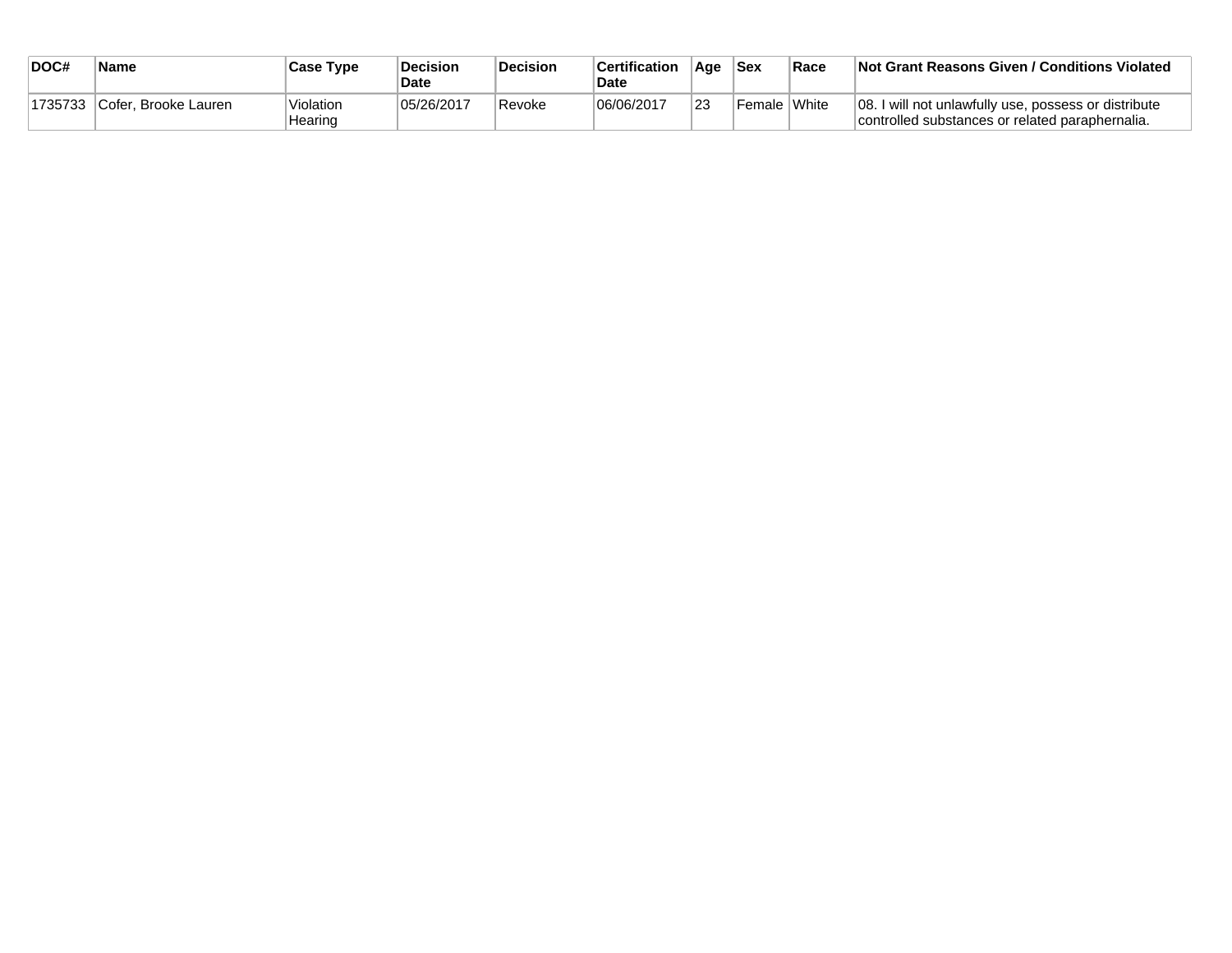| DOC# | Name | Case Type | Decision Date | Decision | Certification Date | Age | Sex | Race | Not Grant Reasons Given / Conditions Violated |
|---|---|---|---|---|---|---|---|---|---|
| 1735733 | Cofer, Brooke Lauren | Violation Hearing | 05/26/2017 | Revoke | 06/06/2017 | 23 | Female | White | 08. I will not unlawfully use, possess or distribute controlled substances or related paraphernalia. |